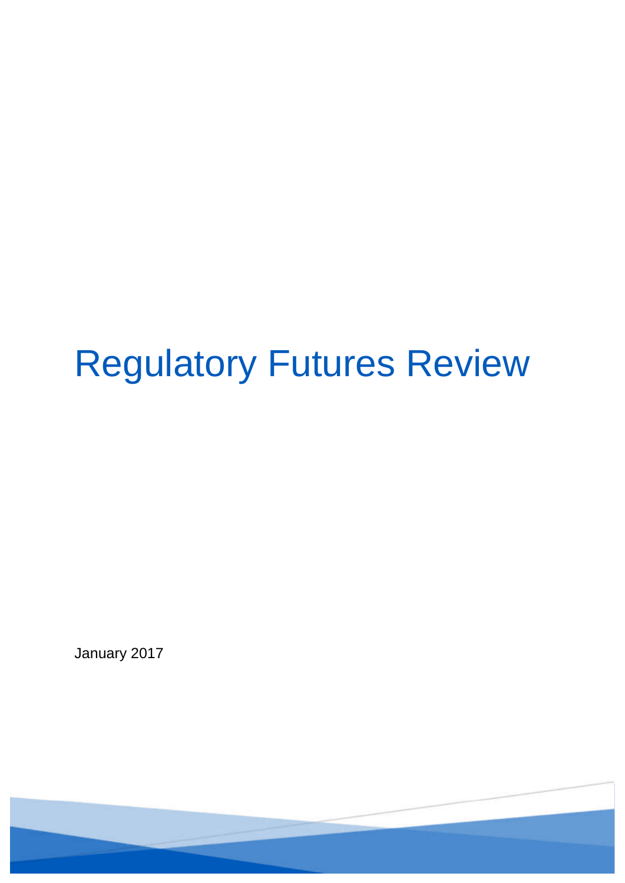# Regulatory Futures Review

January 2017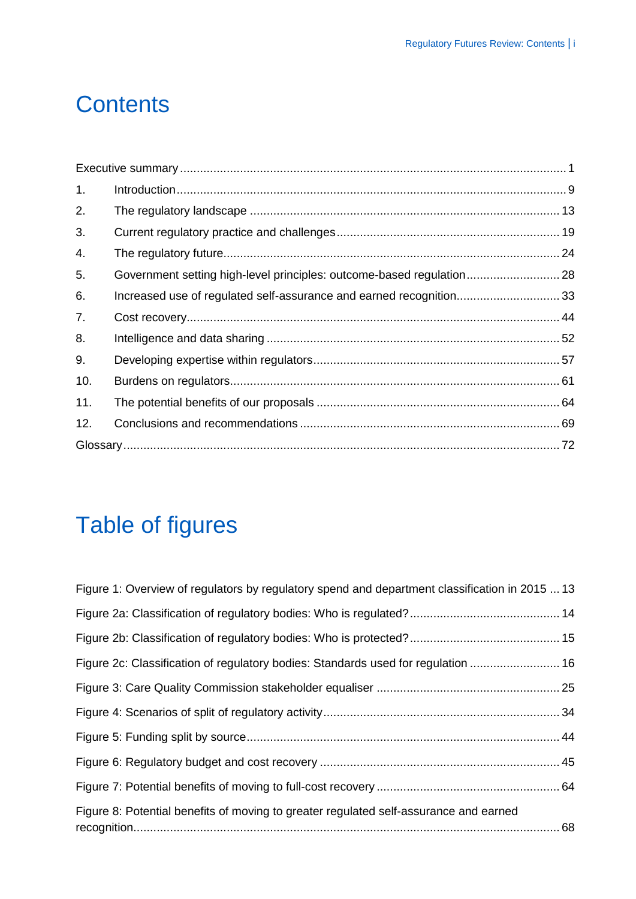# Contents

Executive summary ........................................................................................................ 1

1. Introduction ........................................................................................................ 9
2. The regulatory landscape ................................................................................ 13
3. Current regulatory practice and challenges ..................................................... 19
4. The regulatory future ....................................................................................... 24
5. Government setting high-level principles: outcome-based regulation ............ 28
6. Increased use of regulated self-assurance and earned recognition ............... 33
7. Cost recovery ................................................................................................... 44
8. Intelligence and data sharing ........................................................................... 52
9. Developing expertise within regulators ........................................................... 57
10. Burdens on regulators ...................................................................................... 61
11. The potential benefits of our proposals ........................................................... 64
12. Conclusions and recommendations ................................................................. 69

Glossary ....................................................................................................................... 72

# Table of figures

Figure 1: Overview of regulators by regulatory spend and department classification in 2015 ... 13

Figure 2a: Classification of regulatory bodies: Who is regulated? ................................ 14

Figure 2b: Classification of regulatory bodies: Who is protected? ................................ 15

Figure 2c: Classification of regulatory bodies: Standards used for regulation ............... 16

Figure 3: Care Quality Commission stakeholder equaliser ........................................... 25

Figure 4: Scenarios of split of regulatory activity .......................................................... 34

Figure 5: Funding split by source .................................................................................. 44

Figure 6: Regulatory budget and cost recovery ............................................................ 45

Figure 7: Potential benefits of moving to full-cost recovery .......................................... 64

Figure 8: Potential benefits of moving to greater regulated self-assurance and earned recognition ..................................................................................................................... 68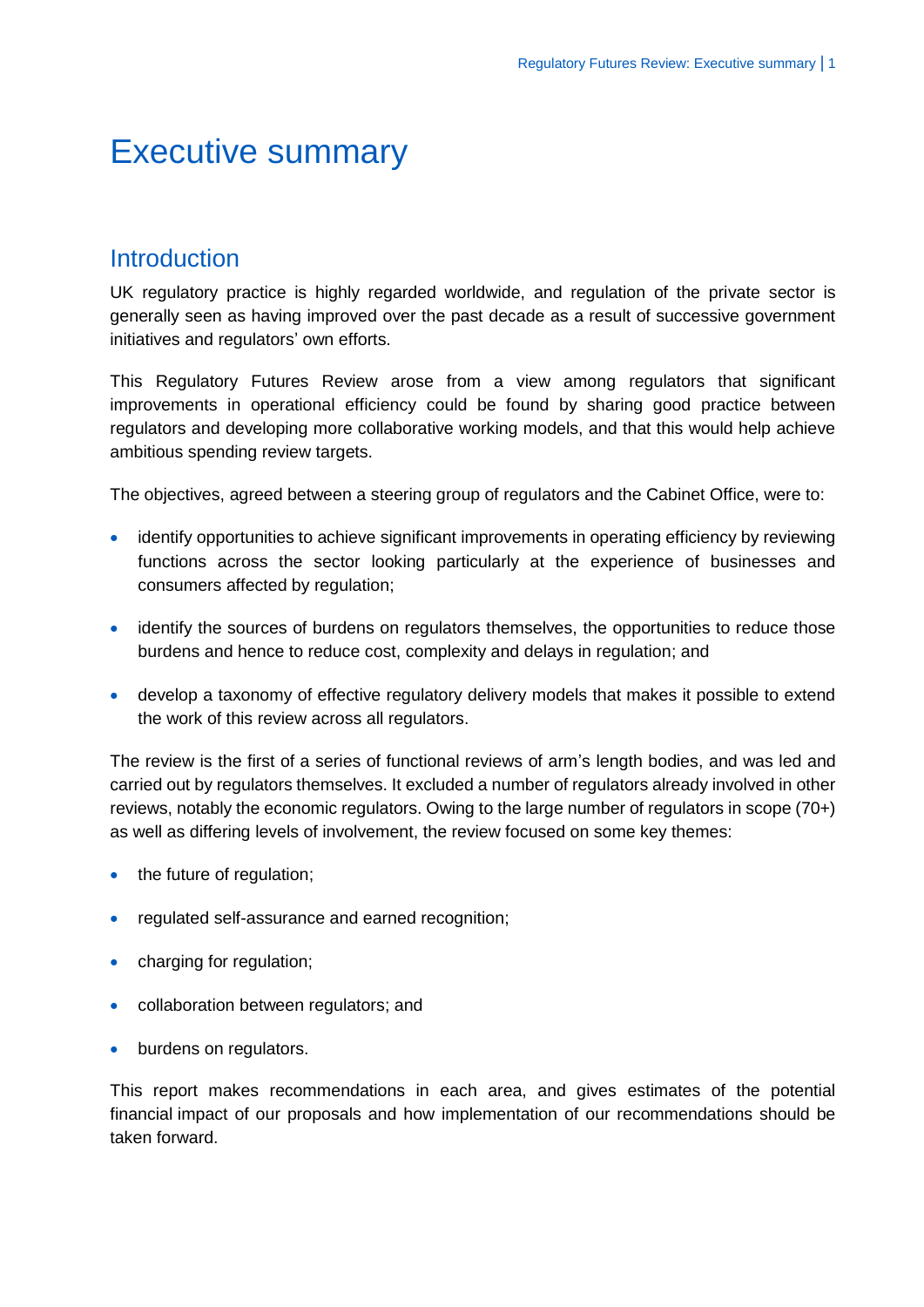# Executive summary

## Introduction

UK regulatory practice is highly regarded worldwide, and regulation of the private sector is generally seen as having improved over the past decade as a result of successive government initiatives and regulators' own efforts.

This Regulatory Futures Review arose from a view among regulators that significant improvements in operational efficiency could be found by sharing good practice between regulators and developing more collaborative working models, and that this would help achieve ambitious spending review targets.

The objectives, agreed between a steering group of regulators and the Cabinet Office, were to:

- identify opportunities to achieve significant improvements in operating efficiency by reviewing functions across the sector looking particularly at the experience of businesses and consumers affected by regulation;
- identify the sources of burdens on regulators themselves, the opportunities to reduce those burdens and hence to reduce cost, complexity and delays in regulation; and
- develop a taxonomy of effective regulatory delivery models that makes it possible to extend the work of this review across all regulators.

The review is the first of a series of functional reviews of arm's length bodies, and was led and carried out by regulators themselves. It excluded a number of regulators already involved in other reviews, notably the economic regulators. Owing to the large number of regulators in scope (70+) as well as differing levels of involvement, the review focused on some key themes:

- the future of regulation;
- regulated self-assurance and earned recognition;
- charging for regulation;
- collaboration between regulators; and
- burdens on regulators.

This report makes recommendations in each area, and gives estimates of the potential financial impact of our proposals and how implementation of our recommendations should be taken forward.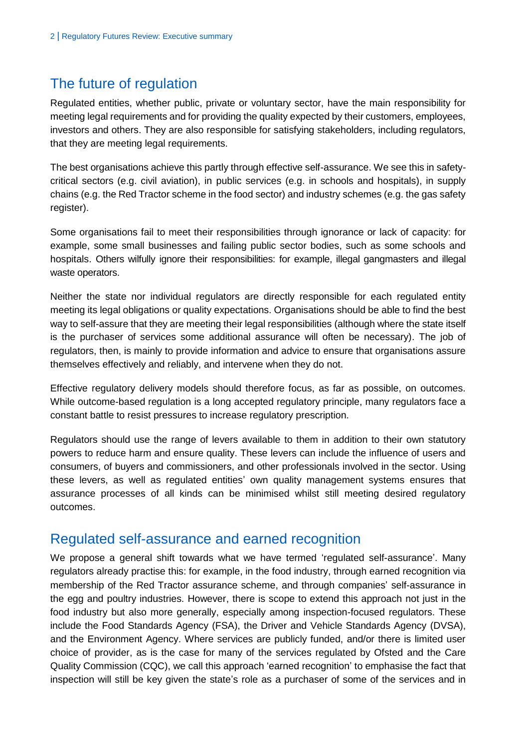## The future of regulation

Regulated entities, whether public, private or voluntary sector, have the main responsibility for meeting legal requirements and for providing the quality expected by their customers, employees, investors and others. They are also responsible for satisfying stakeholders, including regulators, that they are meeting legal requirements.

The best organisations achieve this partly through effective self-assurance. We see this in safety-critical sectors (e.g. civil aviation), in public services (e.g. in schools and hospitals), in supply chains (e.g. the Red Tractor scheme in the food sector) and industry schemes (e.g. the gas safety register).

Some organisations fail to meet their responsibilities through ignorance or lack of capacity: for example, some small businesses and failing public sector bodies, such as some schools and hospitals. Others wilfully ignore their responsibilities: for example, illegal gangmasters and illegal waste operators.

Neither the state nor individual regulators are directly responsible for each regulated entity meeting its legal obligations or quality expectations. Organisations should be able to find the best way to self-assure that they are meeting their legal responsibilities (although where the state itself is the purchaser of services some additional assurance will often be necessary). The job of regulators, then, is mainly to provide information and advice to ensure that organisations assure themselves effectively and reliably, and intervene when they do not.

Effective regulatory delivery models should therefore focus, as far as possible, on outcomes. While outcome-based regulation is a long accepted regulatory principle, many regulators face a constant battle to resist pressures to increase regulatory prescription.

Regulators should use the range of levers available to them in addition to their own statutory powers to reduce harm and ensure quality. These levers can include the influence of users and consumers, of buyers and commissioners, and other professionals involved in the sector. Using these levers, as well as regulated entities' own quality management systems ensures that assurance processes of all kinds can be minimised whilst still meeting desired regulatory outcomes.

## Regulated self-assurance and earned recognition

We propose a general shift towards what we have termed 'regulated self-assurance'. Many regulators already practise this: for example, in the food industry, through earned recognition via membership of the Red Tractor assurance scheme, and through companies' self-assurance in the egg and poultry industries. However, there is scope to extend this approach not just in the food industry but also more generally, especially among inspection-focused regulators. These include the Food Standards Agency (FSA), the Driver and Vehicle Standards Agency (DVSA), and the Environment Agency. Where services are publicly funded, and/or there is limited user choice of provider, as is the case for many of the services regulated by Ofsted and the Care Quality Commission (CQC), we call this approach 'earned recognition' to emphasise the fact that inspection will still be key given the state's role as a purchaser of some of the services and in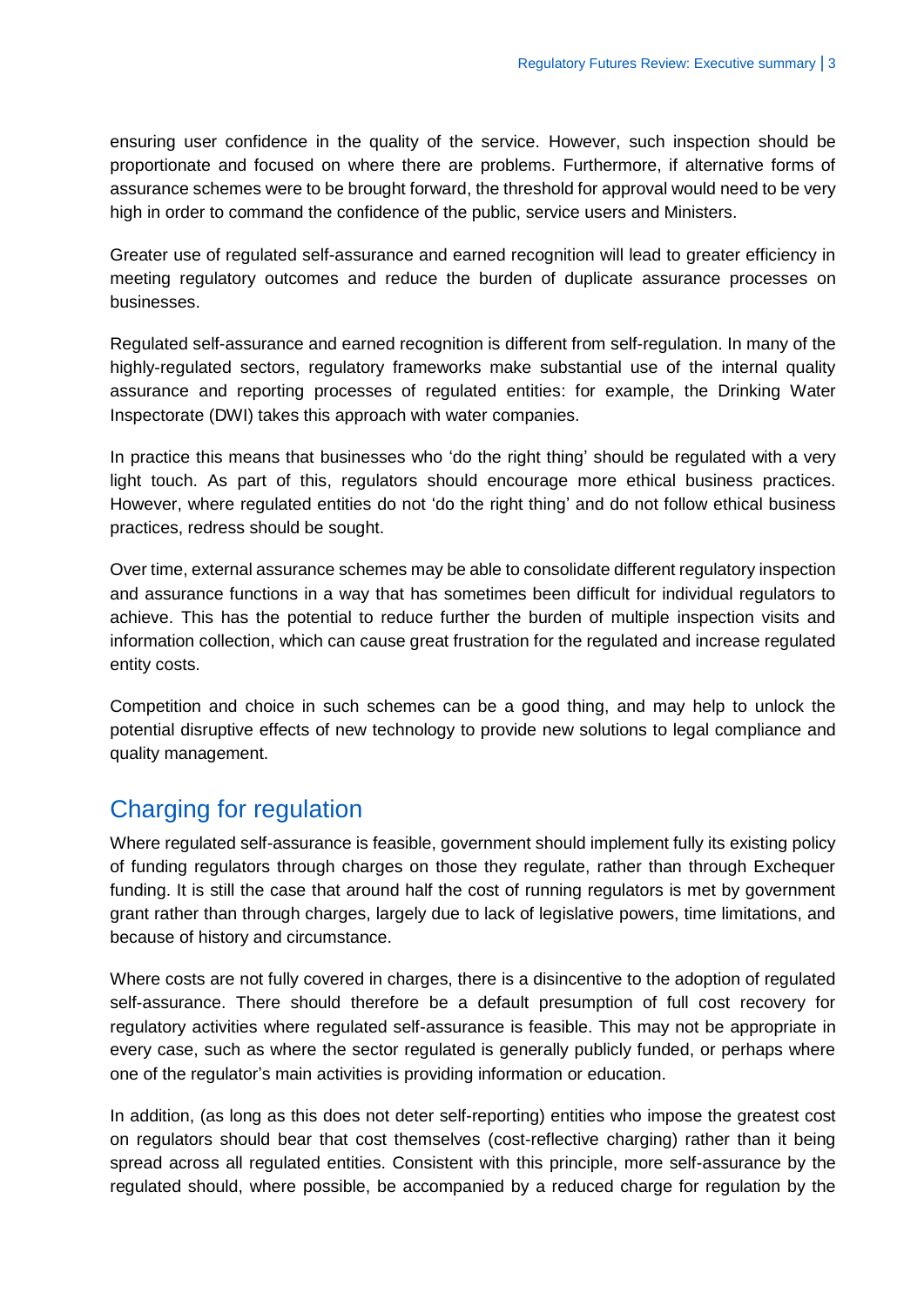ensuring user confidence in the quality of the service. However, such inspection should be proportionate and focused on where there are problems. Furthermore, if alternative forms of assurance schemes were to be brought forward, the threshold for approval would need to be very high in order to command the confidence of the public, service users and Ministers.

Greater use of regulated self-assurance and earned recognition will lead to greater efficiency in meeting regulatory outcomes and reduce the burden of duplicate assurance processes on businesses.

Regulated self-assurance and earned recognition is different from self-regulation. In many of the highly-regulated sectors, regulatory frameworks make substantial use of the internal quality assurance and reporting processes of regulated entities: for example, the Drinking Water Inspectorate (DWI) takes this approach with water companies.

In practice this means that businesses who 'do the right thing' should be regulated with a very light touch. As part of this, regulators should encourage more ethical business practices. However, where regulated entities do not 'do the right thing' and do not follow ethical business practices, redress should be sought.

Over time, external assurance schemes may be able to consolidate different regulatory inspection and assurance functions in a way that has sometimes been difficult for individual regulators to achieve. This has the potential to reduce further the burden of multiple inspection visits and information collection, which can cause great frustration for the regulated and increase regulated entity costs.

Competition and choice in such schemes can be a good thing, and may help to unlock the potential disruptive effects of new technology to provide new solutions to legal compliance and quality management.

## Charging for regulation

Where regulated self-assurance is feasible, government should implement fully its existing policy of funding regulators through charges on those they regulate, rather than through Exchequer funding. It is still the case that around half the cost of running regulators is met by government grant rather than through charges, largely due to lack of legislative powers, time limitations, and because of history and circumstance.

Where costs are not fully covered in charges, there is a disincentive to the adoption of regulated self-assurance. There should therefore be a default presumption of full cost recovery for regulatory activities where regulated self-assurance is feasible. This may not be appropriate in every case, such as where the sector regulated is generally publicly funded, or perhaps where one of the regulator's main activities is providing information or education.

In addition, (as long as this does not deter self-reporting) entities who impose the greatest cost on regulators should bear that cost themselves (cost-reflective charging) rather than it being spread across all regulated entities. Consistent with this principle, more self-assurance by the regulated should, where possible, be accompanied by a reduced charge for regulation by the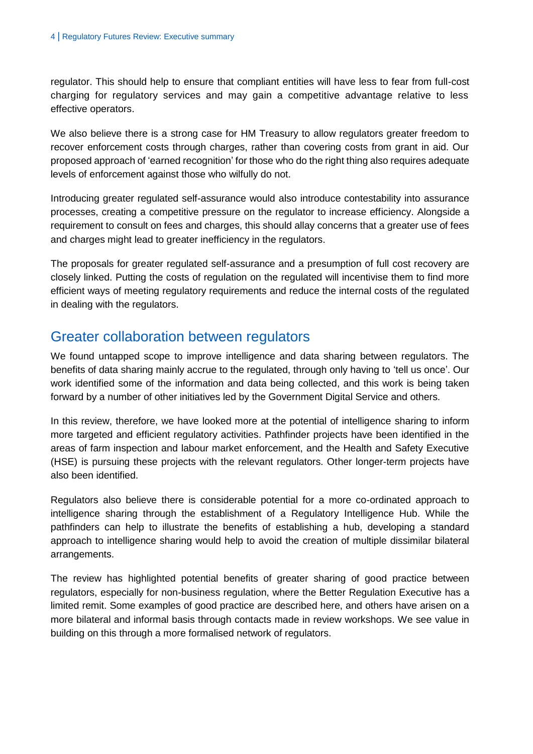regulator. This should help to ensure that compliant entities will have less to fear from full-cost charging for regulatory services and may gain a competitive advantage relative to less effective operators.

We also believe there is a strong case for HM Treasury to allow regulators greater freedom to recover enforcement costs through charges, rather than covering costs from grant in aid. Our proposed approach of 'earned recognition' for those who do the right thing also requires adequate levels of enforcement against those who wilfully do not.

Introducing greater regulated self-assurance would also introduce contestability into assurance processes, creating a competitive pressure on the regulator to increase efficiency. Alongside a requirement to consult on fees and charges, this should allay concerns that a greater use of fees and charges might lead to greater inefficiency in the regulators.

The proposals for greater regulated self-assurance and a presumption of full cost recovery are closely linked. Putting the costs of regulation on the regulated will incentivise them to find more efficient ways of meeting regulatory requirements and reduce the internal costs of the regulated in dealing with the regulators.

## Greater collaboration between regulators

We found untapped scope to improve intelligence and data sharing between regulators. The benefits of data sharing mainly accrue to the regulated, through only having to 'tell us once'. Our work identified some of the information and data being collected, and this work is being taken forward by a number of other initiatives led by the Government Digital Service and others.

In this review, therefore, we have looked more at the potential of intelligence sharing to inform more targeted and efficient regulatory activities. Pathfinder projects have been identified in the areas of farm inspection and labour market enforcement, and the Health and Safety Executive (HSE) is pursuing these projects with the relevant regulators. Other longer-term projects have also been identified.

Regulators also believe there is considerable potential for a more co-ordinated approach to intelligence sharing through the establishment of a Regulatory Intelligence Hub. While the pathfinders can help to illustrate the benefits of establishing a hub, developing a standard approach to intelligence sharing would help to avoid the creation of multiple dissimilar bilateral arrangements.

The review has highlighted potential benefits of greater sharing of good practice between regulators, especially for non-business regulation, where the Better Regulation Executive has a limited remit. Some examples of good practice are described here, and others have arisen on a more bilateral and informal basis through contacts made in review workshops. We see value in building on this through a more formalised network of regulators.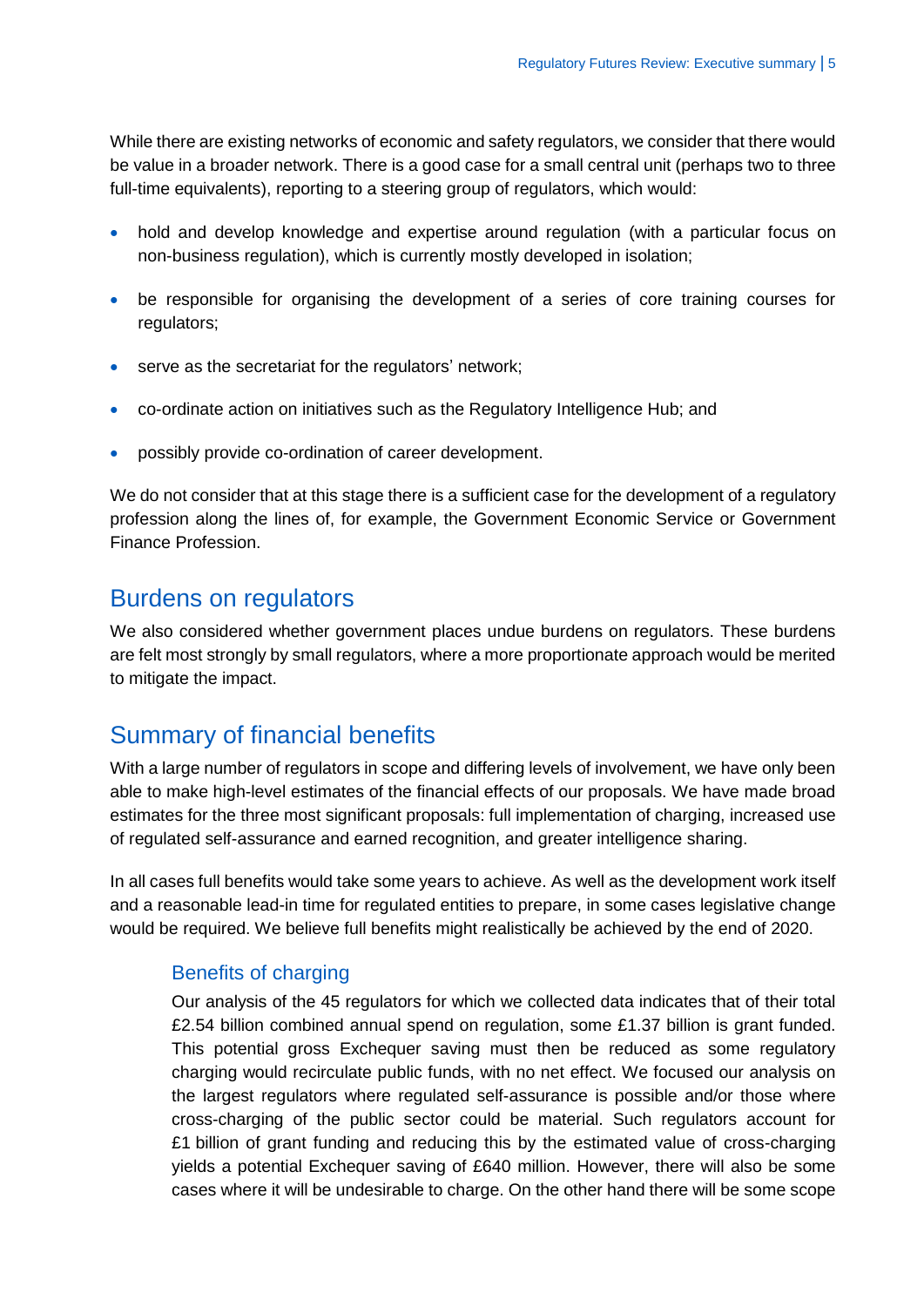While there are existing networks of economic and safety regulators, we consider that there would be value in a broader network. There is a good case for a small central unit (perhaps two to three full-time equivalents), reporting to a steering group of regulators, which would:

- hold and develop knowledge and expertise around regulation (with a particular focus on non-business regulation), which is currently mostly developed in isolation;
- be responsible for organising the development of a series of core training courses for regulators;
- serve as the secretariat for the regulators' network;
- co-ordinate action on initiatives such as the Regulatory Intelligence Hub; and
- possibly provide co-ordination of career development.

We do not consider that at this stage there is a sufficient case for the development of a regulatory profession along the lines of, for example, the Government Economic Service or Government Finance Profession.

## Burdens on regulators

We also considered whether government places undue burdens on regulators. These burdens are felt most strongly by small regulators, where a more proportionate approach would be merited to mitigate the impact.

## Summary of financial benefits

With a large number of regulators in scope and differing levels of involvement, we have only been able to make high-level estimates of the financial effects of our proposals. We have made broad estimates for the three most significant proposals: full implementation of charging, increased use of regulated self-assurance and earned recognition, and greater intelligence sharing.

In all cases full benefits would take some years to achieve. As well as the development work itself and a reasonable lead-in time for regulated entities to prepare, in some cases legislative change would be required. We believe full benefits might realistically be achieved by the end of 2020.

### Benefits of charging

Our analysis of the 45 regulators for which we collected data indicates that of their total £2.54 billion combined annual spend on regulation, some £1.37 billion is grant funded. This potential gross Exchequer saving must then be reduced as some regulatory charging would recirculate public funds, with no net effect. We focused our analysis on the largest regulators where regulated self-assurance is possible and/or those where cross-charging of the public sector could be material. Such regulators account for £1 billion of grant funding and reducing this by the estimated value of cross-charging yields a potential Exchequer saving of £640 million. However, there will also be some cases where it will be undesirable to charge. On the other hand there will be some scope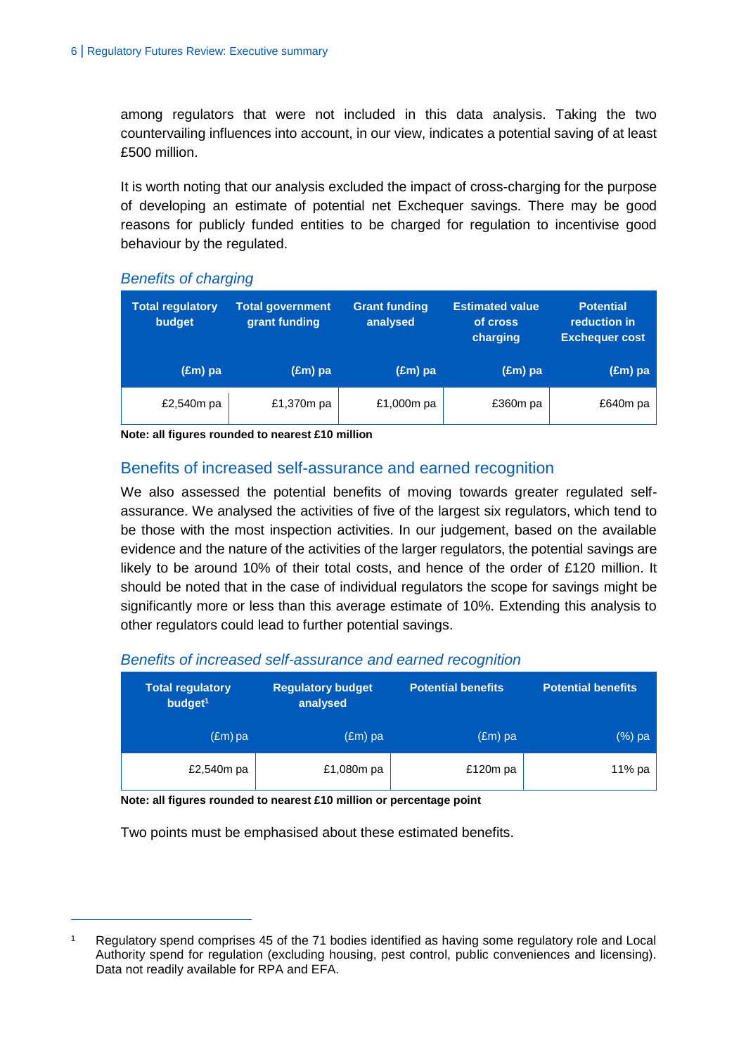among regulators that were not included in this data analysis. Taking the two countervailing influences into account, in our view, indicates a potential saving of at least £500 million.

It is worth noting that our analysis excluded the impact of cross-charging for the purpose of developing an estimate of potential net Exchequer savings. There may be good reasons for publicly funded entities to be charged for regulation to incentivise good behaviour by the regulated.

*Benefits of charging*

| Total regulatory budget (£m) pa | Total government grant funding (£m) pa | Grant funding analysed (£m) pa | Estimated value of cross charging (£m) pa | Potential reduction in Exchequer cost (£m) pa |
|---|---|---|---|---|
| £2,540m pa | £1,370m pa | £1,000m pa | £360m pa | £640m pa |

**Note: all figures rounded to nearest £10 million**

## Benefits of increased self-assurance and earned recognition

We also assessed the potential benefits of moving towards greater regulated self-assurance. We analysed the activities of five of the largest six regulators, which tend to be those with the most inspection activities. In our judgement, based on the available evidence and the nature of the activities of the larger regulators, the potential savings are likely to be around 10% of their total costs, and hence of the order of £120 million. It should be noted that in the case of individual regulators the scope for savings might be significantly more or less than this average estimate of 10%. Extending this analysis to other regulators could lead to further potential savings.

*Benefits of increased self-assurance and earned recognition*

| Total regulatory budget[1] (£m) pa | Regulatory budget analysed (£m) pa | Potential benefits (£m) pa | Potential benefits (%) pa |
|---|---|---|---|
| £2,540m pa | £1,080m pa | £120m pa | 11% pa |

**Note: all figures rounded to nearest £10 million or percentage point**

Two points must be emphasised about these estimated benefits.

[1] Regulatory spend comprises 45 of the 71 bodies identified as having some regulatory role and Local Authority spend for regulation (excluding housing, pest control, public conveniences and licensing). Data not readily available for RPA and EFA.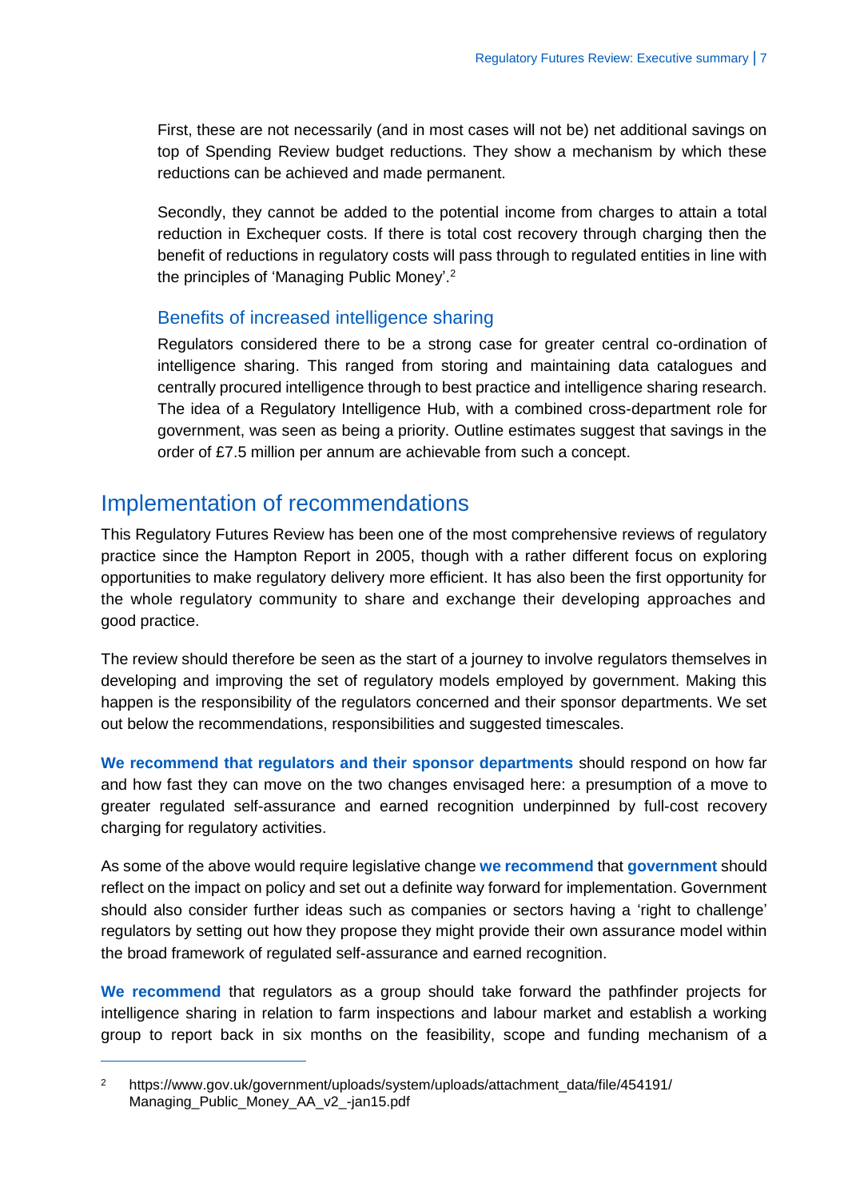First, these are not necessarily (and in most cases will not be) net additional savings on top of Spending Review budget reductions. They show a mechanism by which these reductions can be achieved and made permanent.

Secondly, they cannot be added to the potential income from charges to attain a total reduction in Exchequer costs. If there is total cost recovery through charging then the benefit of reductions in regulatory costs will pass through to regulated entities in line with the principles of 'Managing Public Money'.[2]

### Benefits of increased intelligence sharing

Regulators considered there to be a strong case for greater central co-ordination of intelligence sharing. This ranged from storing and maintaining data catalogues and centrally procured intelligence through to best practice and intelligence sharing research. The idea of a Regulatory Intelligence Hub, with a combined cross-department role for government, was seen as being a priority. Outline estimates suggest that savings in the order of £7.5 million per annum are achievable from such a concept.

## Implementation of recommendations

This Regulatory Futures Review has been one of the most comprehensive reviews of regulatory practice since the Hampton Report in 2005, though with a rather different focus on exploring opportunities to make regulatory delivery more efficient. It has also been the first opportunity for the whole regulatory community to share and exchange their developing approaches and good practice.

The review should therefore be seen as the start of a journey to involve regulators themselves in developing and improving the set of regulatory models employed by government. Making this happen is the responsibility of the regulators concerned and their sponsor departments. We set out below the recommendations, responsibilities and suggested timescales.

**We recommend that regulators and their sponsor departments** should respond on how far and how fast they can move on the two changes envisaged here: a presumption of a move to greater regulated self-assurance and earned recognition underpinned by full-cost recovery charging for regulatory activities.

As some of the above would require legislative change **we recommend** that **government** should reflect on the impact on policy and set out a definite way forward for implementation. Government should also consider further ideas such as companies or sectors having a 'right to challenge' regulators by setting out how they propose they might provide their own assurance model within the broad framework of regulated self-assurance and earned recognition.

**We recommend** that regulators as a group should take forward the pathfinder projects for intelligence sharing in relation to farm inspections and labour market and establish a working group to report back in six months on the feasibility, scope and funding mechanism of a

---

[2] https://www.gov.uk/government/uploads/system/uploads/attachment_data/file/454191/Managing_Public_Money_AA_v2_-jan15.pdf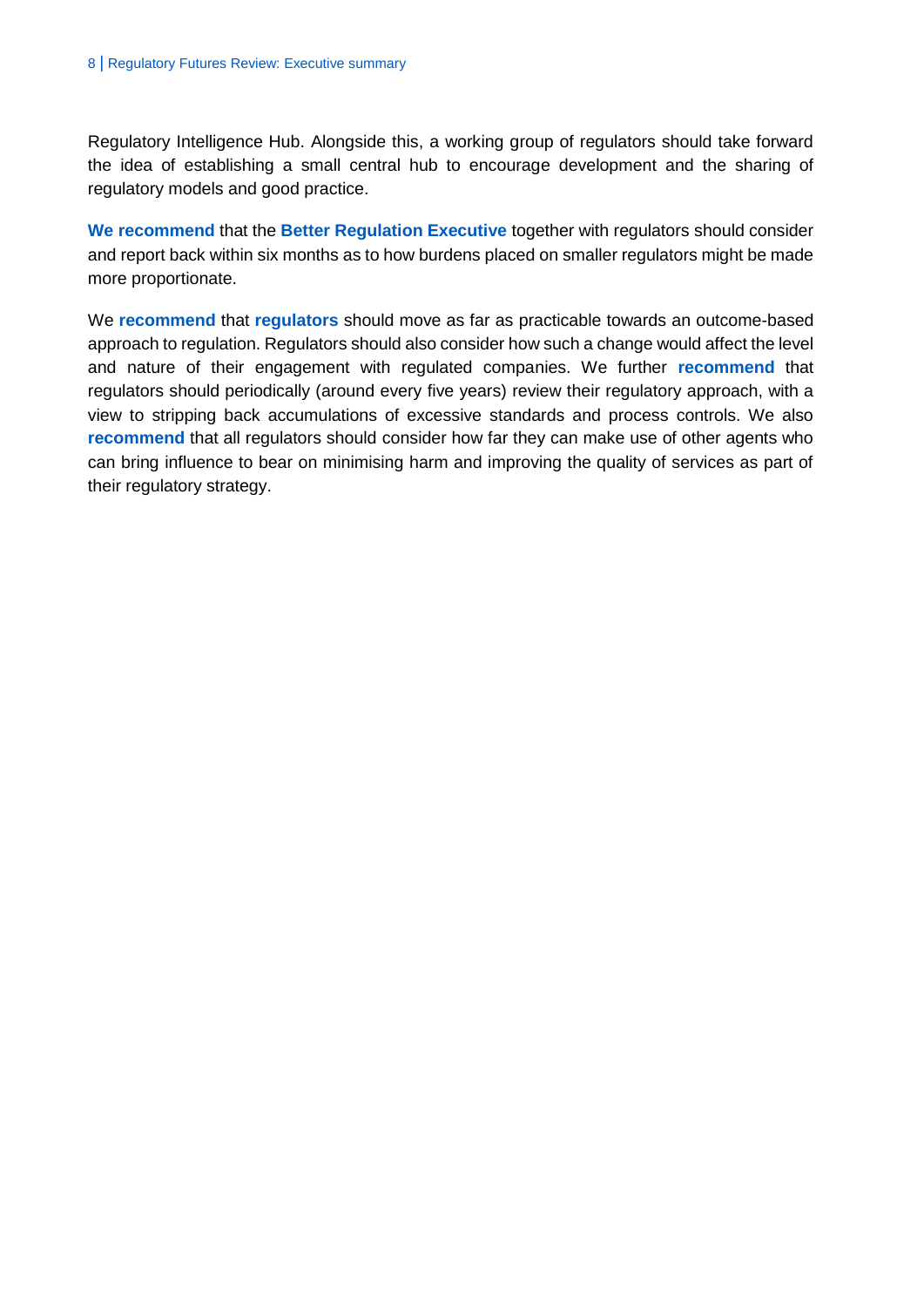Regulatory Intelligence Hub. Alongside this, a working group of regulators should take forward the idea of establishing a small central hub to encourage development and the sharing of regulatory models and good practice.

**We recommend** that the **Better Regulation Executive** together with regulators should consider and report back within six months as to how burdens placed on smaller regulators might be made more proportionate.

We **recommend** that **regulators** should move as far as practicable towards an outcome-based approach to regulation. Regulators should also consider how such a change would affect the level and nature of their engagement with regulated companies. We further **recommend** that regulators should periodically (around every five years) review their regulatory approach, with a view to stripping back accumulations of excessive standards and process controls. We also **recommend** that all regulators should consider how far they can make use of other agents who can bring influence to bear on minimising harm and improving the quality of services as part of their regulatory strategy.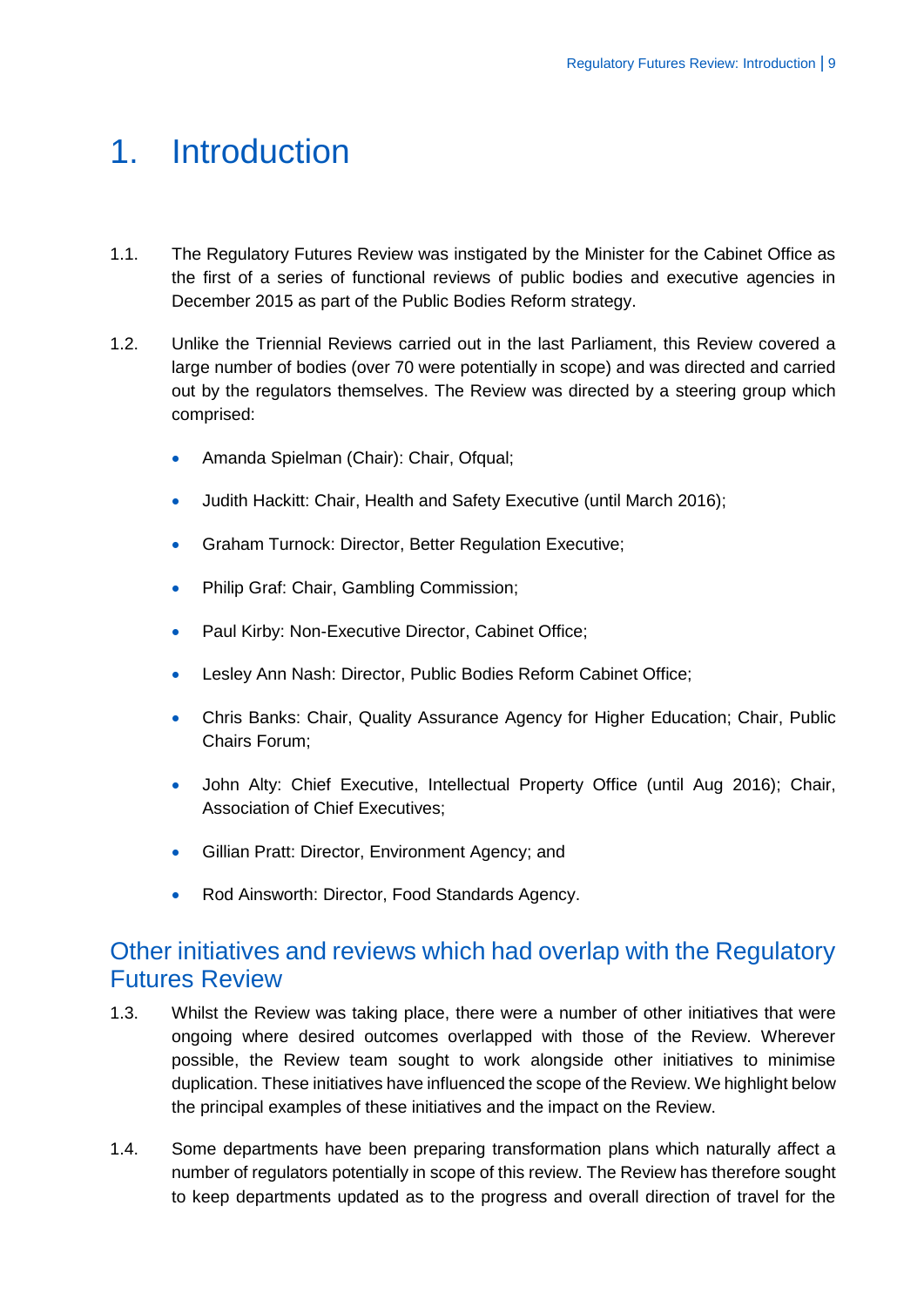# 1. Introduction

1.1. The Regulatory Futures Review was instigated by the Minister for the Cabinet Office as the first of a series of functional reviews of public bodies and executive agencies in December 2015 as part of the Public Bodies Reform strategy.

1.2. Unlike the Triennial Reviews carried out in the last Parliament, this Review covered a large number of bodies (over 70 were potentially in scope) and was directed and carried out by the regulators themselves. The Review was directed by a steering group which comprised:

- Amanda Spielman (Chair): Chair, Ofqual;
- Judith Hackitt: Chair, Health and Safety Executive (until March 2016);
- Graham Turnock: Director, Better Regulation Executive;
- Philip Graf: Chair, Gambling Commission;
- Paul Kirby: Non-Executive Director, Cabinet Office;
- Lesley Ann Nash: Director, Public Bodies Reform Cabinet Office;
- Chris Banks: Chair, Quality Assurance Agency for Higher Education; Chair, Public Chairs Forum;
- John Alty: Chief Executive, Intellectual Property Office (until Aug 2016); Chair, Association of Chief Executives;
- Gillian Pratt: Director, Environment Agency; and
- Rod Ainsworth: Director, Food Standards Agency.

## Other initiatives and reviews which had overlap with the Regulatory Futures Review

1.3. Whilst the Review was taking place, there were a number of other initiatives that were ongoing where desired outcomes overlapped with those of the Review. Wherever possible, the Review team sought to work alongside other initiatives to minimise duplication. These initiatives have influenced the scope of the Review. We highlight below the principal examples of these initiatives and the impact on the Review.

1.4. Some departments have been preparing transformation plans which naturally affect a number of regulators potentially in scope of this review. The Review has therefore sought to keep departments updated as to the progress and overall direction of travel for the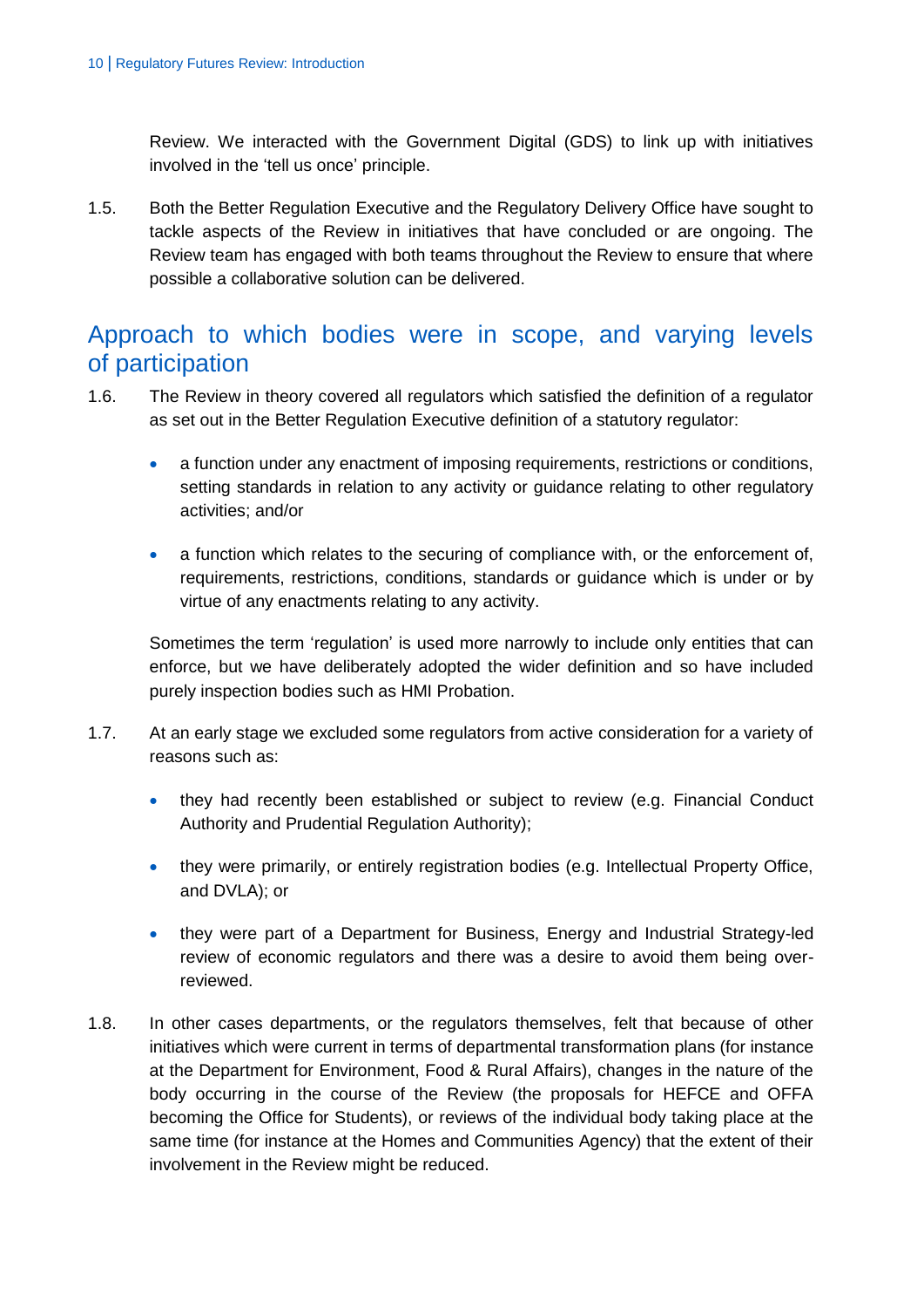Review. We interacted with the Government Digital (GDS) to link up with initiatives involved in the 'tell us once' principle.

1.5. Both the Better Regulation Executive and the Regulatory Delivery Office have sought to tackle aspects of the Review in initiatives that have concluded or are ongoing. The Review team has engaged with both teams throughout the Review to ensure that where possible a collaborative solution can be delivered.

## Approach to which bodies were in scope, and varying levels of participation

1.6. The Review in theory covered all regulators which satisfied the definition of a regulator as set out in the Better Regulation Executive definition of a statutory regulator:

- a function under any enactment of imposing requirements, restrictions or conditions, setting standards in relation to any activity or guidance relating to other regulatory activities; and/or
- a function which relates to the securing of compliance with, or the enforcement of, requirements, restrictions, conditions, standards or guidance which is under or by virtue of any enactments relating to any activity.

Sometimes the term 'regulation' is used more narrowly to include only entities that can enforce, but we have deliberately adopted the wider definition and so have included purely inspection bodies such as HMI Probation.

1.7. At an early stage we excluded some regulators from active consideration for a variety of reasons such as:

- they had recently been established or subject to review (e.g. Financial Conduct Authority and Prudential Regulation Authority);
- they were primarily, or entirely registration bodies (e.g. Intellectual Property Office, and DVLA); or
- they were part of a Department for Business, Energy and Industrial Strategy-led review of economic regulators and there was a desire to avoid them being over-reviewed.

1.8. In other cases departments, or the regulators themselves, felt that because of other initiatives which were current in terms of departmental transformation plans (for instance at the Department for Environment, Food & Rural Affairs), changes in the nature of the body occurring in the course of the Review (the proposals for HEFCE and OFFA becoming the Office for Students), or reviews of the individual body taking place at the same time (for instance at the Homes and Communities Agency) that the extent of their involvement in the Review might be reduced.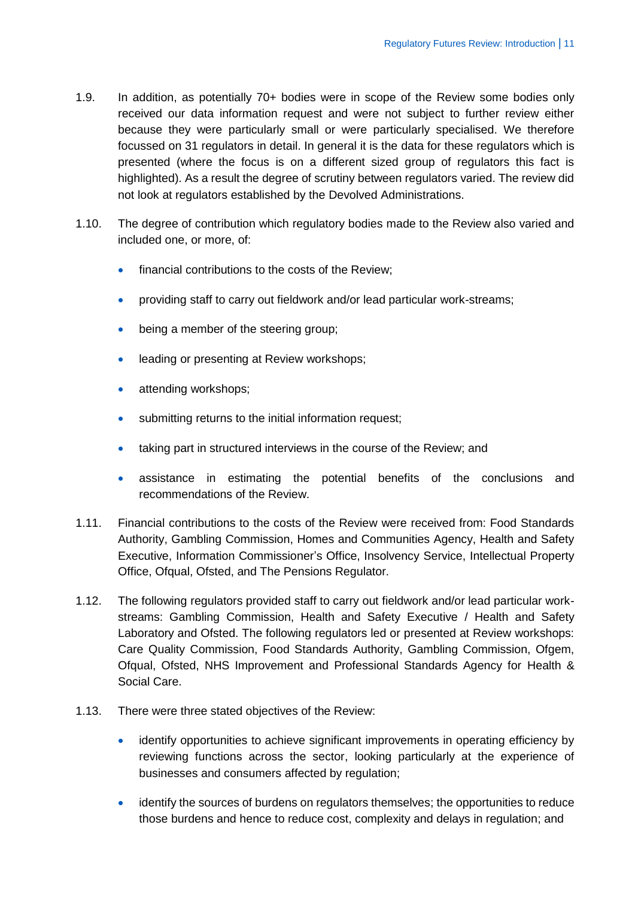1.9. In addition, as potentially 70+ bodies were in scope of the Review some bodies only received our data information request and were not subject to further review either because they were particularly small or were particularly specialised. We therefore focussed on 31 regulators in detail. In general it is the data for these regulators which is presented (where the focus is on a different sized group of regulators this fact is highlighted). As a result the degree of scrutiny between regulators varied. The review did not look at regulators established by the Devolved Administrations.

1.10. The degree of contribution which regulatory bodies made to the Review also varied and included one, or more, of:

- financial contributions to the costs of the Review;
- providing staff to carry out fieldwork and/or lead particular work-streams;
- being a member of the steering group;
- leading or presenting at Review workshops;
- attending workshops;
- submitting returns to the initial information request;
- taking part in structured interviews in the course of the Review; and
- assistance in estimating the potential benefits of the conclusions and recommendations of the Review.

1.11. Financial contributions to the costs of the Review were received from: Food Standards Authority, Gambling Commission, Homes and Communities Agency, Health and Safety Executive, Information Commissioner's Office, Insolvency Service, Intellectual Property Office, Ofqual, Ofsted, and The Pensions Regulator.

1.12. The following regulators provided staff to carry out fieldwork and/or lead particular work-streams: Gambling Commission, Health and Safety Executive / Health and Safety Laboratory and Ofsted. The following regulators led or presented at Review workshops: Care Quality Commission, Food Standards Authority, Gambling Commission, Ofgem, Ofqual, Ofsted, NHS Improvement and Professional Standards Agency for Health & Social Care.

1.13. There were three stated objectives of the Review:

- identify opportunities to achieve significant improvements in operating efficiency by reviewing functions across the sector, looking particularly at the experience of businesses and consumers affected by regulation;
- identify the sources of burdens on regulators themselves; the opportunities to reduce those burdens and hence to reduce cost, complexity and delays in regulation; and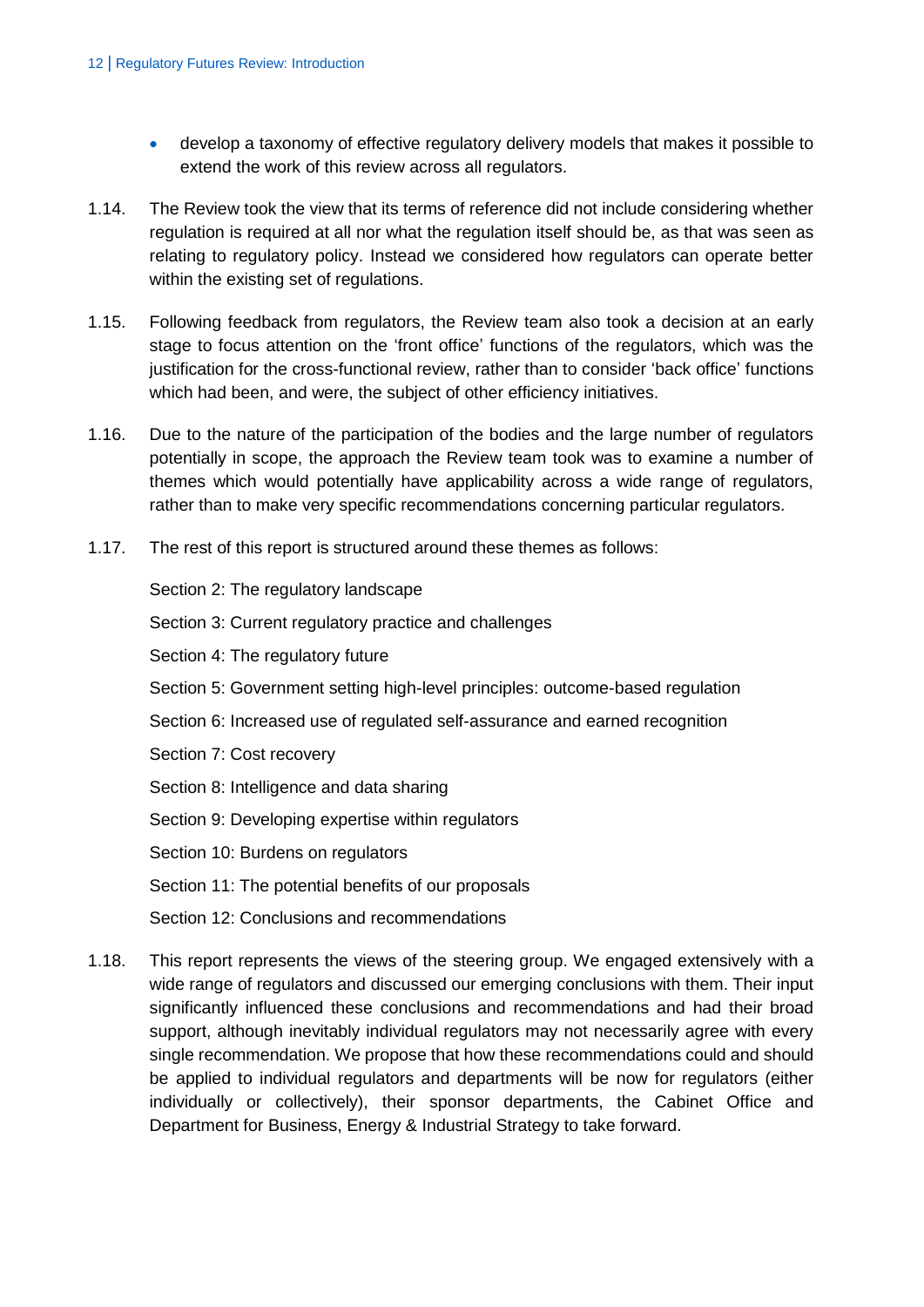- develop a taxonomy of effective regulatory delivery models that makes it possible to extend the work of this review across all regulators.

1.14. The Review took the view that its terms of reference did not include considering whether regulation is required at all nor what the regulation itself should be, as that was seen as relating to regulatory policy. Instead we considered how regulators can operate better within the existing set of regulations.

1.15. Following feedback from regulators, the Review team also took a decision at an early stage to focus attention on the 'front office' functions of the regulators, which was the justification for the cross-functional review, rather than to consider 'back office' functions which had been, and were, the subject of other efficiency initiatives.

1.16. Due to the nature of the participation of the bodies and the large number of regulators potentially in scope, the approach the Review team took was to examine a number of themes which would potentially have applicability across a wide range of regulators, rather than to make very specific recommendations concerning particular regulators.

1.17. The rest of this report is structured around these themes as follows:

Section 2: The regulatory landscape

Section 3: Current regulatory practice and challenges

Section 4: The regulatory future

Section 5: Government setting high-level principles: outcome-based regulation

Section 6: Increased use of regulated self-assurance and earned recognition

Section 7: Cost recovery

Section 8: Intelligence and data sharing

Section 9: Developing expertise within regulators

Section 10: Burdens on regulators

Section 11: The potential benefits of our proposals

Section 12: Conclusions and recommendations

1.18. This report represents the views of the steering group. We engaged extensively with a wide range of regulators and discussed our emerging conclusions with them. Their input significantly influenced these conclusions and recommendations and had their broad support, although inevitably individual regulators may not necessarily agree with every single recommendation. We propose that how these recommendations could and should be applied to individual regulators and departments will be now for regulators (either individually or collectively), their sponsor departments, the Cabinet Office and Department for Business, Energy & Industrial Strategy to take forward.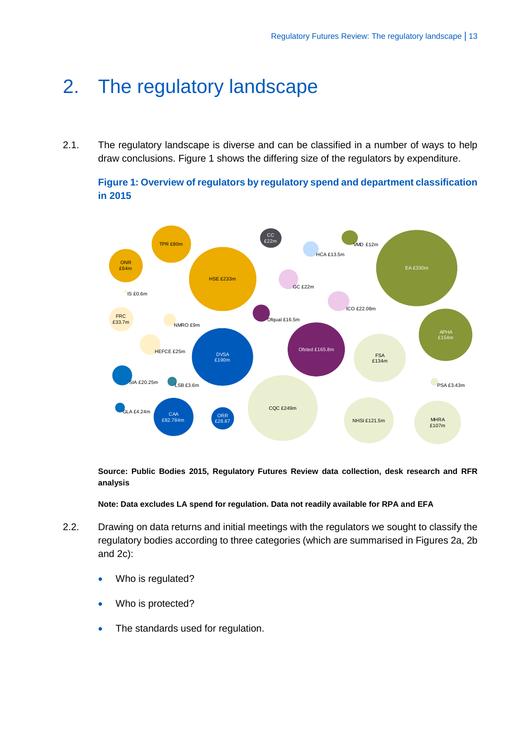# 2. The regulatory landscape

2.1. The regulatory landscape is diverse and can be classified in a number of ways to help draw conclusions. Figure 1 shows the differing size of the regulators by expenditure.

**Figure 1: Overview of regulators by regulatory spend and department classification in 2015**

**Source: Public Bodies 2015, Regulatory Futures Review data collection, desk research and RFR analysis**

**Note: Data excludes LA spend for regulation. Data not readily available for RPA and EFA**

2.2. Drawing on data returns and initial meetings with the regulators we sought to classify the regulatory bodies according to three categories (which are summarised in Figures 2a, 2b and 2c):

- Who is regulated?
- Who is protected?
- The standards used for regulation.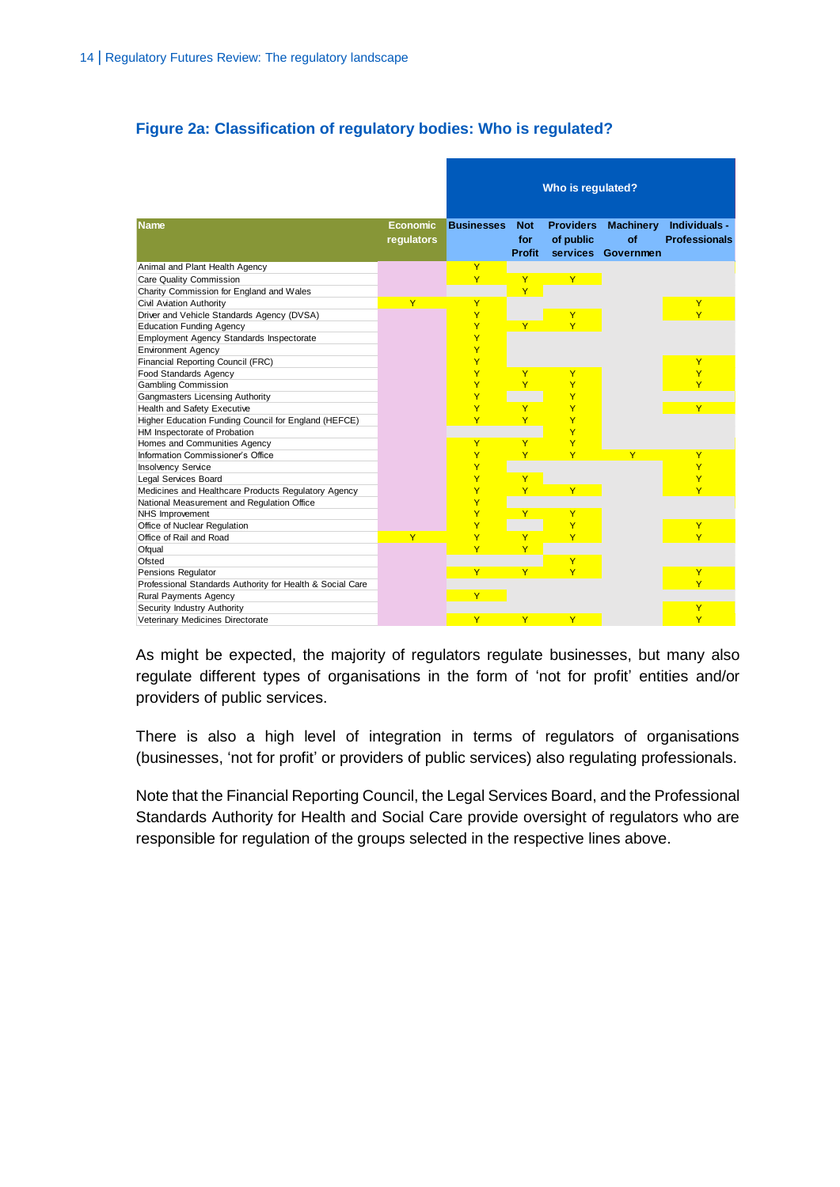### Figure 2a: Classification of regulatory bodies: Who is regulated?

| Name | Economic regulators | Businesses | Not for Profit | Providers of public services | Machinery of Governmen | Individuals - Professionals |
|---|---|---|---|---|---|---|
| Animal and Plant Health Agency | | Y | | | | |
| Care Quality Commission | | Y | Y | Y | | |
| Charity Commission for England and Wales | | | Y | | | |
| Civil Aviation Authority | Y | Y | | | | Y |
| Driver and Vehicle Standards Agency (DVSA) | | Y | | Y | | Y |
| Education Funding Agency | | Y | Y | Y | | |
| Employment Agency Standards Inspectorate | | Y | | | | |
| Environment Agency | | Y | | | | |
| Financial Reporting Council (FRC) | | Y | | | | Y |
| Food Standards Agency | | Y | Y | Y | | Y |
| Gambling Commission | | Y | Y | Y | | Y |
| Gangmasters Licensing Authority | | Y | | Y | | |
| Health and Safety Executive | | Y | Y | Y | | Y |
| Higher Education Funding Council for England (HEFCE) | | Y | Y | Y | | |
| HM Inspectorate of Probation | | | | Y | | |
| Homes and Communities Agency | | Y | Y | Y | | |
| Information Commissioner's Office | | Y | Y | Y | Y | Y |
| Insolvency Service | | Y | | | | Y |
| Legal Services Board | | Y | Y | | | Y |
| Medicines and Healthcare Products Regulatory Agency | | Y | Y | Y | | Y |
| National Measurement and Regulation Office | | Y | | | | |
| NHS Improvement | | Y | Y | Y | | |
| Office of Nuclear Regulation | | Y | | Y | | Y |
| Office of Rail and Road | Y | Y | Y | Y | | Y |
| Ofqual | | Y | Y | | | |
| Ofsted | | | | Y | | |
| Pensions Regulator | | Y | Y | Y | | Y |
| Professional Standards Authority for Health & Social Care | | | | | | Y |
| Rural Payments Agency | | Y | | | | |
| Security Industry Authority | | | | | | Y |
| Veterinary Medicines Directorate | | Y | Y | Y | | Y |

As might be expected, the majority of regulators regulate businesses, but many also regulate different types of organisations in the form of 'not for profit' entities and/or providers of public services.

There is also a high level of integration in terms of regulators of organisations (businesses, 'not for profit' or providers of public services) also regulating professionals.

Note that the Financial Reporting Council, the Legal Services Board, and the Professional Standards Authority for Health and Social Care provide oversight of regulators who are responsible for regulation of the groups selected in the respective lines above.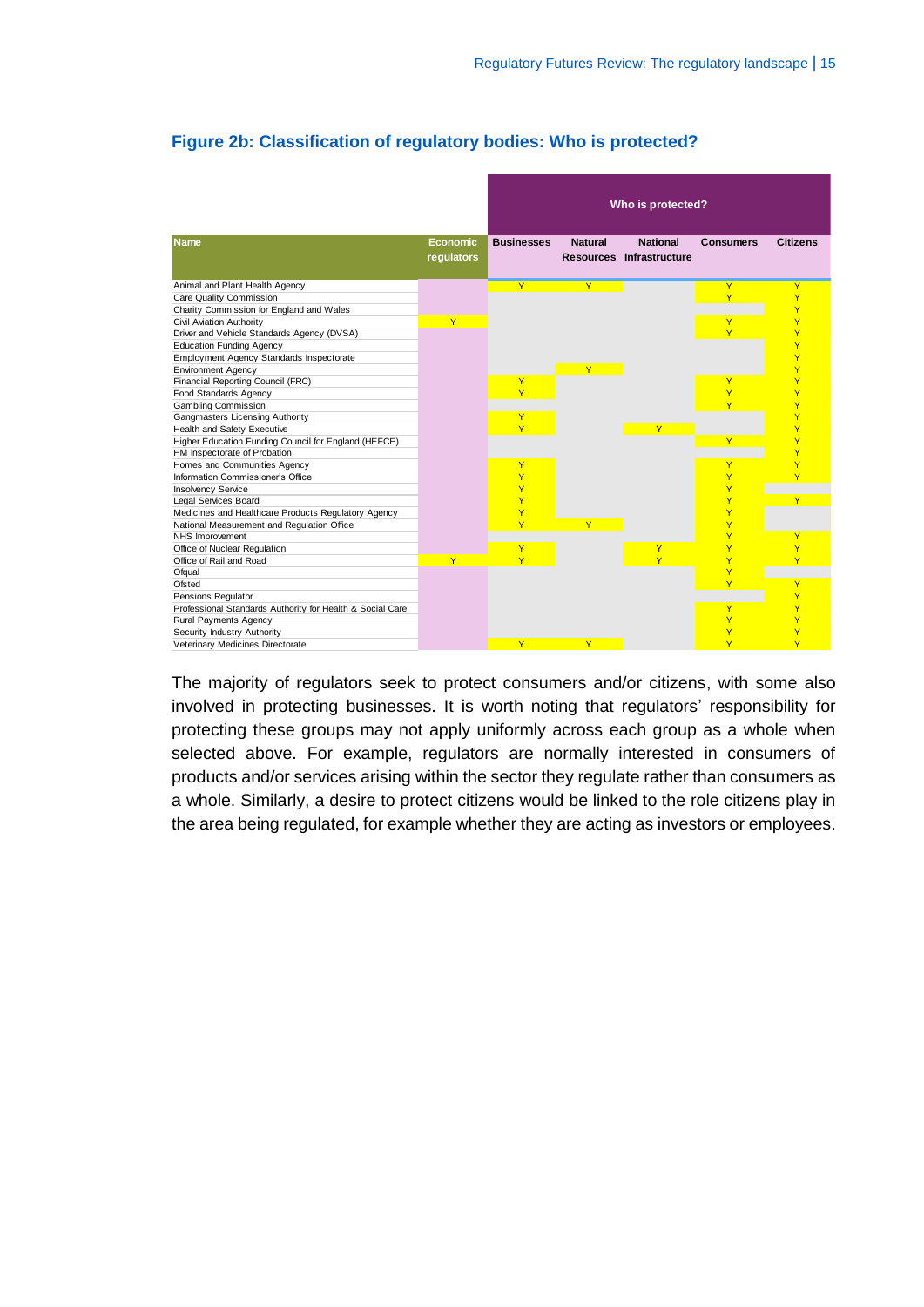## Figure 2b: Classification of regulatory bodies: Who is protected?

| Name | Economic regulators | Who is protected? | | | | |
|---|---|---|---|---|---|---|
| | | Businesses | Natural Resources | National Infrastructure | Consumers | Citizens |
| Animal and Plant Health Agency | | Y | Y | | Y | Y |
| Care Quality Commission | | | | | Y | Y |
| Charity Commission for England and Wales | | | | | | Y |
| Civil Aviation Authority | Y | | | | Y | Y |
| Driver and Vehicle Standards Agency (DVSA) | | | | | Y | Y |
| Education Funding Agency | | | | | | Y |
| Employment Agency Standards Inspectorate | | | | | | Y |
| Environment Agency | | | Y | | | Y |
| Financial Reporting Council (FRC) | | Y | | | Y | Y |
| Food Standards Agency | | Y | | | Y | Y |
| Gambling Commission | | | | | Y | Y |
| Gangmasters Licensing Authority | | Y | | | | Y |
| Health and Safety Executive | | Y | | Y | | Y |
| Higher Education Funding Council for England (HEFCE) | | | | | Y | Y |
| HM Inspectorate of Probation | | | | | | Y |
| Homes and Communities Agency | | Y | | | Y | Y |
| Information Commissioner's Office | | Y | | | Y | Y |
| Insolvency Service | | Y | | | Y | |
| Legal Services Board | | Y | | | Y | Y |
| Medicines and Healthcare Products Regulatory Agency | | Y | | | Y | |
| National Measurement and Regulation Office | | Y | Y | | Y | |
| NHS Improvement | | | | | Y | Y |
| Office of Nuclear Regulation | | Y | | Y | Y | Y |
| Office of Rail and Road | Y | Y | | Y | Y | Y |
| Ofqual | | | | | Y | |
| Ofsted | | | | | Y | Y |
| Pensions Regulator | | | | | | Y |
| Professional Standards Authority for Health & Social Care | | | | | Y | Y |
| Rural Payments Agency | | | | | Y | Y |
| Security Industry Authority | | | | | Y | Y |
| Veterinary Medicines Directorate | | Y | Y | | Y | Y |

The majority of regulators seek to protect consumers and/or citizens, with some also involved in protecting businesses. It is worth noting that regulators' responsibility for protecting these groups may not apply uniformly across each group as a whole when selected above. For example, regulators are normally interested in consumers of products and/or services arising within the sector they regulate rather than consumers as a whole. Similarly, a desire to protect citizens would be linked to the role citizens play in the area being regulated, for example whether they are acting as investors or employees.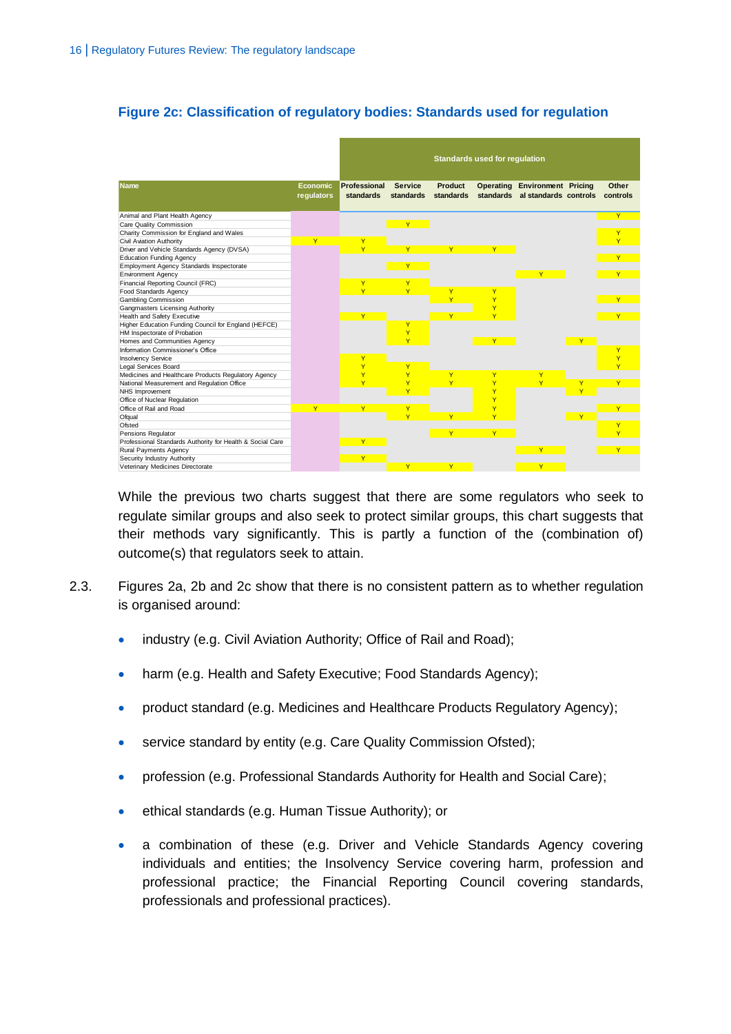**Figure 2c: Classification of regulatory bodies: Standards used for regulation**

| | | Standards used for regulation | | | | | | |
|---|---|---|---|---|---|---|---|---|
| **Name** | **Economic regulators** | **Professional standards** | **Service standards** | **Product standards** | **Operating standards** | **Environmental standards** | **Pricing controls** | **Other controls** |
| Animal and Plant Health Agency | | | | | | | | Y |
| Care Quality Commission | | | Y | | | | | |
| Charity Commission for England and Wales | | | | | | | | Y |
| Civil Aviation Authority | Y | Y | | | | | | Y |
| Driver and Vehicle Standards Agency (DVSA) | | Y | Y | Y | Y | | | |
| Education Funding Agency | | | | | | | | Y |
| Employment Agency Standards Inspectorate | | | Y | | | | | |
| Environment Agency | | | | | | Y | | Y |
| Financial Reporting Council (FRC) | | Y | Y | | | | | |
| Food Standards Agency | | Y | Y | Y | Y | | | |
| Gambling Commission | | | | Y | Y | | | Y |
| Gangmasters Licensing Authority | | | | | Y | | | |
| Health and Safety Executive | | Y | | Y | Y | | | Y |
| Higher Education Funding Council for England (HEFCE) | | | Y | | | | | |
| HM Inspectorate of Probation | | | Y | | | | | |
| Homes and Communities Agency | | | Y | | Y | | Y | |
| Information Commissioner's Office | | | | | | | | Y |
| Insolvency Service | | Y | | | | | | Y |
| Legal Services Board | | Y | Y | | | | | Y |
| Medicines and Healthcare Products Regulatory Agency | | Y | Y | Y | Y | Y | | |
| National Measurement and Regulation Office | | Y | Y | Y | Y | Y | Y | Y |
| NHS Improvement | | | Y | | Y | | Y | |
| Office of Nuclear Regulation | | | | | Y | | | |
| Office of Rail and Road | Y | Y | Y | | Y | | | Y |
| Ofqual | | | Y | Y | Y | | Y | |
| Ofsted | | | | | | | | Y |
| Pensions Regulator | | | | Y | Y | | | Y |
| Professional Standards Authority for Health & Social Care | | Y | | | | | | |
| Rural Payments Agency | | | | | | Y | | Y |
| Security Industry Authority | | Y | | | | | | |
| Veterinary Medicines Directorate | | | Y | Y | | Y | | |

While the previous two charts suggest that there are some regulators who seek to regulate similar groups and also seek to protect similar groups, this chart suggests that their methods vary significantly. This is partly a function of the (combination of) outcome(s) that regulators seek to attain.

2.3. Figures 2a, 2b and 2c show that there is no consistent pattern as to whether regulation is organised around:

- industry (e.g. Civil Aviation Authority; Office of Rail and Road);
- harm (e.g. Health and Safety Executive; Food Standards Agency);
- product standard (e.g. Medicines and Healthcare Products Regulatory Agency);
- service standard by entity (e.g. Care Quality Commission Ofsted);
- profession (e.g. Professional Standards Authority for Health and Social Care);
- ethical standards (e.g. Human Tissue Authority); or
- a combination of these (e.g. Driver and Vehicle Standards Agency covering individuals and entities; the Insolvency Service covering harm, profession and professional practice; the Financial Reporting Council covering standards, professionals and professional practices).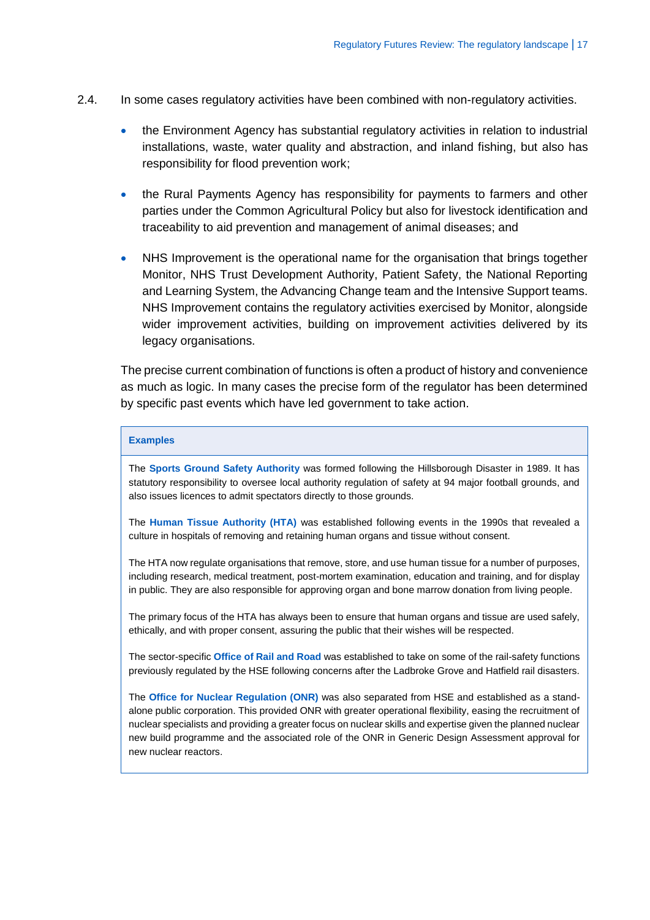2.4. In some cases regulatory activities have been combined with non-regulatory activities.

- the Environment Agency has substantial regulatory activities in relation to industrial installations, waste, water quality and abstraction, and inland fishing, but also has responsibility for flood prevention work;
- the Rural Payments Agency has responsibility for payments to farmers and other parties under the Common Agricultural Policy but also for livestock identification and traceability to aid prevention and management of animal diseases; and
- NHS Improvement is the operational name for the organisation that brings together Monitor, NHS Trust Development Authority, Patient Safety, the National Reporting and Learning System, the Advancing Change team and the Intensive Support teams. NHS Improvement contains the regulatory activities exercised by Monitor, alongside wider improvement activities, building on improvement activities delivered by its legacy organisations.

The precise current combination of functions is often a product of history and convenience as much as logic. In many cases the precise form of the regulator has been determined by specific past events which have led government to take action.

**Examples**

The **Sports Ground Safety Authority** was formed following the Hillsborough Disaster in 1989. It has statutory responsibility to oversee local authority regulation of safety at 94 major football grounds, and also issues licences to admit spectators directly to those grounds.

The **Human Tissue Authority (HTA)** was established following events in the 1990s that revealed a culture in hospitals of removing and retaining human organs and tissue without consent.

The HTA now regulate organisations that remove, store, and use human tissue for a number of purposes, including research, medical treatment, post-mortem examination, education and training, and for display in public. They are also responsible for approving organ and bone marrow donation from living people.

The primary focus of the HTA has always been to ensure that human organs and tissue are used safely, ethically, and with proper consent, assuring the public that their wishes will be respected.

The sector-specific **Office of Rail and Road** was established to take on some of the rail-safety functions previously regulated by the HSE following concerns after the Ladbroke Grove and Hatfield rail disasters.

The **Office for Nuclear Regulation (ONR)** was also separated from HSE and established as a stand-alone public corporation. This provided ONR with greater operational flexibility, easing the recruitment of nuclear specialists and providing a greater focus on nuclear skills and expertise given the planned nuclear new build programme and the associated role of the ONR in Generic Design Assessment approval for new nuclear reactors.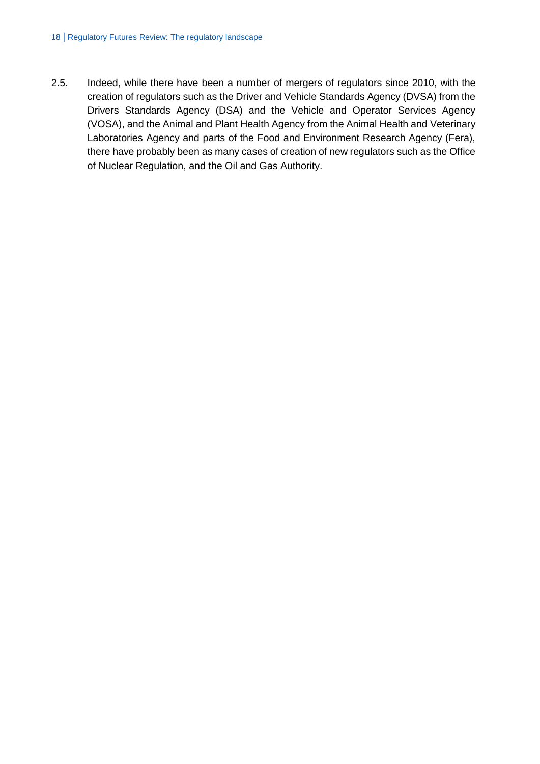2.5. Indeed, while there have been a number of mergers of regulators since 2010, with the creation of regulators such as the Driver and Vehicle Standards Agency (DVSA) from the Drivers Standards Agency (DSA) and the Vehicle and Operator Services Agency (VOSA), and the Animal and Plant Health Agency from the Animal Health and Veterinary Laboratories Agency and parts of the Food and Environment Research Agency (Fera), there have probably been as many cases of creation of new regulators such as the Office of Nuclear Regulation, and the Oil and Gas Authority.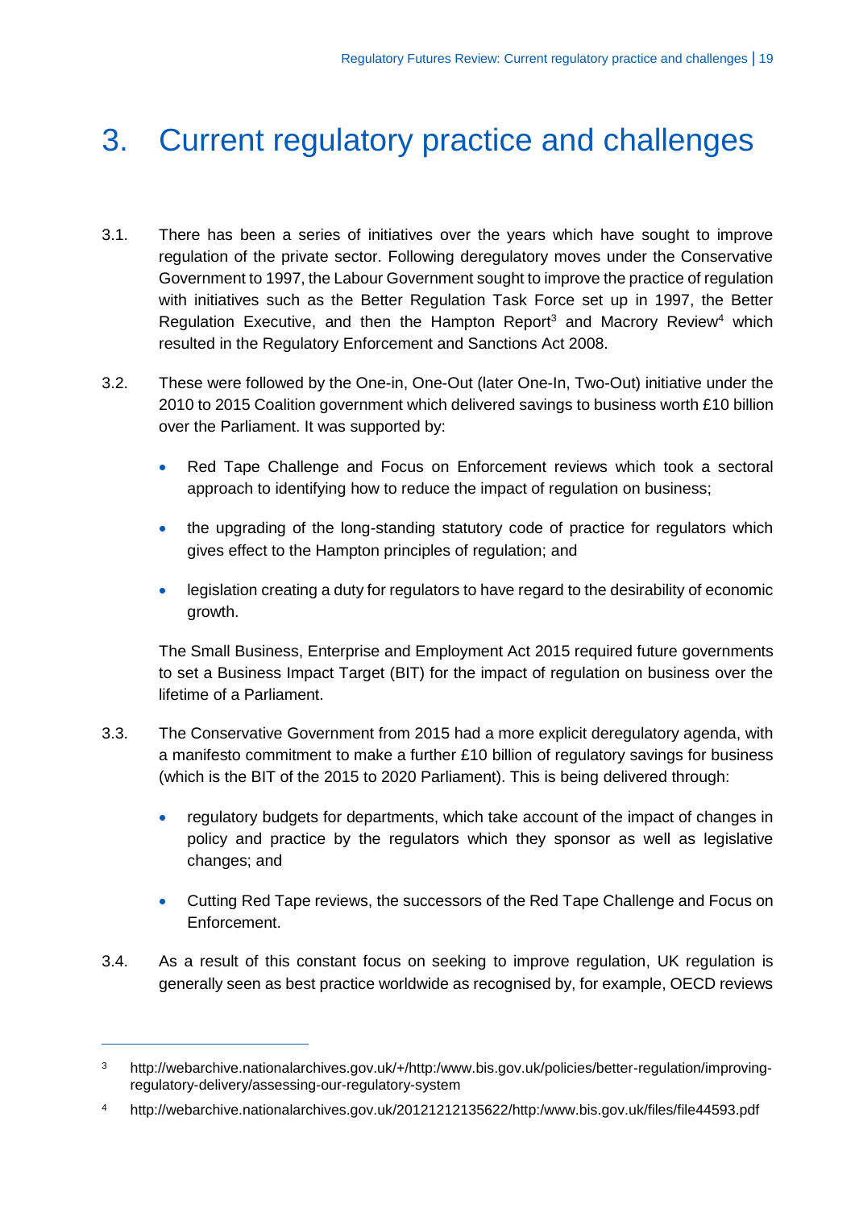# 3. Current regulatory practice and challenges

3.1. There has been a series of initiatives over the years which have sought to improve regulation of the private sector. Following deregulatory moves under the Conservative Government to 1997, the Labour Government sought to improve the practice of regulation with initiatives such as the Better Regulation Task Force set up in 1997, the Better Regulation Executive, and then the Hampton Report[3] and Macrory Review[4] which resulted in the Regulatory Enforcement and Sanctions Act 2008.

3.2. These were followed by the One-in, One-Out (later One-In, Two-Out) initiative under the 2010 to 2015 Coalition government which delivered savings to business worth £10 billion over the Parliament. It was supported by:

- Red Tape Challenge and Focus on Enforcement reviews which took a sectoral approach to identifying how to reduce the impact of regulation on business;
- the upgrading of the long-standing statutory code of practice for regulators which gives effect to the Hampton principles of regulation; and
- legislation creating a duty for regulators to have regard to the desirability of economic growth.

The Small Business, Enterprise and Employment Act 2015 required future governments to set a Business Impact Target (BIT) for the impact of regulation on business over the lifetime of a Parliament.

3.3. The Conservative Government from 2015 had a more explicit deregulatory agenda, with a manifesto commitment to make a further £10 billion of regulatory savings for business (which is the BIT of the 2015 to 2020 Parliament). This is being delivered through:

- regulatory budgets for departments, which take account of the impact of changes in policy and practice by the regulators which they sponsor as well as legislative changes; and
- Cutting Red Tape reviews, the successors of the Red Tape Challenge and Focus on Enforcement.

3.4. As a result of this constant focus on seeking to improve regulation, UK regulation is generally seen as best practice worldwide as recognised by, for example, OECD reviews

---

[3] http://webarchive.nationalarchives.gov.uk/+/http:/www.bis.gov.uk/policies/better-regulation/improving-regulatory-delivery/assessing-our-regulatory-system

[4] http://webarchive.nationalarchives.gov.uk/20121212135622/http:/www.bis.gov.uk/files/file44593.pdf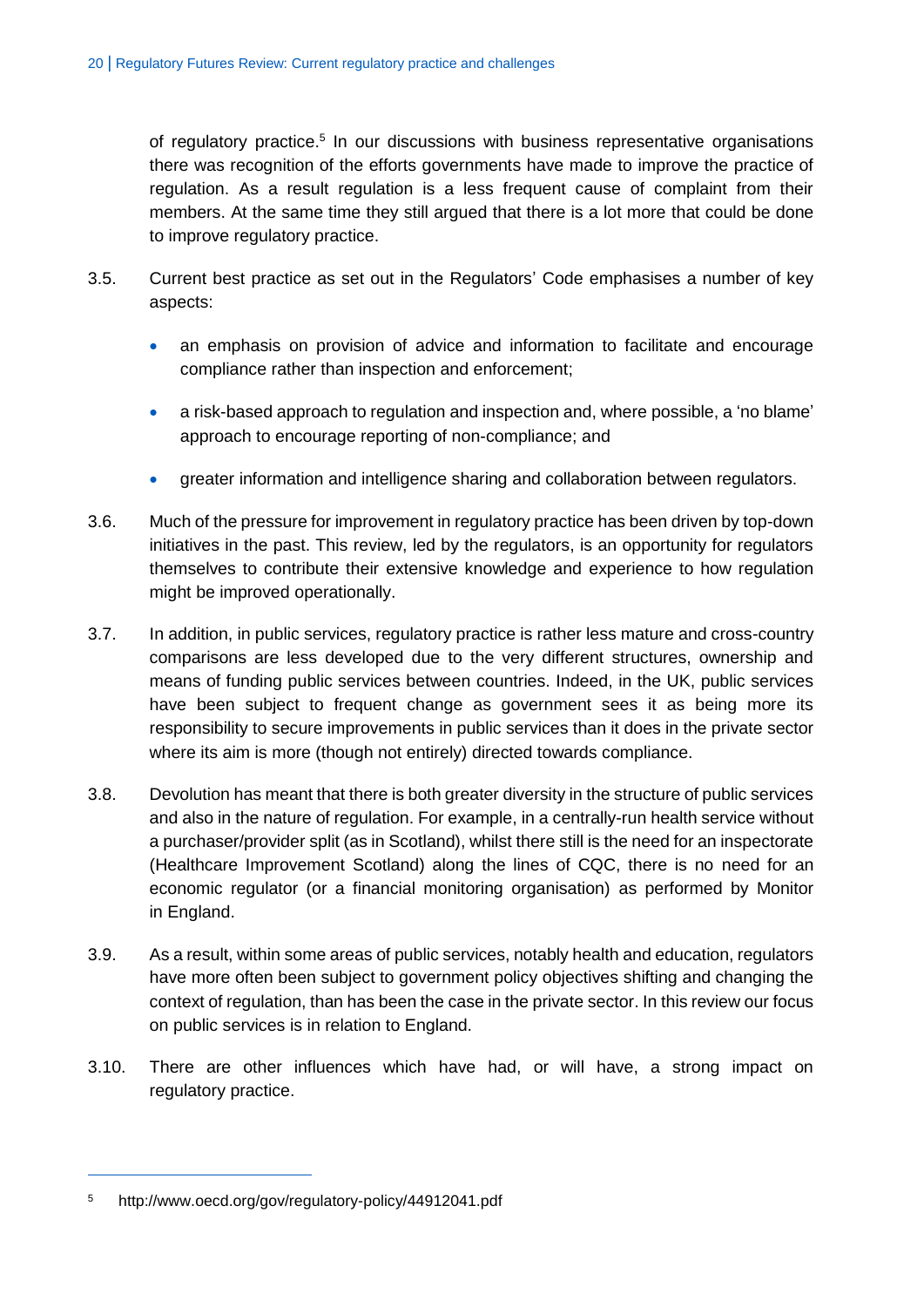of regulatory practice.[5] In our discussions with business representative organisations there was recognition of the efforts governments have made to improve the practice of regulation. As a result regulation is a less frequent cause of complaint from their members. At the same time they still argued that there is a lot more that could be done to improve regulatory practice.

3.5. Current best practice as set out in the Regulators' Code emphasises a number of key aspects:

- an emphasis on provision of advice and information to facilitate and encourage compliance rather than inspection and enforcement;
- a risk-based approach to regulation and inspection and, where possible, a 'no blame' approach to encourage reporting of non-compliance; and
- greater information and intelligence sharing and collaboration between regulators.

3.6. Much of the pressure for improvement in regulatory practice has been driven by top-down initiatives in the past. This review, led by the regulators, is an opportunity for regulators themselves to contribute their extensive knowledge and experience to how regulation might be improved operationally.

3.7. In addition, in public services, regulatory practice is rather less mature and cross-country comparisons are less developed due to the very different structures, ownership and means of funding public services between countries. Indeed, in the UK, public services have been subject to frequent change as government sees it as being more its responsibility to secure improvements in public services than it does in the private sector where its aim is more (though not entirely) directed towards compliance.

3.8. Devolution has meant that there is both greater diversity in the structure of public services and also in the nature of regulation. For example, in a centrally-run health service without a purchaser/provider split (as in Scotland), whilst there still is the need for an inspectorate (Healthcare Improvement Scotland) along the lines of CQC, there is no need for an economic regulator (or a financial monitoring organisation) as performed by Monitor in England.

3.9. As a result, within some areas of public services, notably health and education, regulators have more often been subject to government policy objectives shifting and changing the context of regulation, than has been the case in the private sector. In this review our focus on public services is in relation to England.

3.10. There are other influences which have had, or will have, a strong impact on regulatory practice.

[5] http://www.oecd.org/gov/regulatory-policy/44912041.pdf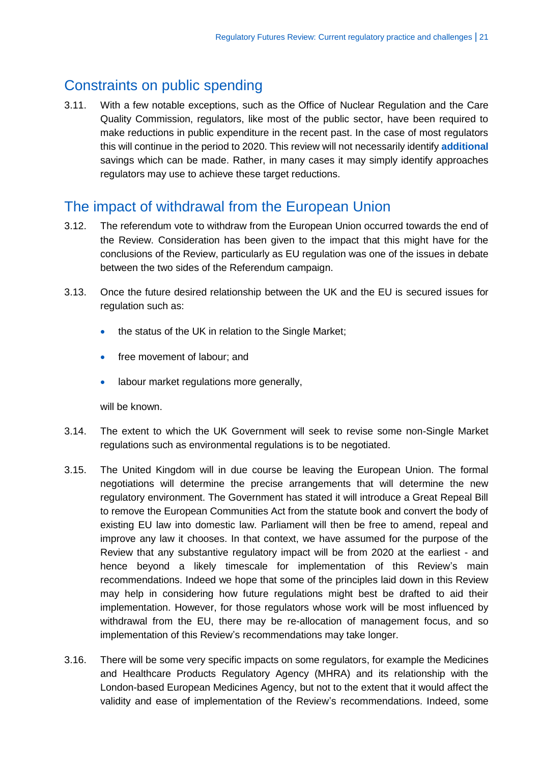## Constraints on public spending

3.11. With a few notable exceptions, such as the Office of Nuclear Regulation and the Care Quality Commission, regulators, like most of the public sector, have been required to make reductions in public expenditure in the recent past. In the case of most regulators this will continue in the period to 2020. This review will not necessarily identify **additional** savings which can be made. Rather, in many cases it may simply identify approaches regulators may use to achieve these target reductions.

## The impact of withdrawal from the European Union

3.12. The referendum vote to withdraw from the European Union occurred towards the end of the Review. Consideration has been given to the impact that this might have for the conclusions of the Review, particularly as EU regulation was one of the issues in debate between the two sides of the Referendum campaign.

3.13. Once the future desired relationship between the UK and the EU is secured issues for regulation such as:

- the status of the UK in relation to the Single Market;
- free movement of labour; and
- labour market regulations more generally,

will be known.

3.14. The extent to which the UK Government will seek to revise some non-Single Market regulations such as environmental regulations is to be negotiated.

3.15. The United Kingdom will in due course be leaving the European Union. The formal negotiations will determine the precise arrangements that will determine the new regulatory environment. The Government has stated it will introduce a Great Repeal Bill to remove the European Communities Act from the statute book and convert the body of existing EU law into domestic law. Parliament will then be free to amend, repeal and improve any law it chooses. In that context, we have assumed for the purpose of the Review that any substantive regulatory impact will be from 2020 at the earliest - and hence beyond a likely timescale for implementation of this Review's main recommendations. Indeed we hope that some of the principles laid down in this Review may help in considering how future regulations might best be drafted to aid their implementation. However, for those regulators whose work will be most influenced by withdrawal from the EU, there may be re-allocation of management focus, and so implementation of this Review's recommendations may take longer.

3.16. There will be some very specific impacts on some regulators, for example the Medicines and Healthcare Products Regulatory Agency (MHRA) and its relationship with the London-based European Medicines Agency, but not to the extent that it would affect the validity and ease of implementation of the Review's recommendations. Indeed, some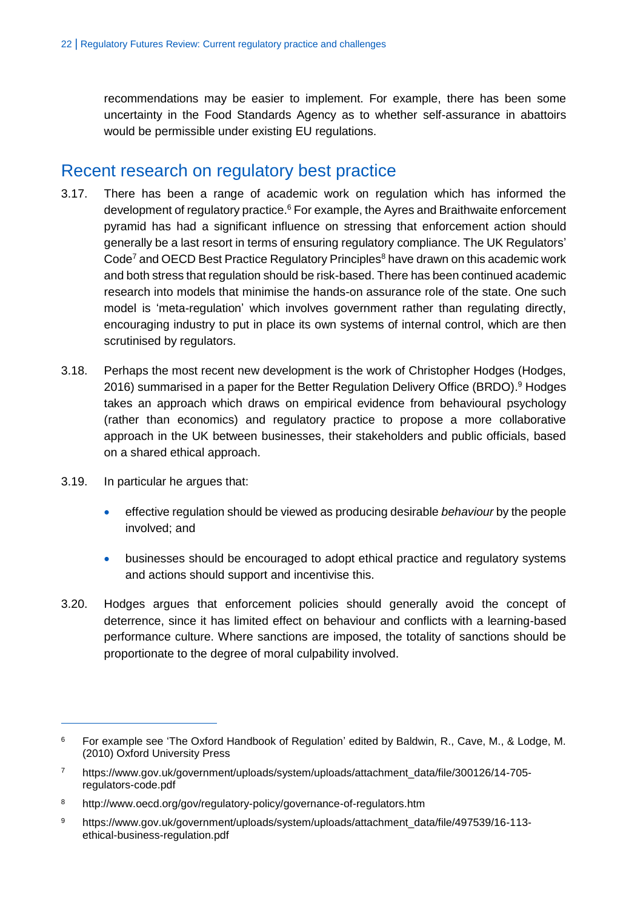recommendations may be easier to implement. For example, there has been some uncertainty in the Food Standards Agency as to whether self-assurance in abattoirs would be permissible under existing EU regulations.

## Recent research on regulatory best practice

3.17. There has been a range of academic work on regulation which has informed the development of regulatory practice.[6] For example, the Ayres and Braithwaite enforcement pyramid has had a significant influence on stressing that enforcement action should generally be a last resort in terms of ensuring regulatory compliance. The UK Regulators' Code[7] and OECD Best Practice Regulatory Principles[8] have drawn on this academic work and both stress that regulation should be risk-based. There has been continued academic research into models that minimise the hands-on assurance role of the state. One such model is 'meta-regulation' which involves government rather than regulating directly, encouraging industry to put in place its own systems of internal control, which are then scrutinised by regulators.

3.18. Perhaps the most recent new development is the work of Christopher Hodges (Hodges, 2016) summarised in a paper for the Better Regulation Delivery Office (BRDO).[9] Hodges takes an approach which draws on empirical evidence from behavioural psychology (rather than economics) and regulatory practice to propose a more collaborative approach in the UK between businesses, their stakeholders and public officials, based on a shared ethical approach.

3.19. In particular he argues that:

- effective regulation should be viewed as producing desirable *behaviour* by the people involved; and
- businesses should be encouraged to adopt ethical practice and regulatory systems and actions should support and incentivise this.

3.20. Hodges argues that enforcement policies should generally avoid the concept of deterrence, since it has limited effect on behaviour and conflicts with a learning-based performance culture. Where sanctions are imposed, the totality of sanctions should be proportionate to the degree of moral culpability involved.

---

[6] For example see 'The Oxford Handbook of Regulation' edited by Baldwin, R., Cave, M., & Lodge, M. (2010) Oxford University Press

[7] https://www.gov.uk/government/uploads/system/uploads/attachment_data/file/300126/14-705-regulators-code.pdf

[8] http://www.oecd.org/gov/regulatory-policy/governance-of-regulators.htm

[9] https://www.gov.uk/government/uploads/system/uploads/attachment_data/file/497539/16-113-ethical-business-regulation.pdf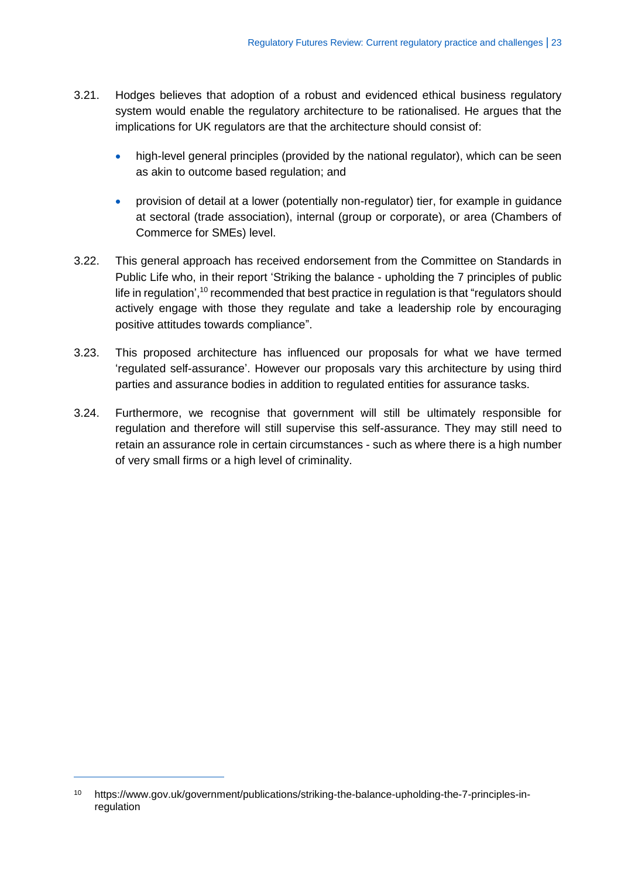3.21. Hodges believes that adoption of a robust and evidenced ethical business regulatory system would enable the regulatory architecture to be rationalised. He argues that the implications for UK regulators are that the architecture should consist of:

- high-level general principles (provided by the national regulator), which can be seen as akin to outcome based regulation; and
- provision of detail at a lower (potentially non-regulator) tier, for example in guidance at sectoral (trade association), internal (group or corporate), or area (Chambers of Commerce for SMEs) level.

3.22. This general approach has received endorsement from the Committee on Standards in Public Life who, in their report 'Striking the balance - upholding the 7 principles of public life in regulation',[10] recommended that best practice in regulation is that "regulators should actively engage with those they regulate and take a leadership role by encouraging positive attitudes towards compliance".

3.23. This proposed architecture has influenced our proposals for what we have termed 'regulated self-assurance'. However our proposals vary this architecture by using third parties and assurance bodies in addition to regulated entities for assurance tasks.

3.24. Furthermore, we recognise that government will still be ultimately responsible for regulation and therefore will still supervise this self-assurance. They may still need to retain an assurance role in certain circumstances - such as where there is a high number of very small firms or a high level of criminality.

---

[10] https://www.gov.uk/government/publications/striking-the-balance-upholding-the-7-principles-in-regulation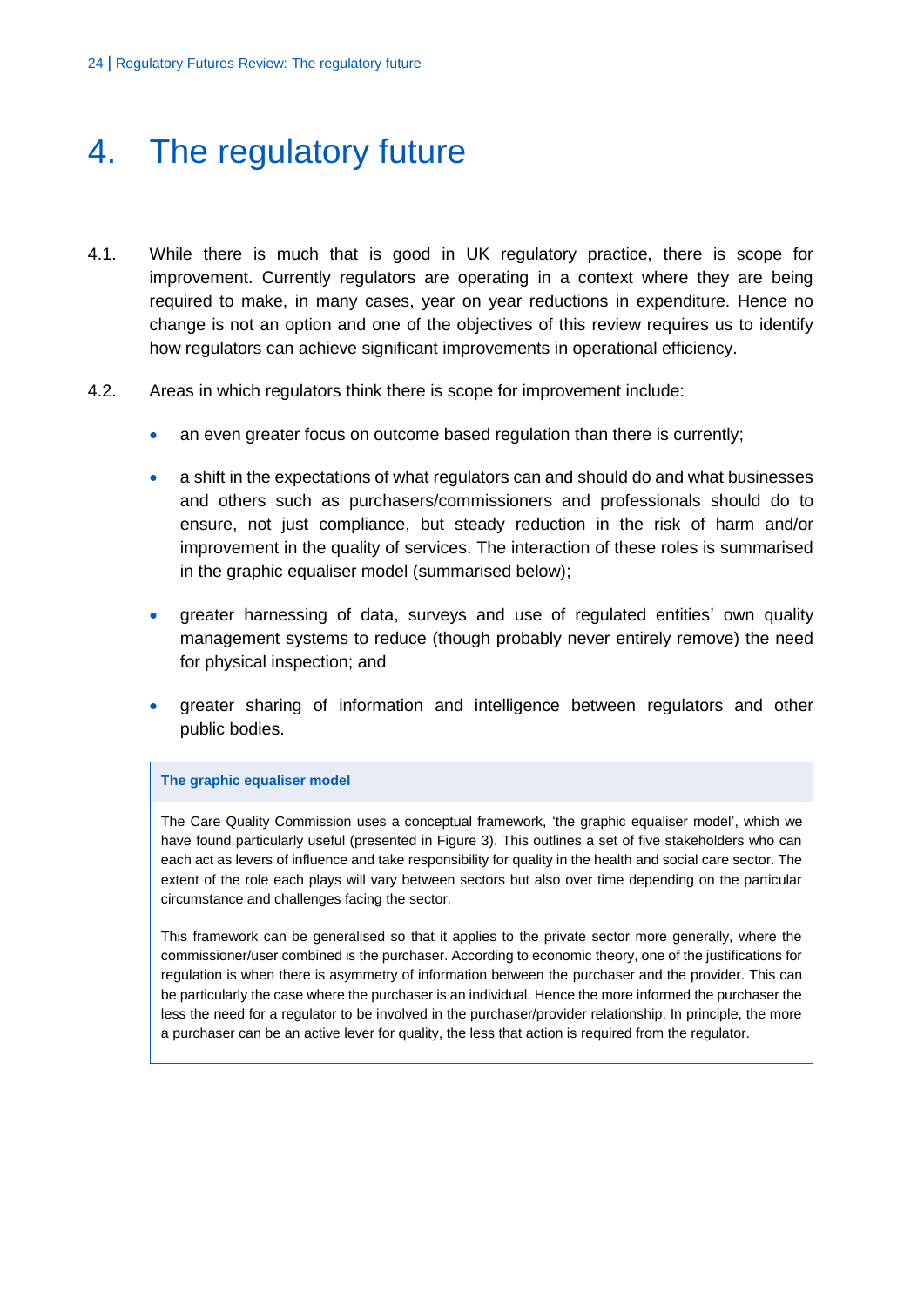# 4. The regulatory future

4.1. While there is much that is good in UK regulatory practice, there is scope for improvement. Currently regulators are operating in a context where they are being required to make, in many cases, year on year reductions in expenditure. Hence no change is not an option and one of the objectives of this review requires us to identify how regulators can achieve significant improvements in operational efficiency.

4.2. Areas in which regulators think there is scope for improvement include:

- an even greater focus on outcome based regulation than there is currently;
- a shift in the expectations of what regulators can and should do and what businesses and others such as purchasers/commissioners and professionals should do to ensure, not just compliance, but steady reduction in the risk of harm and/or improvement in the quality of services. The interaction of these roles is summarised in the graphic equaliser model (summarised below);
- greater harnessing of data, surveys and use of regulated entities' own quality management systems to reduce (though probably never entirely remove) the need for physical inspection; and
- greater sharing of information and intelligence between regulators and other public bodies.

**The graphic equaliser model**

The Care Quality Commission uses a conceptual framework, 'the graphic equaliser model', which we have found particularly useful (presented in Figure 3). This outlines a set of five stakeholders who can each act as levers of influence and take responsibility for quality in the health and social care sector. The extent of the role each plays will vary between sectors but also over time depending on the particular circumstance and challenges facing the sector.

This framework can be generalised so that it applies to the private sector more generally, where the commissioner/user combined is the purchaser. According to economic theory, one of the justifications for regulation is when there is asymmetry of information between the purchaser and the provider. This can be particularly the case where the purchaser is an individual. Hence the more informed the purchaser the less the need for a regulator to be involved in the purchaser/provider relationship. In principle, the more a purchaser can be an active lever for quality, the less that action is required from the regulator.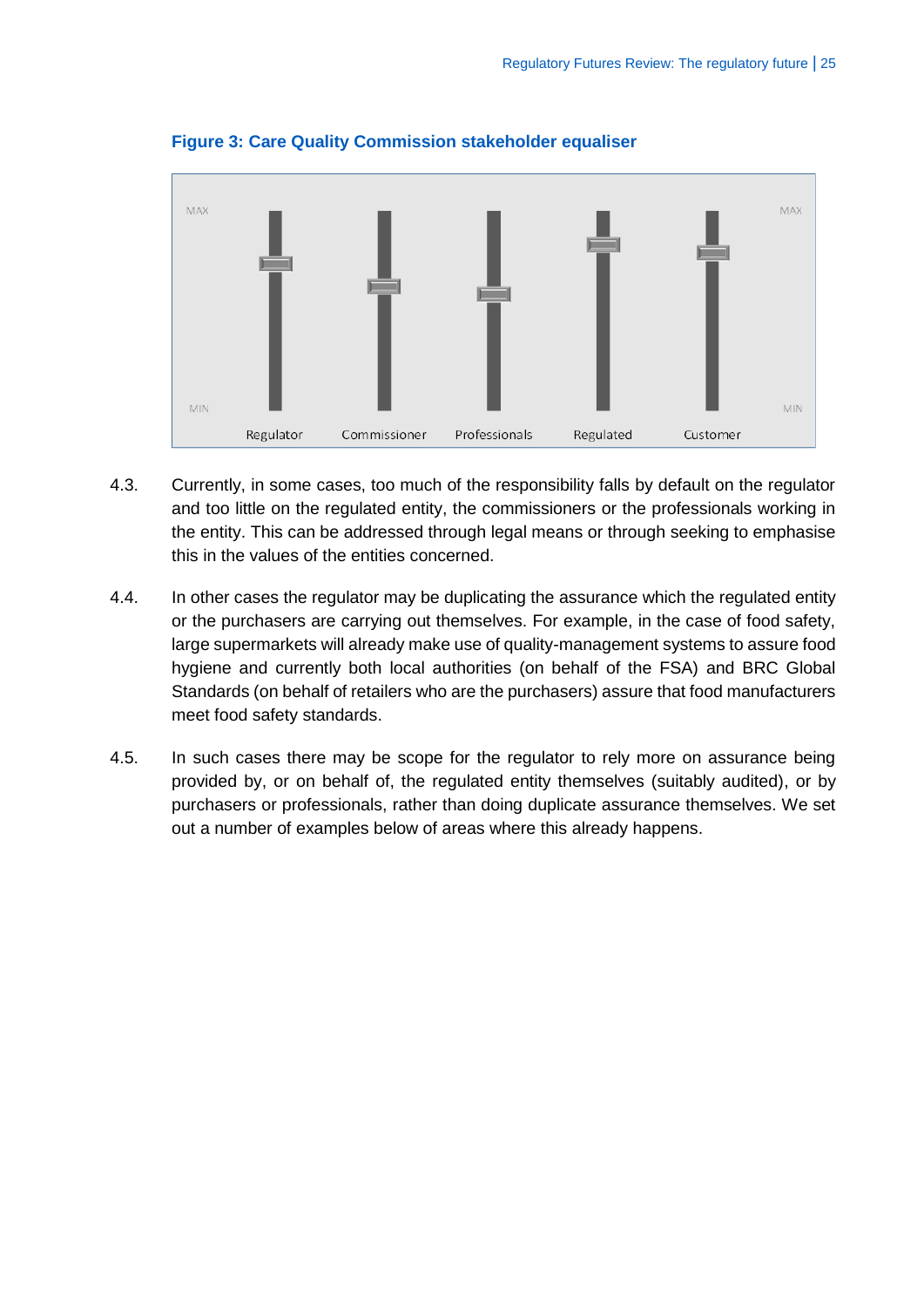**Figure 3: Care Quality Commission stakeholder equaliser**

MAX | Regulator | Commissioner | Professionals | Regulated | Customer | MAX

MIN | | | | | | MIN

4.3. Currently, in some cases, too much of the responsibility falls by default on the regulator and too little on the regulated entity, the commissioners or the professionals working in the entity. This can be addressed through legal means or through seeking to emphasise this in the values of the entities concerned.

4.4. In other cases the regulator may be duplicating the assurance which the regulated entity or the purchasers are carrying out themselves. For example, in the case of food safety, large supermarkets will already make use of quality-management systems to assure food hygiene and currently both local authorities (on behalf of the FSA) and BRC Global Standards (on behalf of retailers who are the purchasers) assure that food manufacturers meet food safety standards.

4.5. In such cases there may be scope for the regulator to rely more on assurance being provided by, or on behalf of, the regulated entity themselves (suitably audited), or by purchasers or professionals, rather than doing duplicate assurance themselves. We set out a number of examples below of areas where this already happens.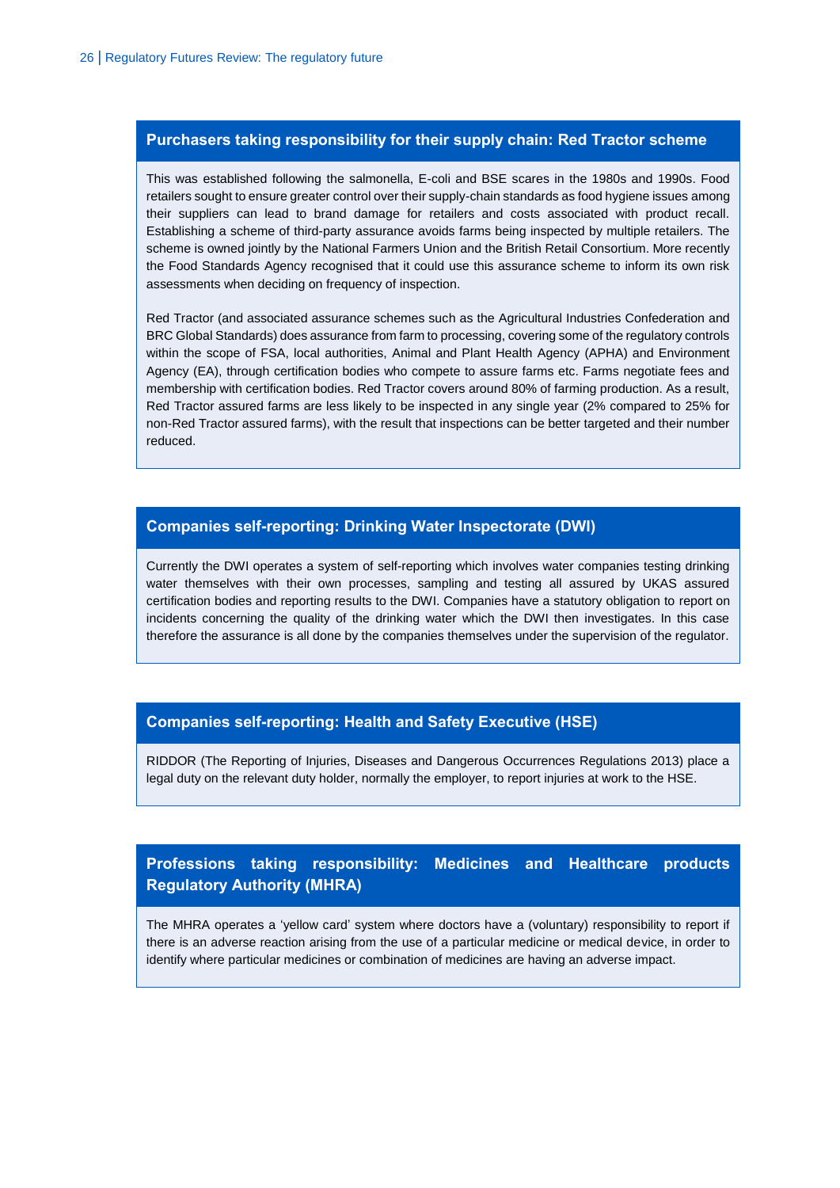### Purchasers taking responsibility for their supply chain: Red Tractor scheme

This was established following the salmonella, E-coli and BSE scares in the 1980s and 1990s. Food retailers sought to ensure greater control over their supply-chain standards as food hygiene issues among their suppliers can lead to brand damage for retailers and costs associated with product recall. Establishing a scheme of third-party assurance avoids farms being inspected by multiple retailers. The scheme is owned jointly by the National Farmers Union and the British Retail Consortium. More recently the Food Standards Agency recognised that it could use this assurance scheme to inform its own risk assessments when deciding on frequency of inspection.

Red Tractor (and associated assurance schemes such as the Agricultural Industries Confederation and BRC Global Standards) does assurance from farm to processing, covering some of the regulatory controls within the scope of FSA, local authorities, Animal and Plant Health Agency (APHA) and Environment Agency (EA), through certification bodies who compete to assure farms etc. Farms negotiate fees and membership with certification bodies. Red Tractor covers around 80% of farming production. As a result, Red Tractor assured farms are less likely to be inspected in any single year (2% compared to 25% for non-Red Tractor assured farms), with the result that inspections can be better targeted and their number reduced.

### Companies self-reporting: Drinking Water Inspectorate (DWI)

Currently the DWI operates a system of self-reporting which involves water companies testing drinking water themselves with their own processes, sampling and testing all assured by UKAS assured certification bodies and reporting results to the DWI. Companies have a statutory obligation to report on incidents concerning the quality of the drinking water which the DWI then investigates. In this case therefore the assurance is all done by the companies themselves under the supervision of the regulator.

### Companies self-reporting: Health and Safety Executive (HSE)

RIDDOR (The Reporting of Injuries, Diseases and Dangerous Occurrences Regulations 2013) place a legal duty on the relevant duty holder, normally the employer, to report injuries at work to the HSE.

### Professions taking responsibility: Medicines and Healthcare products Regulatory Authority (MHRA)

The MHRA operates a 'yellow card' system where doctors have a (voluntary) responsibility to report if there is an adverse reaction arising from the use of a particular medicine or medical device, in order to identify where particular medicines or combination of medicines are having an adverse impact.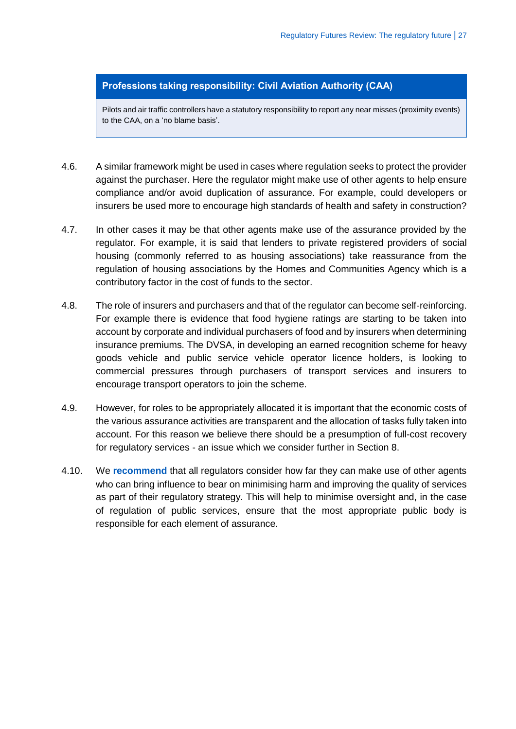**Professions taking responsibility: Civil Aviation Authority (CAA)**

Pilots and air traffic controllers have a statutory responsibility to report any near misses (proximity events) to the CAA, on a 'no blame basis'.

4.6. A similar framework might be used in cases where regulation seeks to protect the provider against the purchaser. Here the regulator might make use of other agents to help ensure compliance and/or avoid duplication of assurance. For example, could developers or insurers be used more to encourage high standards of health and safety in construction?

4.7. In other cases it may be that other agents make use of the assurance provided by the regulator. For example, it is said that lenders to private registered providers of social housing (commonly referred to as housing associations) take reassurance from the regulation of housing associations by the Homes and Communities Agency which is a contributory factor in the cost of funds to the sector.

4.8. The role of insurers and purchasers and that of the regulator can become self-reinforcing. For example there is evidence that food hygiene ratings are starting to be taken into account by corporate and individual purchasers of food and by insurers when determining insurance premiums. The DVSA, in developing an earned recognition scheme for heavy goods vehicle and public service vehicle operator licence holders, is looking to commercial pressures through purchasers of transport services and insurers to encourage transport operators to join the scheme.

4.9. However, for roles to be appropriately allocated it is important that the economic costs of the various assurance activities are transparent and the allocation of tasks fully taken into account. For this reason we believe there should be a presumption of full-cost recovery for regulatory services - an issue which we consider further in Section 8.

4.10. We **recommend** that all regulators consider how far they can make use of other agents who can bring influence to bear on minimising harm and improving the quality of services as part of their regulatory strategy. This will help to minimise oversight and, in the case of regulation of public services, ensure that the most appropriate public body is responsible for each element of assurance.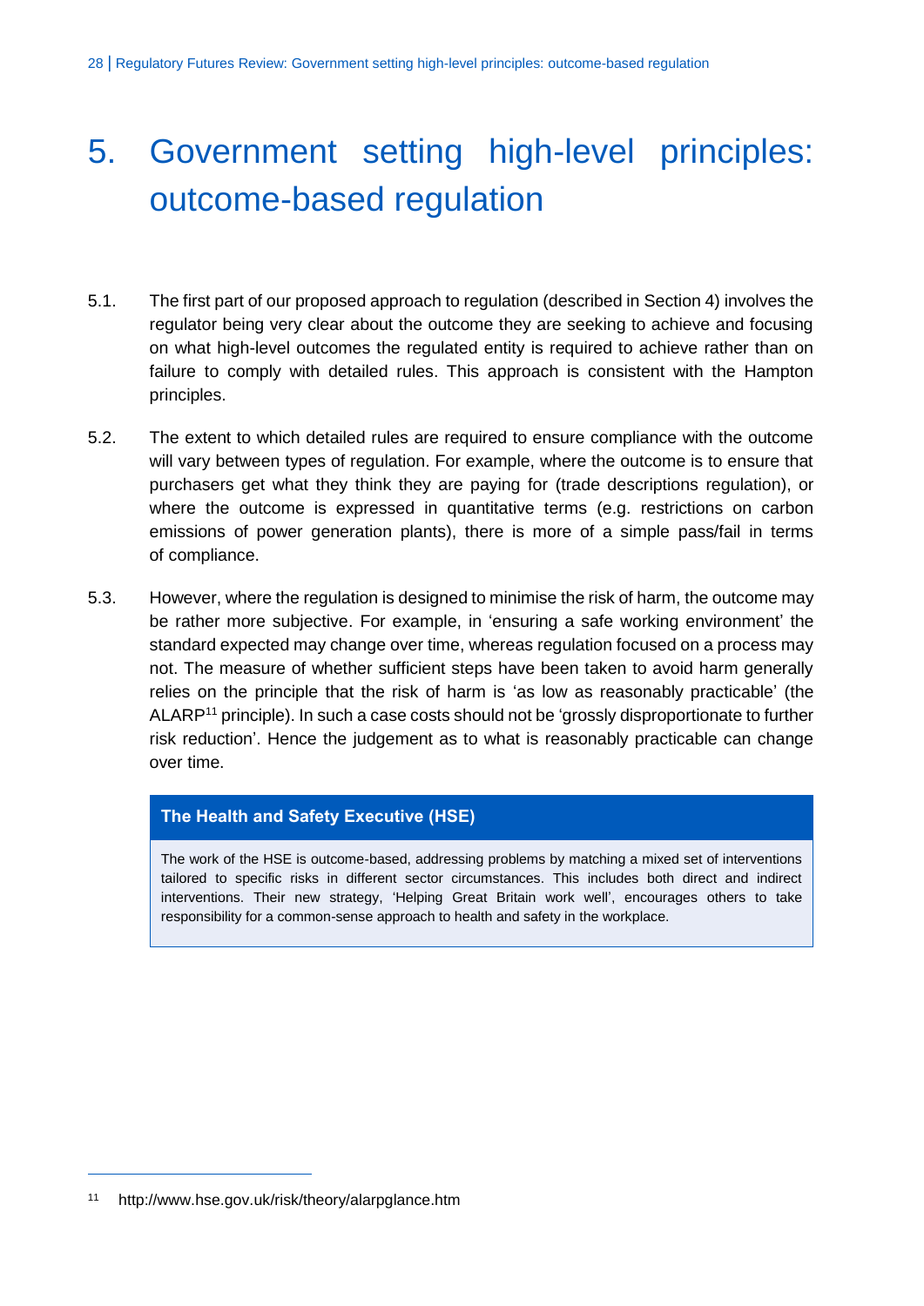# 5. Government setting high-level principles: outcome-based regulation

5.1. The first part of our proposed approach to regulation (described in Section 4) involves the regulator being very clear about the outcome they are seeking to achieve and focusing on what high-level outcomes the regulated entity is required to achieve rather than on failure to comply with detailed rules. This approach is consistent with the Hampton principles.

5.2. The extent to which detailed rules are required to ensure compliance with the outcome will vary between types of regulation. For example, where the outcome is to ensure that purchasers get what they think they are paying for (trade descriptions regulation), or where the outcome is expressed in quantitative terms (e.g. restrictions on carbon emissions of power generation plants), there is more of a simple pass/fail in terms of compliance.

5.3. However, where the regulation is designed to minimise the risk of harm, the outcome may be rather more subjective. For example, in 'ensuring a safe working environment' the standard expected may change over time, whereas regulation focused on a process may not. The measure of whether sufficient steps have been taken to avoid harm generally relies on the principle that the risk of harm is 'as low as reasonably practicable' (the ALARP[11] principle). In such a case costs should not be 'grossly disproportionate to further risk reduction'. Hence the judgement as to what is reasonably practicable can change over time.

**The Health and Safety Executive (HSE)**

The work of the HSE is outcome-based, addressing problems by matching a mixed set of interventions tailored to specific risks in different sector circumstances. This includes both direct and indirect interventions. Their new strategy, 'Helping Great Britain work well', encourages others to take responsibility for a common-sense approach to health and safety in the workplace.

---

[11] http://www.hse.gov.uk/risk/theory/alarpglance.htm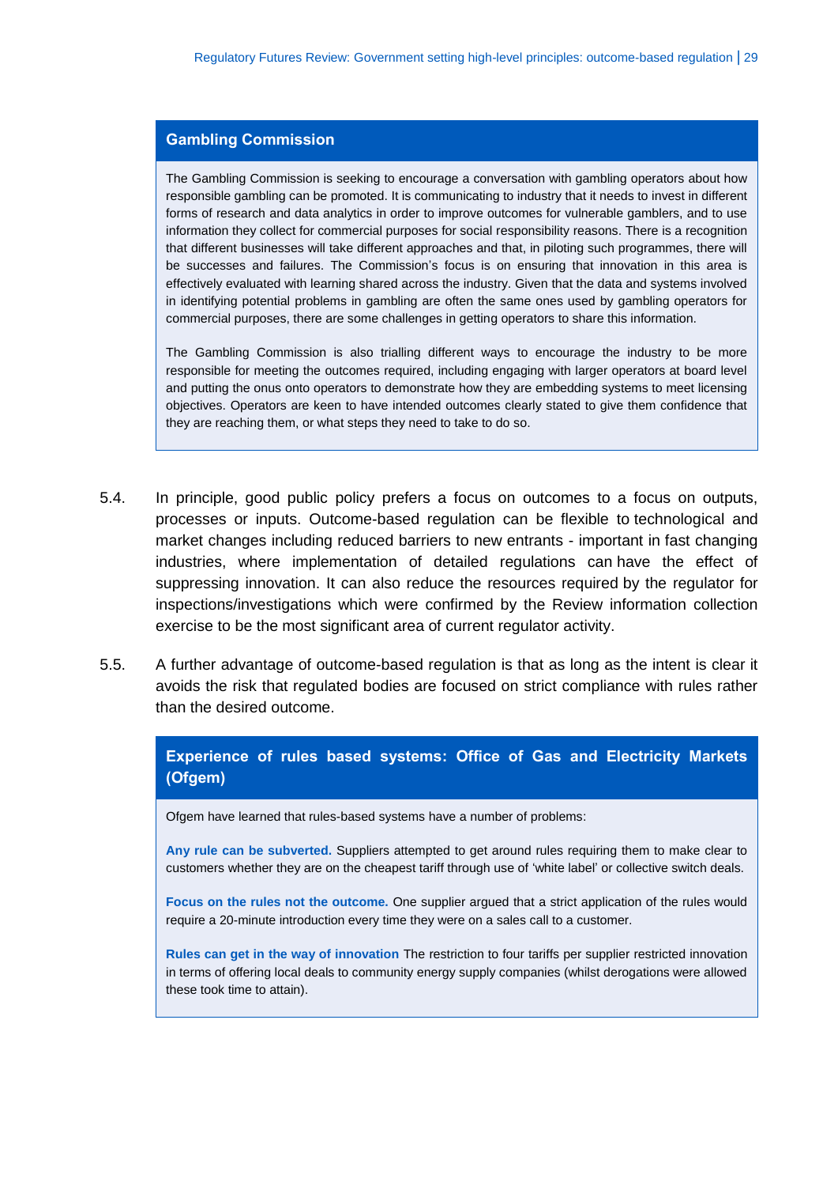### Gambling Commission

The Gambling Commission is seeking to encourage a conversation with gambling operators about how responsible gambling can be promoted. It is communicating to industry that it needs to invest in different forms of research and data analytics in order to improve outcomes for vulnerable gamblers, and to use information they collect for commercial purposes for social responsibility reasons. There is a recognition that different businesses will take different approaches and that, in piloting such programmes, there will be successes and failures. The Commission's focus is on ensuring that innovation in this area is effectively evaluated with learning shared across the industry. Given that the data and systems involved in identifying potential problems in gambling are often the same ones used by gambling operators for commercial purposes, there are some challenges in getting operators to share this information.

The Gambling Commission is also trialling different ways to encourage the industry to be more responsible for meeting the outcomes required, including engaging with larger operators at board level and putting the onus onto operators to demonstrate how they are embedding systems to meet licensing objectives. Operators are keen to have intended outcomes clearly stated to give them confidence that they are reaching them, or what steps they need to take to do so.

5.4. In principle, good public policy prefers a focus on outcomes to a focus on outputs, processes or inputs. Outcome-based regulation can be flexible to technological and market changes including reduced barriers to new entrants - important in fast changing industries, where implementation of detailed regulations can have the effect of suppressing innovation. It can also reduce the resources required by the regulator for inspections/investigations which were confirmed by the Review information collection exercise to be the most significant area of current regulator activity.

5.5. A further advantage of outcome-based regulation is that as long as the intent is clear it avoids the risk that regulated bodies are focused on strict compliance with rules rather than the desired outcome.

### Experience of rules based systems: Office of Gas and Electricity Markets (Ofgem)

Ofgem have learned that rules-based systems have a number of problems:

**Any rule can be subverted.** Suppliers attempted to get around rules requiring them to make clear to customers whether they are on the cheapest tariff through use of 'white label' or collective switch deals.

**Focus on the rules not the outcome.** One supplier argued that a strict application of the rules would require a 20-minute introduction every time they were on a sales call to a customer.

**Rules can get in the way of innovation** The restriction to four tariffs per supplier restricted innovation in terms of offering local deals to community energy supply companies (whilst derogations were allowed these took time to attain).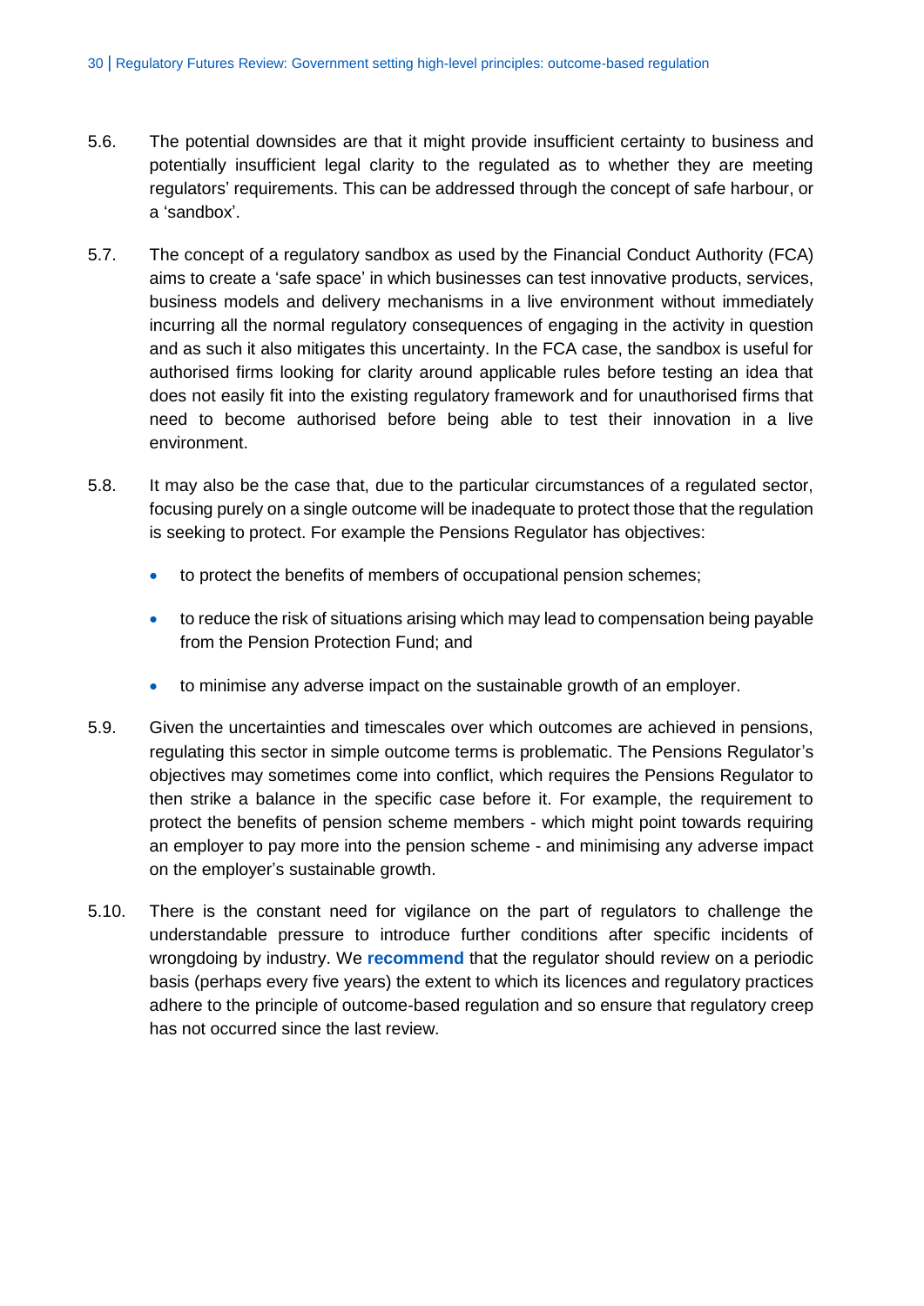5.6. The potential downsides are that it might provide insufficient certainty to business and potentially insufficient legal clarity to the regulated as to whether they are meeting regulators' requirements. This can be addressed through the concept of safe harbour, or a 'sandbox'.

5.7. The concept of a regulatory sandbox as used by the Financial Conduct Authority (FCA) aims to create a 'safe space' in which businesses can test innovative products, services, business models and delivery mechanisms in a live environment without immediately incurring all the normal regulatory consequences of engaging in the activity in question and as such it also mitigates this uncertainty. In the FCA case, the sandbox is useful for authorised firms looking for clarity around applicable rules before testing an idea that does not easily fit into the existing regulatory framework and for unauthorised firms that need to become authorised before being able to test their innovation in a live environment.

5.8. It may also be the case that, due to the particular circumstances of a regulated sector, focusing purely on a single outcome will be inadequate to protect those that the regulation is seeking to protect. For example the Pensions Regulator has objectives:

- to protect the benefits of members of occupational pension schemes;
- to reduce the risk of situations arising which may lead to compensation being payable from the Pension Protection Fund; and
- to minimise any adverse impact on the sustainable growth of an employer.

5.9. Given the uncertainties and timescales over which outcomes are achieved in pensions, regulating this sector in simple outcome terms is problematic. The Pensions Regulator's objectives may sometimes come into conflict, which requires the Pensions Regulator to then strike a balance in the specific case before it. For example, the requirement to protect the benefits of pension scheme members - which might point towards requiring an employer to pay more into the pension scheme - and minimising any adverse impact on the employer's sustainable growth.

5.10. There is the constant need for vigilance on the part of regulators to challenge the understandable pressure to introduce further conditions after specific incidents of wrongdoing by industry. We **recommend** that the regulator should review on a periodic basis (perhaps every five years) the extent to which its licences and regulatory practices adhere to the principle of outcome-based regulation and so ensure that regulatory creep has not occurred since the last review.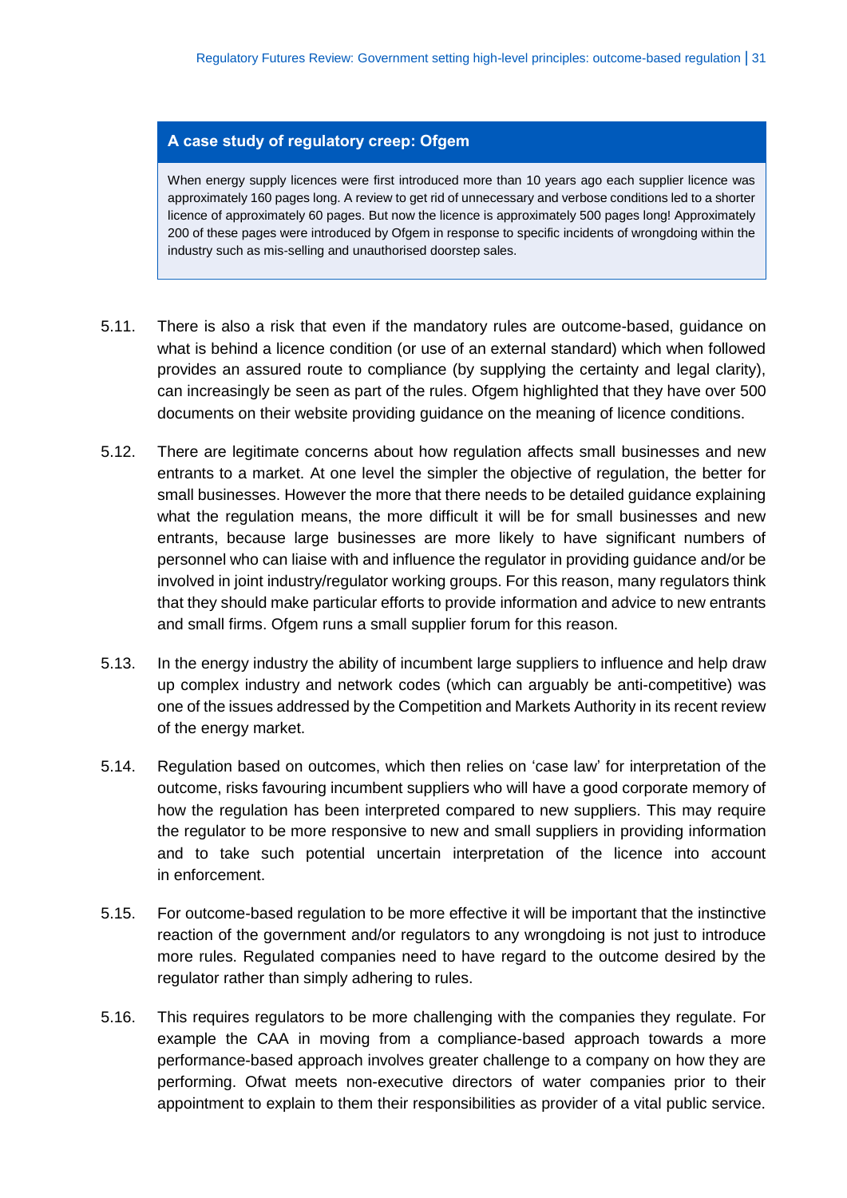### A case study of regulatory creep: Ofgem

When energy supply licences were first introduced more than 10 years ago each supplier licence was approximately 160 pages long. A review to get rid of unnecessary and verbose conditions led to a shorter licence of approximately 60 pages. But now the licence is approximately 500 pages long! Approximately 200 of these pages were introduced by Ofgem in response to specific incidents of wrongdoing within the industry such as mis-selling and unauthorised doorstep sales.

5.11. There is also a risk that even if the mandatory rules are outcome-based, guidance on what is behind a licence condition (or use of an external standard) which when followed provides an assured route to compliance (by supplying the certainty and legal clarity), can increasingly be seen as part of the rules. Ofgem highlighted that they have over 500 documents on their website providing guidance on the meaning of licence conditions.

5.12. There are legitimate concerns about how regulation affects small businesses and new entrants to a market. At one level the simpler the objective of regulation, the better for small businesses. However the more that there needs to be detailed guidance explaining what the regulation means, the more difficult it will be for small businesses and new entrants, because large businesses are more likely to have significant numbers of personnel who can liaise with and influence the regulator in providing guidance and/or be involved in joint industry/regulator working groups. For this reason, many regulators think that they should make particular efforts to provide information and advice to new entrants and small firms. Ofgem runs a small supplier forum for this reason.

5.13. In the energy industry the ability of incumbent large suppliers to influence and help draw up complex industry and network codes (which can arguably be anti-competitive) was one of the issues addressed by the Competition and Markets Authority in its recent review of the energy market.

5.14. Regulation based on outcomes, which then relies on 'case law' for interpretation of the outcome, risks favouring incumbent suppliers who will have a good corporate memory of how the regulation has been interpreted compared to new suppliers. This may require the regulator to be more responsive to new and small suppliers in providing information and to take such potential uncertain interpretation of the licence into account in enforcement.

5.15. For outcome-based regulation to be more effective it will be important that the instinctive reaction of the government and/or regulators to any wrongdoing is not just to introduce more rules. Regulated companies need to have regard to the outcome desired by the regulator rather than simply adhering to rules.

5.16. This requires regulators to be more challenging with the companies they regulate. For example the CAA in moving from a compliance-based approach towards a more performance-based approach involves greater challenge to a company on how they are performing. Ofwat meets non-executive directors of water companies prior to their appointment to explain to them their responsibilities as provider of a vital public service.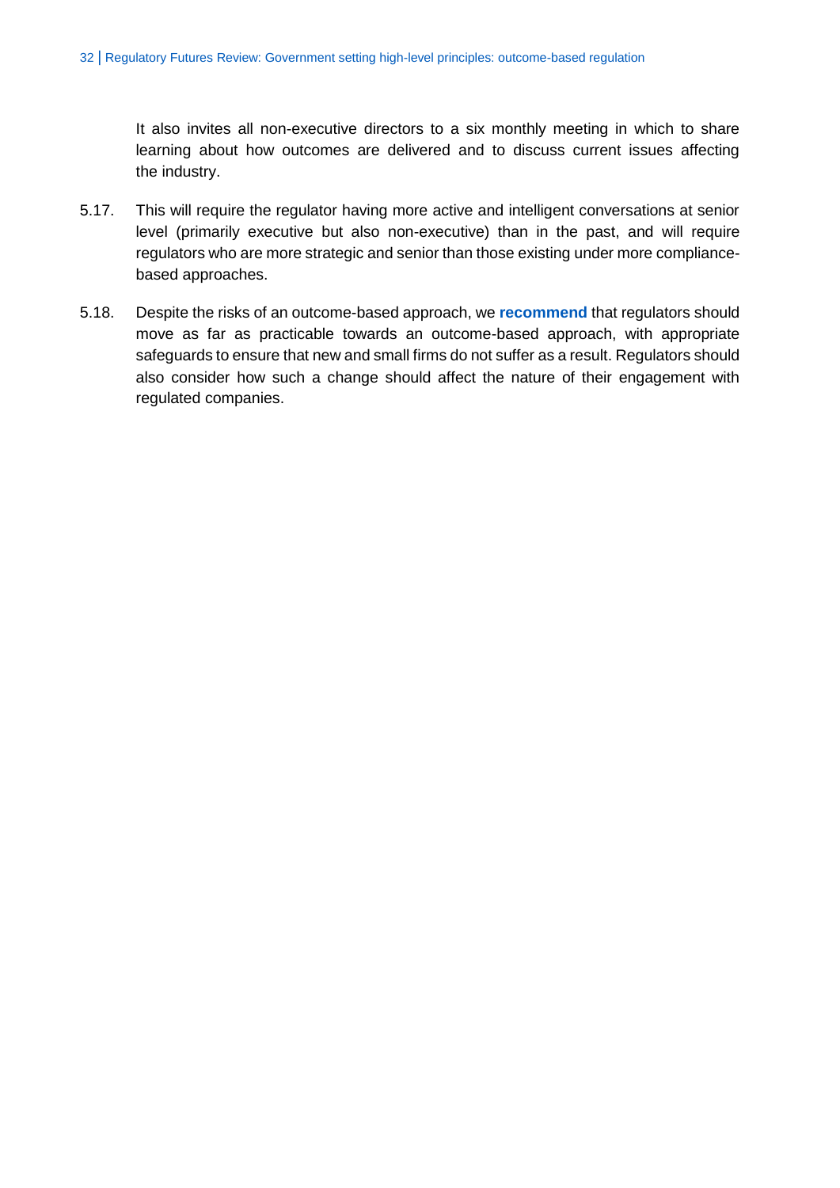It also invites all non-executive directors to a six monthly meeting in which to share learning about how outcomes are delivered and to discuss current issues affecting the industry.

5.17. This will require the regulator having more active and intelligent conversations at senior level (primarily executive but also non-executive) than in the past, and will require regulators who are more strategic and senior than those existing under more compliance-based approaches.

5.18. Despite the risks of an outcome-based approach, we **recommend** that regulators should move as far as practicable towards an outcome-based approach, with appropriate safeguards to ensure that new and small firms do not suffer as a result. Regulators should also consider how such a change should affect the nature of their engagement with regulated companies.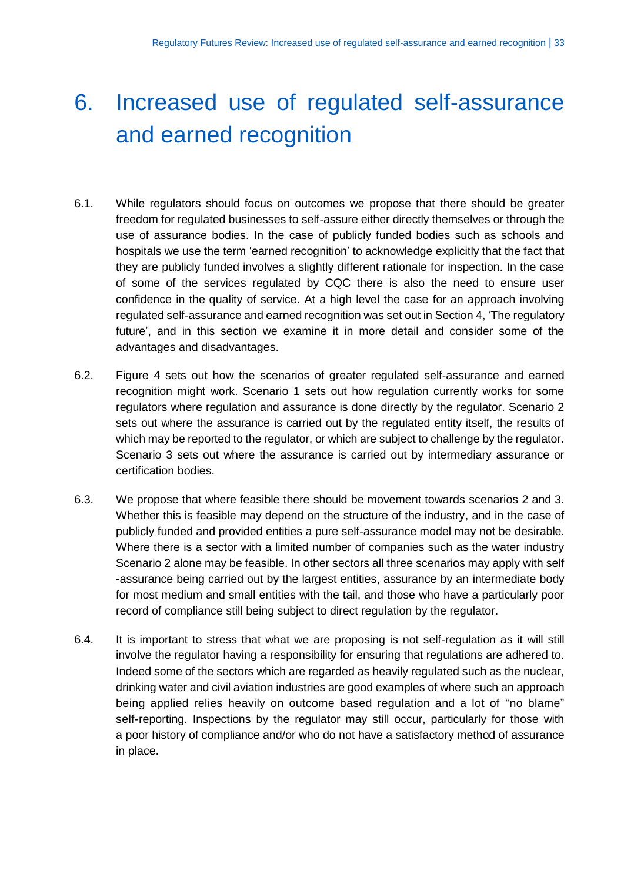# 6. Increased use of regulated self-assurance and earned recognition

6.1. While regulators should focus on outcomes we propose that there should be greater freedom for regulated businesses to self-assure either directly themselves or through the use of assurance bodies. In the case of publicly funded bodies such as schools and hospitals we use the term 'earned recognition' to acknowledge explicitly that the fact that they are publicly funded involves a slightly different rationale for inspection. In the case of some of the services regulated by CQC there is also the need to ensure user confidence in the quality of service. At a high level the case for an approach involving regulated self-assurance and earned recognition was set out in Section 4, 'The regulatory future', and in this section we examine it in more detail and consider some of the advantages and disadvantages.

6.2. Figure 4 sets out how the scenarios of greater regulated self-assurance and earned recognition might work. Scenario 1 sets out how regulation currently works for some regulators where regulation and assurance is done directly by the regulator. Scenario 2 sets out where the assurance is carried out by the regulated entity itself, the results of which may be reported to the regulator, or which are subject to challenge by the regulator. Scenario 3 sets out where the assurance is carried out by intermediary assurance or certification bodies.

6.3. We propose that where feasible there should be movement towards scenarios 2 and 3. Whether this is feasible may depend on the structure of the industry, and in the case of publicly funded and provided entities a pure self-assurance model may not be desirable. Where there is a sector with a limited number of companies such as the water industry Scenario 2 alone may be feasible. In other sectors all three scenarios may apply with self -assurance being carried out by the largest entities, assurance by an intermediate body for most medium and small entities with the tail, and those who have a particularly poor record of compliance still being subject to direct regulation by the regulator.

6.4. It is important to stress that what we are proposing is not self-regulation as it will still involve the regulator having a responsibility for ensuring that regulations are adhered to. Indeed some of the sectors which are regarded as heavily regulated such as the nuclear, drinking water and civil aviation industries are good examples of where such an approach being applied relies heavily on outcome based regulation and a lot of "no blame" self-reporting. Inspections by the regulator may still occur, particularly for those with a poor history of compliance and/or who do not have a satisfactory method of assurance in place.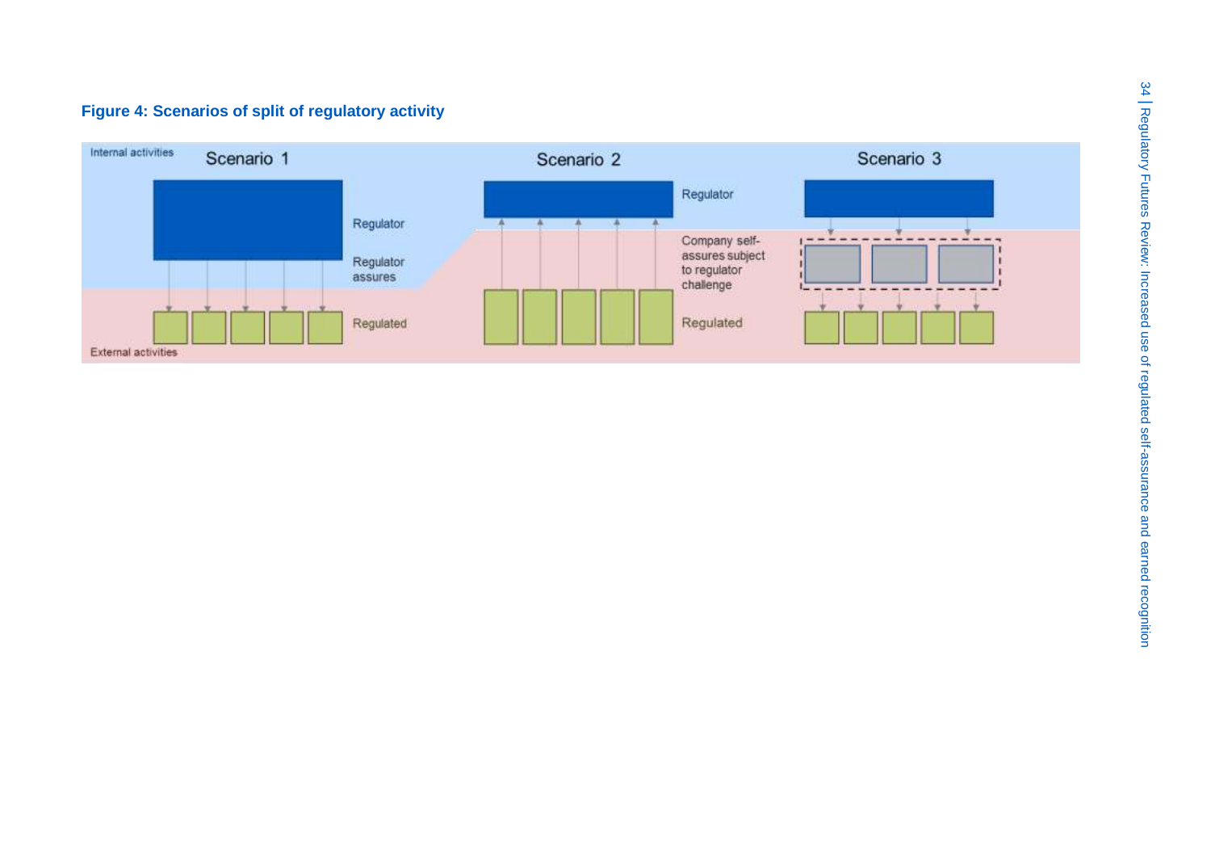**Figure 4: Scenarios of split of regulatory activity**

Internal activities

Scenario 1

Regulator

Regulator assures

Regulated

External activities

Scenario 2

Regulator

Company self-assures subject to regulator challenge

Regulated

Scenario 3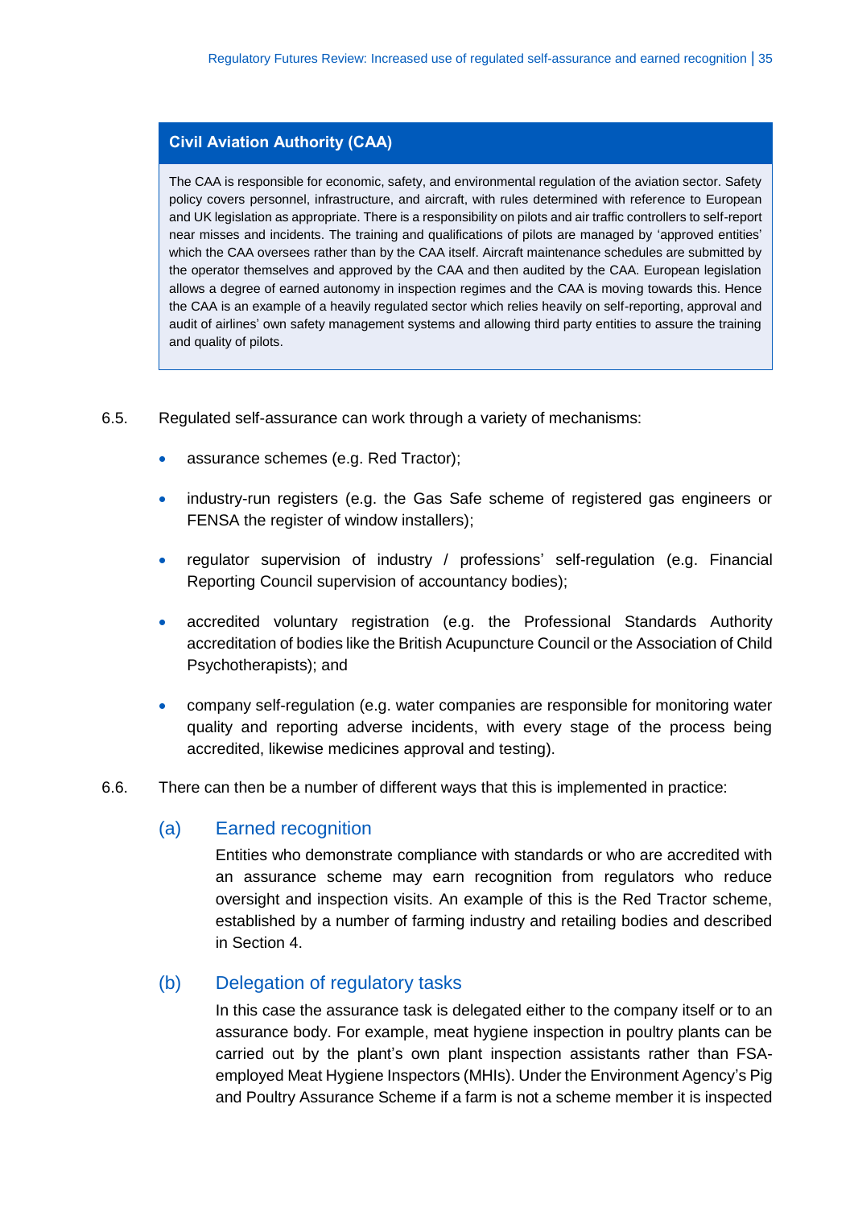**Civil Aviation Authority (CAA)**

The CAA is responsible for economic, safety, and environmental regulation of the aviation sector. Safety policy covers personnel, infrastructure, and aircraft, with rules determined with reference to European and UK legislation as appropriate. There is a responsibility on pilots and air traffic controllers to self-report near misses and incidents. The training and qualifications of pilots are managed by 'approved entities' which the CAA oversees rather than by the CAA itself. Aircraft maintenance schedules are submitted by the operator themselves and approved by the CAA and then audited by the CAA. European legislation allows a degree of earned autonomy in inspection regimes and the CAA is moving towards this. Hence the CAA is an example of a heavily regulated sector which relies heavily on self-reporting, approval and audit of airlines' own safety management systems and allowing third party entities to assure the training and quality of pilots.

6.5. Regulated self-assurance can work through a variety of mechanisms:

- assurance schemes (e.g. Red Tractor);
- industry-run registers (e.g. the Gas Safe scheme of registered gas engineers or FENSA the register of window installers);
- regulator supervision of industry / professions' self-regulation (e.g. Financial Reporting Council supervision of accountancy bodies);
- accredited voluntary registration (e.g. the Professional Standards Authority accreditation of bodies like the British Acupuncture Council or the Association of Child Psychotherapists); and
- company self-regulation (e.g. water companies are responsible for monitoring water quality and reporting adverse incidents, with every stage of the process being accredited, likewise medicines approval and testing).

6.6. There can then be a number of different ways that this is implemented in practice:

### (a) Earned recognition

Entities who demonstrate compliance with standards or who are accredited with an assurance scheme may earn recognition from regulators who reduce oversight and inspection visits. An example of this is the Red Tractor scheme, established by a number of farming industry and retailing bodies and described in Section 4.

### (b) Delegation of regulatory tasks

In this case the assurance task is delegated either to the company itself or to an assurance body. For example, meat hygiene inspection in poultry plants can be carried out by the plant's own plant inspection assistants rather than FSA-employed Meat Hygiene Inspectors (MHIs). Under the Environment Agency's Pig and Poultry Assurance Scheme if a farm is not a scheme member it is inspected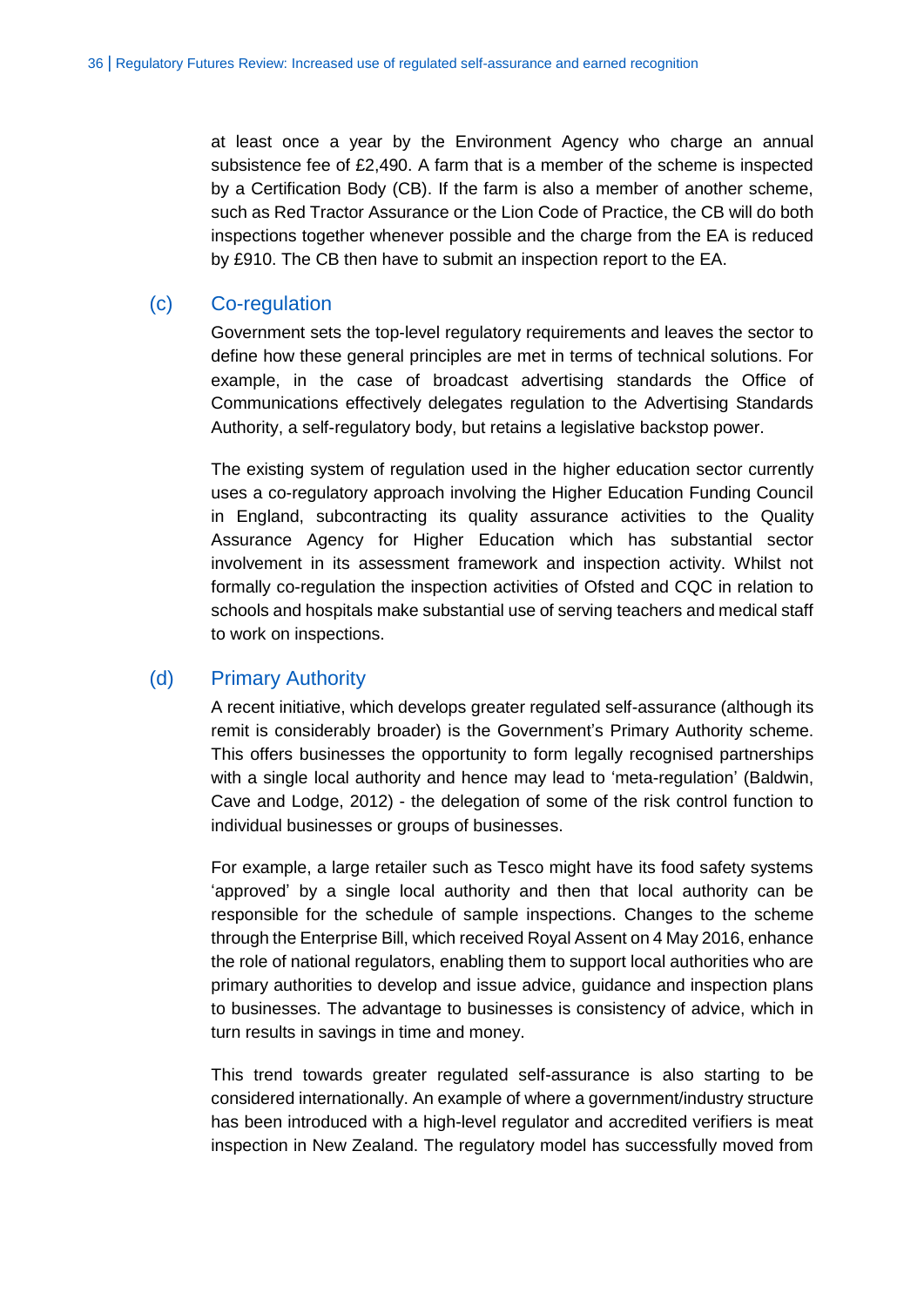at least once a year by the Environment Agency who charge an annual subsistence fee of £2,490. A farm that is a member of the scheme is inspected by a Certification Body (CB). If the farm is also a member of another scheme, such as Red Tractor Assurance or the Lion Code of Practice, the CB will do both inspections together whenever possible and the charge from the EA is reduced by £910. The CB then have to submit an inspection report to the EA.

### (c) Co-regulation

Government sets the top-level regulatory requirements and leaves the sector to define how these general principles are met in terms of technical solutions. For example, in the case of broadcast advertising standards the Office of Communications effectively delegates regulation to the Advertising Standards Authority, a self-regulatory body, but retains a legislative backstop power.

The existing system of regulation used in the higher education sector currently uses a co-regulatory approach involving the Higher Education Funding Council in England, subcontracting its quality assurance activities to the Quality Assurance Agency for Higher Education which has substantial sector involvement in its assessment framework and inspection activity. Whilst not formally co-regulation the inspection activities of Ofsted and CQC in relation to schools and hospitals make substantial use of serving teachers and medical staff to work on inspections.

### (d) Primary Authority

A recent initiative, which develops greater regulated self-assurance (although its remit is considerably broader) is the Government's Primary Authority scheme. This offers businesses the opportunity to form legally recognised partnerships with a single local authority and hence may lead to 'meta-regulation' (Baldwin, Cave and Lodge, 2012) - the delegation of some of the risk control function to individual businesses or groups of businesses.

For example, a large retailer such as Tesco might have its food safety systems 'approved' by a single local authority and then that local authority can be responsible for the schedule of sample inspections. Changes to the scheme through the Enterprise Bill, which received Royal Assent on 4 May 2016, enhance the role of national regulators, enabling them to support local authorities who are primary authorities to develop and issue advice, guidance and inspection plans to businesses. The advantage to businesses is consistency of advice, which in turn results in savings in time and money.

This trend towards greater regulated self-assurance is also starting to be considered internationally. An example of where a government/industry structure has been introduced with a high-level regulator and accredited verifiers is meat inspection in New Zealand. The regulatory model has successfully moved from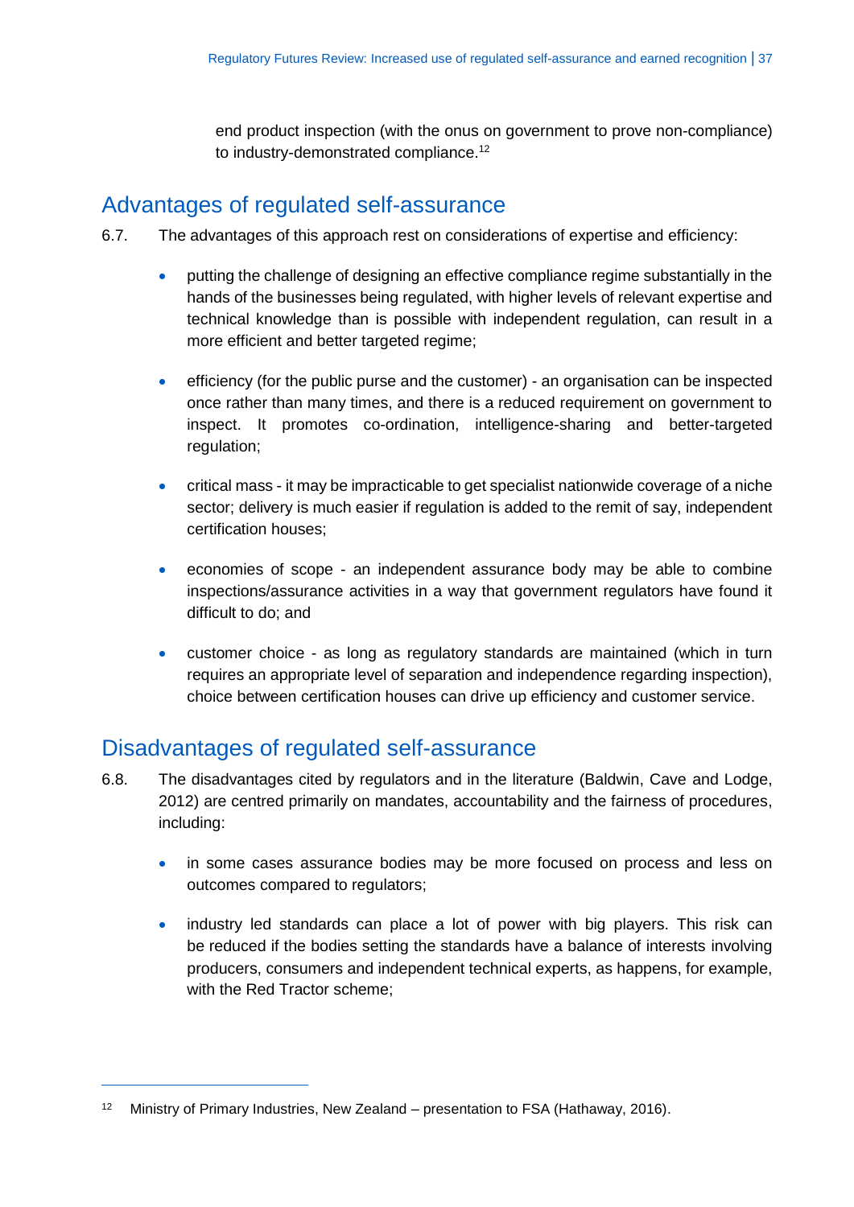end product inspection (with the onus on government to prove non-compliance) to industry-demonstrated compliance.[12]

## Advantages of regulated self-assurance

6.7. The advantages of this approach rest on considerations of expertise and efficiency:

- putting the challenge of designing an effective compliance regime substantially in the hands of the businesses being regulated, with higher levels of relevant expertise and technical knowledge than is possible with independent regulation, can result in a more efficient and better targeted regime;
- efficiency (for the public purse and the customer) - an organisation can be inspected once rather than many times, and there is a reduced requirement on government to inspect. It promotes co-ordination, intelligence-sharing and better-targeted regulation;
- critical mass - it may be impracticable to get specialist nationwide coverage of a niche sector; delivery is much easier if regulation is added to the remit of say, independent certification houses;
- economies of scope - an independent assurance body may be able to combine inspections/assurance activities in a way that government regulators have found it difficult to do; and
- customer choice - as long as regulatory standards are maintained (which in turn requires an appropriate level of separation and independence regarding inspection), choice between certification houses can drive up efficiency and customer service.

## Disadvantages of regulated self-assurance

6.8. The disadvantages cited by regulators and in the literature (Baldwin, Cave and Lodge, 2012) are centred primarily on mandates, accountability and the fairness of procedures, including:

- in some cases assurance bodies may be more focused on process and less on outcomes compared to regulators;
- industry led standards can place a lot of power with big players. This risk can be reduced if the bodies setting the standards have a balance of interests involving producers, consumers and independent technical experts, as happens, for example, with the Red Tractor scheme;

---

[12] Ministry of Primary Industries, New Zealand – presentation to FSA (Hathaway, 2016).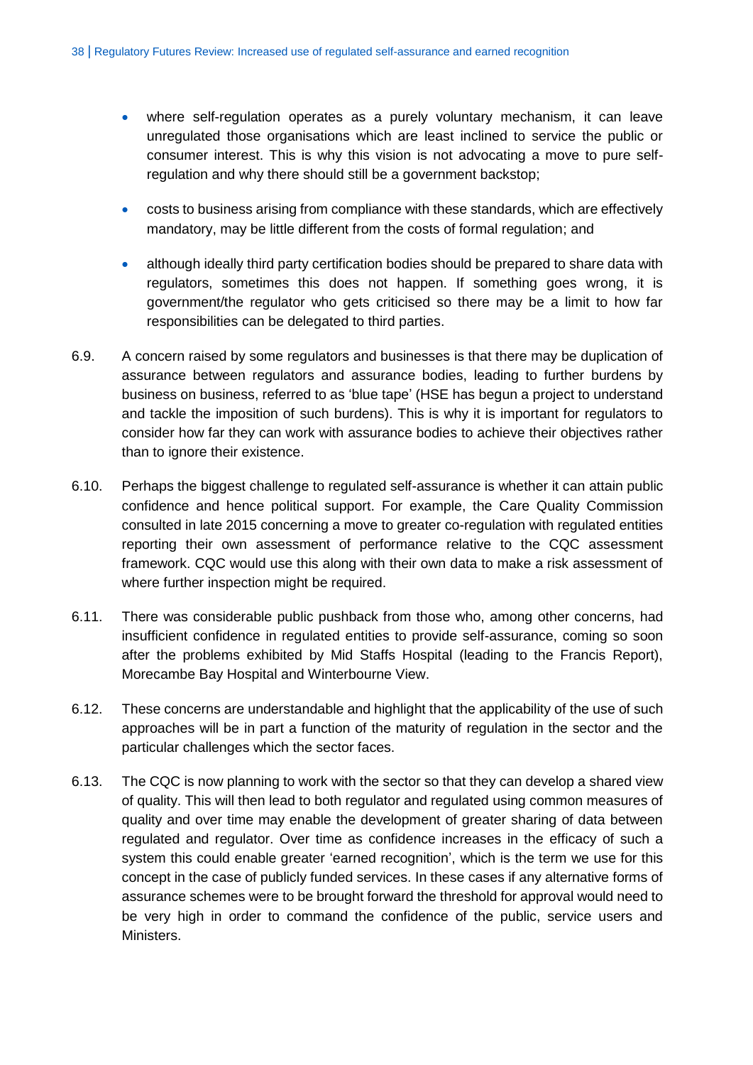- where self-regulation operates as a purely voluntary mechanism, it can leave unregulated those organisations which are least inclined to service the public or consumer interest. This is why this vision is not advocating a move to pure self-regulation and why there should still be a government backstop;
- costs to business arising from compliance with these standards, which are effectively mandatory, may be little different from the costs of formal regulation; and
- although ideally third party certification bodies should be prepared to share data with regulators, sometimes this does not happen. If something goes wrong, it is government/the regulator who gets criticised so there may be a limit to how far responsibilities can be delegated to third parties.

6.9. A concern raised by some regulators and businesses is that there may be duplication of assurance between regulators and assurance bodies, leading to further burdens by business on business, referred to as 'blue tape' (HSE has begun a project to understand and tackle the imposition of such burdens). This is why it is important for regulators to consider how far they can work with assurance bodies to achieve their objectives rather than to ignore their existence.

6.10. Perhaps the biggest challenge to regulated self-assurance is whether it can attain public confidence and hence political support. For example, the Care Quality Commission consulted in late 2015 concerning a move to greater co-regulation with regulated entities reporting their own assessment of performance relative to the CQC assessment framework. CQC would use this along with their own data to make a risk assessment of where further inspection might be required.

6.11. There was considerable public pushback from those who, among other concerns, had insufficient confidence in regulated entities to provide self-assurance, coming so soon after the problems exhibited by Mid Staffs Hospital (leading to the Francis Report), Morecambe Bay Hospital and Winterbourne View.

6.12. These concerns are understandable and highlight that the applicability of the use of such approaches will be in part a function of the maturity of regulation in the sector and the particular challenges which the sector faces.

6.13. The CQC is now planning to work with the sector so that they can develop a shared view of quality. This will then lead to both regulator and regulated using common measures of quality and over time may enable the development of greater sharing of data between regulated and regulator. Over time as confidence increases in the efficacy of such a system this could enable greater 'earned recognition', which is the term we use for this concept in the case of publicly funded services. In these cases if any alternative forms of assurance schemes were to be brought forward the threshold for approval would need to be very high in order to command the confidence of the public, service users and Ministers.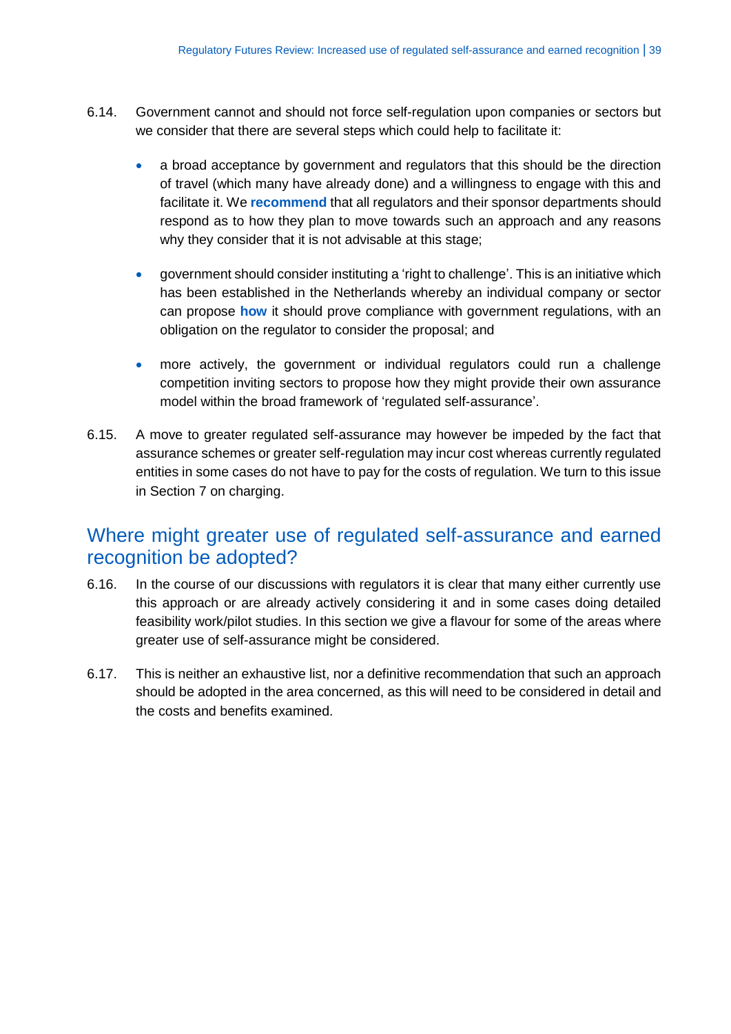6.14. Government cannot and should not force self-regulation upon companies or sectors but we consider that there are several steps which could help to facilitate it:

- a broad acceptance by government and regulators that this should be the direction of travel (which many have already done) and a willingness to engage with this and facilitate it. We **recommend** that all regulators and their sponsor departments should respond as to how they plan to move towards such an approach and any reasons why they consider that it is not advisable at this stage;

- government should consider instituting a 'right to challenge'. This is an initiative which has been established in the Netherlands whereby an individual company or sector can propose **how** it should prove compliance with government regulations, with an obligation on the regulator to consider the proposal; and

- more actively, the government or individual regulators could run a challenge competition inviting sectors to propose how they might provide their own assurance model within the broad framework of 'regulated self-assurance'.

6.15. A move to greater regulated self-assurance may however be impeded by the fact that assurance schemes or greater self-regulation may incur cost whereas currently regulated entities in some cases do not have to pay for the costs of regulation. We turn to this issue in Section 7 on charging.

## Where might greater use of regulated self-assurance and earned recognition be adopted?

6.16. In the course of our discussions with regulators it is clear that many either currently use this approach or are already actively considering it and in some cases doing detailed feasibility work/pilot studies. In this section we give a flavour for some of the areas where greater use of self-assurance might be considered.

6.17. This is neither an exhaustive list, nor a definitive recommendation that such an approach should be adopted in the area concerned, as this will need to be considered in detail and the costs and benefits examined.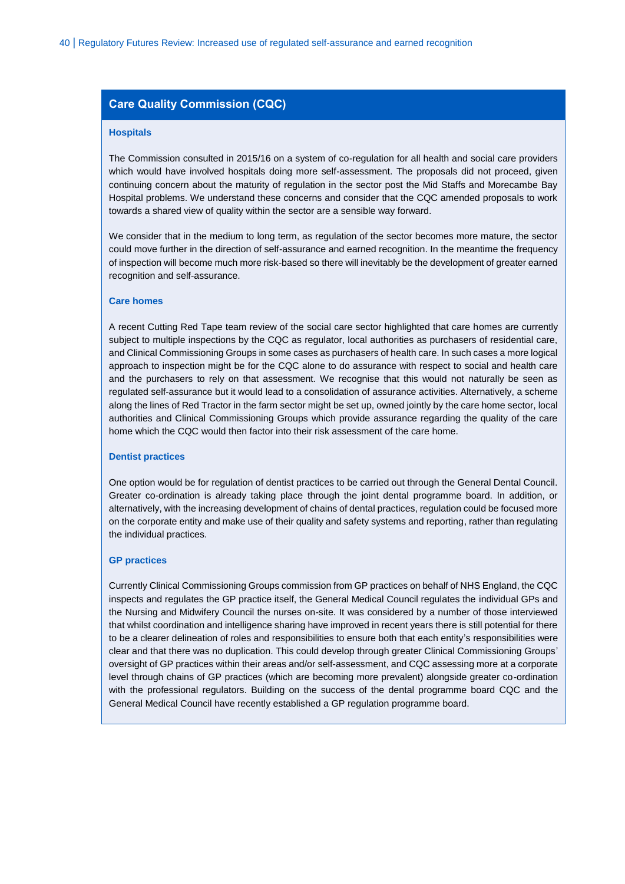## Care Quality Commission (CQC)

### Hospitals

The Commission consulted in 2015/16 on a system of co-regulation for all health and social care providers which would have involved hospitals doing more self-assessment. The proposals did not proceed, given continuing concern about the maturity of regulation in the sector post the Mid Staffs and Morecambe Bay Hospital problems. We understand these concerns and consider that the CQC amended proposals to work towards a shared view of quality within the sector are a sensible way forward.

We consider that in the medium to long term, as regulation of the sector becomes more mature, the sector could move further in the direction of self-assurance and earned recognition. In the meantime the frequency of inspection will become much more risk-based so there will inevitably be the development of greater earned recognition and self-assurance.

### Care homes

A recent Cutting Red Tape team review of the social care sector highlighted that care homes are currently subject to multiple inspections by the CQC as regulator, local authorities as purchasers of residential care, and Clinical Commissioning Groups in some cases as purchasers of health care. In such cases a more logical approach to inspection might be for the CQC alone to do assurance with respect to social and health care and the purchasers to rely on that assessment. We recognise that this would not naturally be seen as regulated self-assurance but it would lead to a consolidation of assurance activities. Alternatively, a scheme along the lines of Red Tractor in the farm sector might be set up, owned jointly by the care home sector, local authorities and Clinical Commissioning Groups which provide assurance regarding the quality of the care home which the CQC would then factor into their risk assessment of the care home.

### Dentist practices

One option would be for regulation of dentist practices to be carried out through the General Dental Council. Greater co-ordination is already taking place through the joint dental programme board. In addition, or alternatively, with the increasing development of chains of dental practices, regulation could be focused more on the corporate entity and make use of their quality and safety systems and reporting, rather than regulating the individual practices.

### GP practices

Currently Clinical Commissioning Groups commission from GP practices on behalf of NHS England, the CQC inspects and regulates the GP practice itself, the General Medical Council regulates the individual GPs and the Nursing and Midwifery Council the nurses on-site. It was considered by a number of those interviewed that whilst coordination and intelligence sharing have improved in recent years there is still potential for there to be a clearer delineation of roles and responsibilities to ensure both that each entity's responsibilities were clear and that there was no duplication. This could develop through greater Clinical Commissioning Groups' oversight of GP practices within their areas and/or self-assessment, and CQC assessing more at a corporate level through chains of GP practices (which are becoming more prevalent) alongside greater co-ordination with the professional regulators. Building on the success of the dental programme board CQC and the General Medical Council have recently established a GP regulation programme board.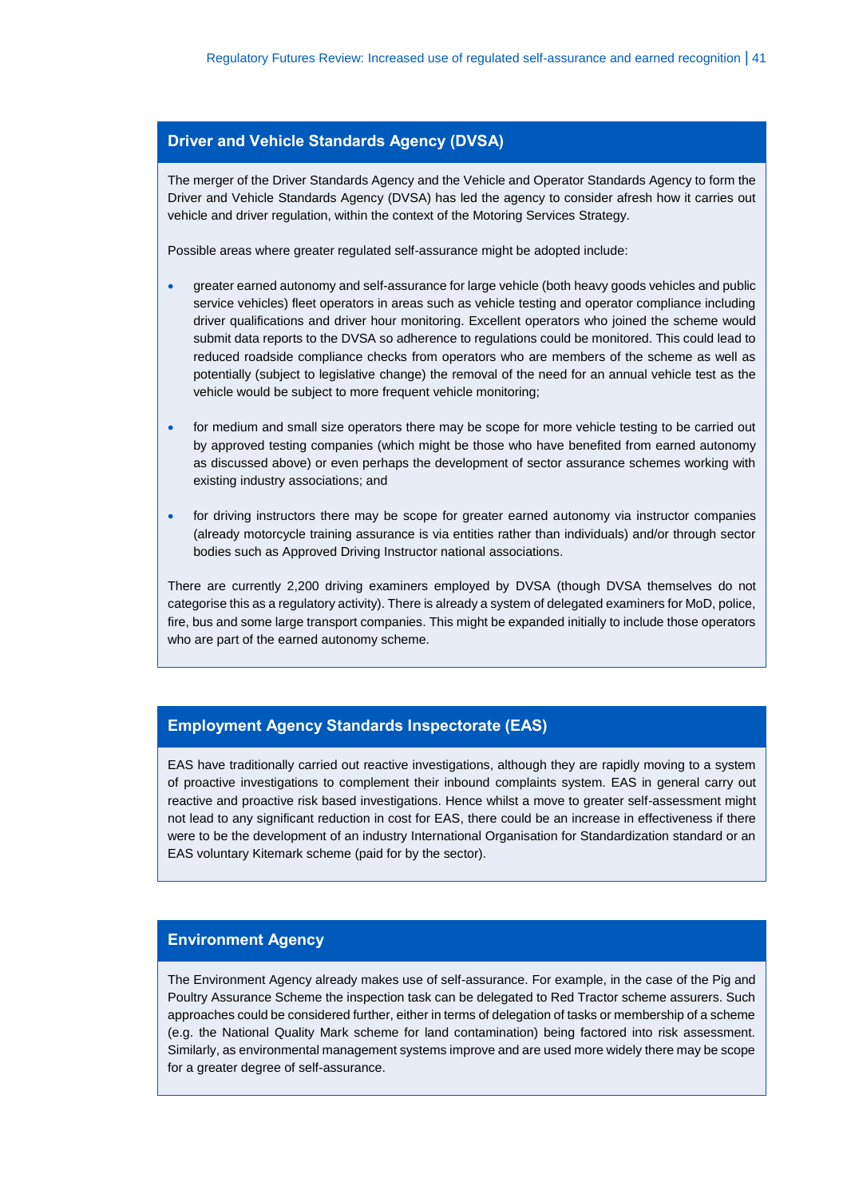### Driver and Vehicle Standards Agency (DVSA)

The merger of the Driver Standards Agency and the Vehicle and Operator Standards Agency to form the Driver and Vehicle Standards Agency (DVSA) has led the agency to consider afresh how it carries out vehicle and driver regulation, within the context of the Motoring Services Strategy.

Possible areas where greater regulated self-assurance might be adopted include:

- greater earned autonomy and self-assurance for large vehicle (both heavy goods vehicles and public service vehicles) fleet operators in areas such as vehicle testing and operator compliance including driver qualifications and driver hour monitoring. Excellent operators who joined the scheme would submit data reports to the DVSA so adherence to regulations could be monitored. This could lead to reduced roadside compliance checks from operators who are members of the scheme as well as potentially (subject to legislative change) the removal of the need for an annual vehicle test as the vehicle would be subject to more frequent vehicle monitoring;

- for medium and small size operators there may be scope for more vehicle testing to be carried out by approved testing companies (which might be those who have benefited from earned autonomy as discussed above) or even perhaps the development of sector assurance schemes working with existing industry associations; and

- for driving instructors there may be scope for greater earned autonomy via instructor companies (already motorcycle training assurance is via entities rather than individuals) and/or through sector bodies such as Approved Driving Instructor national associations.

There are currently 2,200 driving examiners employed by DVSA (though DVSA themselves do not categorise this as a regulatory activity). There is already a system of delegated examiners for MoD, police, fire, bus and some large transport companies. This might be expanded initially to include those operators who are part of the earned autonomy scheme.

### Employment Agency Standards Inspectorate (EAS)

EAS have traditionally carried out reactive investigations, although they are rapidly moving to a system of proactive investigations to complement their inbound complaints system. EAS in general carry out reactive and proactive risk based investigations. Hence whilst a move to greater self-assessment might not lead to any significant reduction in cost for EAS, there could be an increase in effectiveness if there were to be the development of an industry International Organisation for Standardization standard or an EAS voluntary Kitemark scheme (paid for by the sector).

### Environment Agency

The Environment Agency already makes use of self-assurance. For example, in the case of the Pig and Poultry Assurance Scheme the inspection task can be delegated to Red Tractor scheme assurers. Such approaches could be considered further, either in terms of delegation of tasks or membership of a scheme (e.g. the National Quality Mark scheme for land contamination) being factored into risk assessment. Similarly, as environmental management systems improve and are used more widely there may be scope for a greater degree of self-assurance.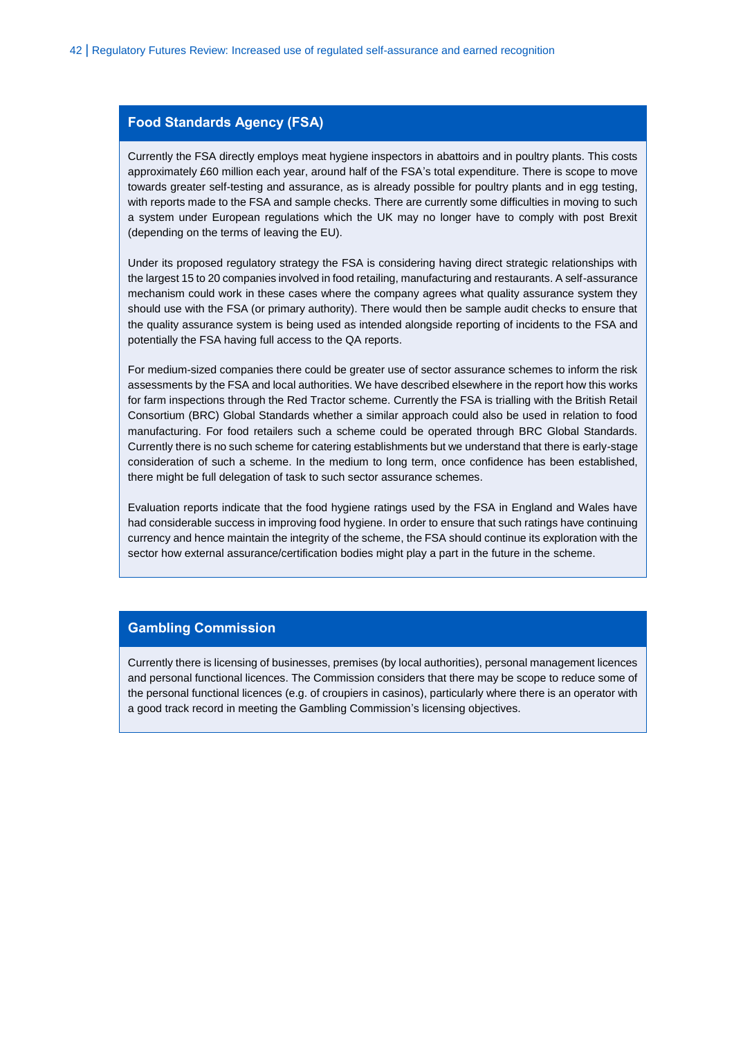### Food Standards Agency (FSA)

Currently the FSA directly employs meat hygiene inspectors in abattoirs and in poultry plants. This costs approximately £60 million each year, around half of the FSA's total expenditure. There is scope to move towards greater self-testing and assurance, as is already possible for poultry plants and in egg testing, with reports made to the FSA and sample checks. There are currently some difficulties in moving to such a system under European regulations which the UK may no longer have to comply with post Brexit (depending on the terms of leaving the EU).

Under its proposed regulatory strategy the FSA is considering having direct strategic relationships with the largest 15 to 20 companies involved in food retailing, manufacturing and restaurants. A self-assurance mechanism could work in these cases where the company agrees what quality assurance system they should use with the FSA (or primary authority). There would then be sample audit checks to ensure that the quality assurance system is being used as intended alongside reporting of incidents to the FSA and potentially the FSA having full access to the QA reports.

For medium-sized companies there could be greater use of sector assurance schemes to inform the risk assessments by the FSA and local authorities. We have described elsewhere in the report how this works for farm inspections through the Red Tractor scheme. Currently the FSA is trialling with the British Retail Consortium (BRC) Global Standards whether a similar approach could also be used in relation to food manufacturing. For food retailers such a scheme could be operated through BRC Global Standards. Currently there is no such scheme for catering establishments but we understand that there is early-stage consideration of such a scheme. In the medium to long term, once confidence has been established, there might be full delegation of task to such sector assurance schemes.

Evaluation reports indicate that the food hygiene ratings used by the FSA in England and Wales have had considerable success in improving food hygiene. In order to ensure that such ratings have continuing currency and hence maintain the integrity of the scheme, the FSA should continue its exploration with the sector how external assurance/certification bodies might play a part in the future in the scheme.

### Gambling Commission

Currently there is licensing of businesses, premises (by local authorities), personal management licences and personal functional licences. The Commission considers that there may be scope to reduce some of the personal functional licences (e.g. of croupiers in casinos), particularly where there is an operator with a good track record in meeting the Gambling Commission's licensing objectives.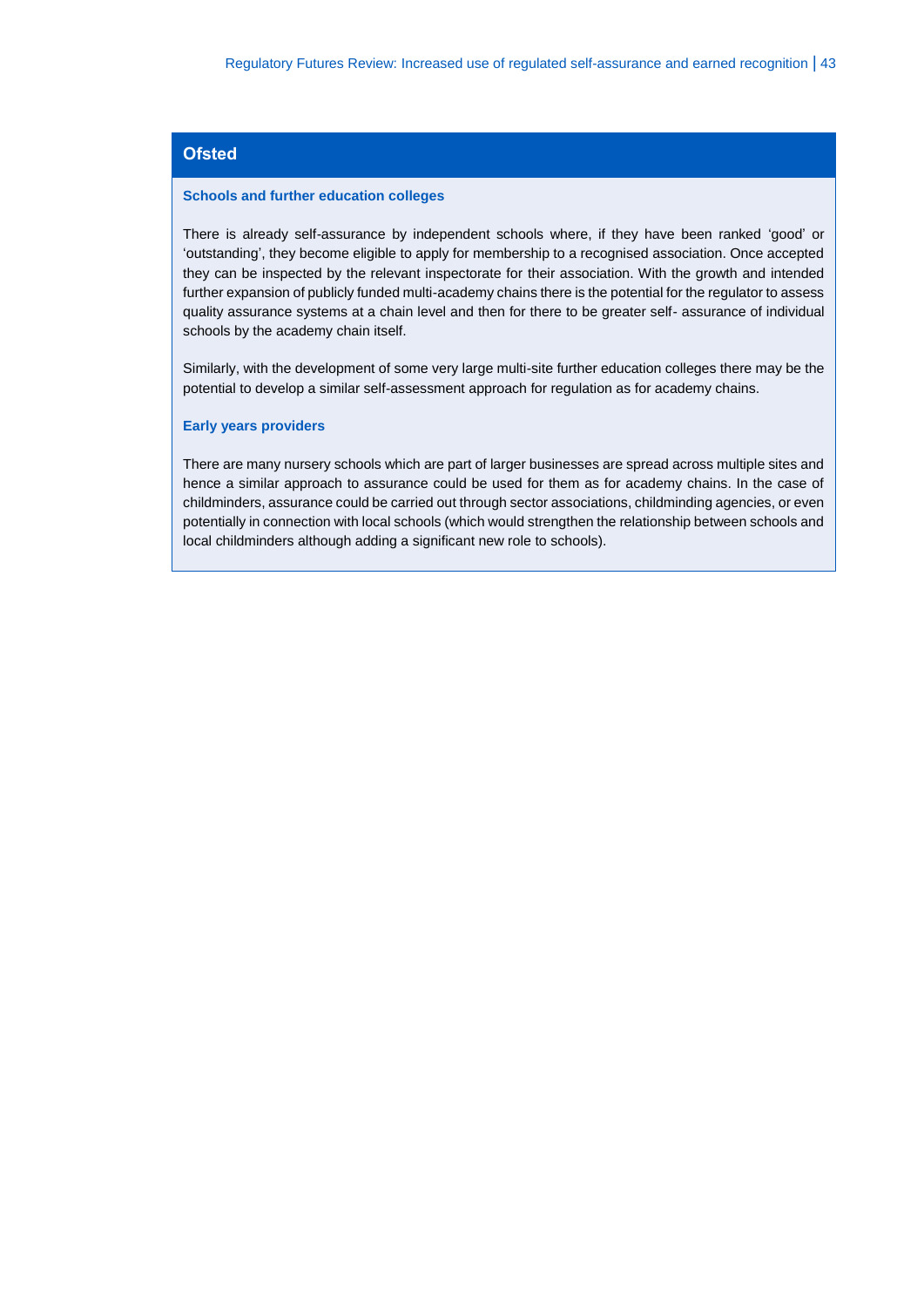## Ofsted

### Schools and further education colleges

There is already self-assurance by independent schools where, if they have been ranked 'good' or 'outstanding', they become eligible to apply for membership to a recognised association. Once accepted they can be inspected by the relevant inspectorate for their association. With the growth and intended further expansion of publicly funded multi-academy chains there is the potential for the regulator to assess quality assurance systems at a chain level and then for there to be greater self- assurance of individual schools by the academy chain itself.

Similarly, with the development of some very large multi-site further education colleges there may be the potential to develop a similar self-assessment approach for regulation as for academy chains.

### Early years providers

There are many nursery schools which are part of larger businesses are spread across multiple sites and hence a similar approach to assurance could be used for them as for academy chains. In the case of childminders, assurance could be carried out through sector associations, childminding agencies, or even potentially in connection with local schools (which would strengthen the relationship between schools and local childminders although adding a significant new role to schools).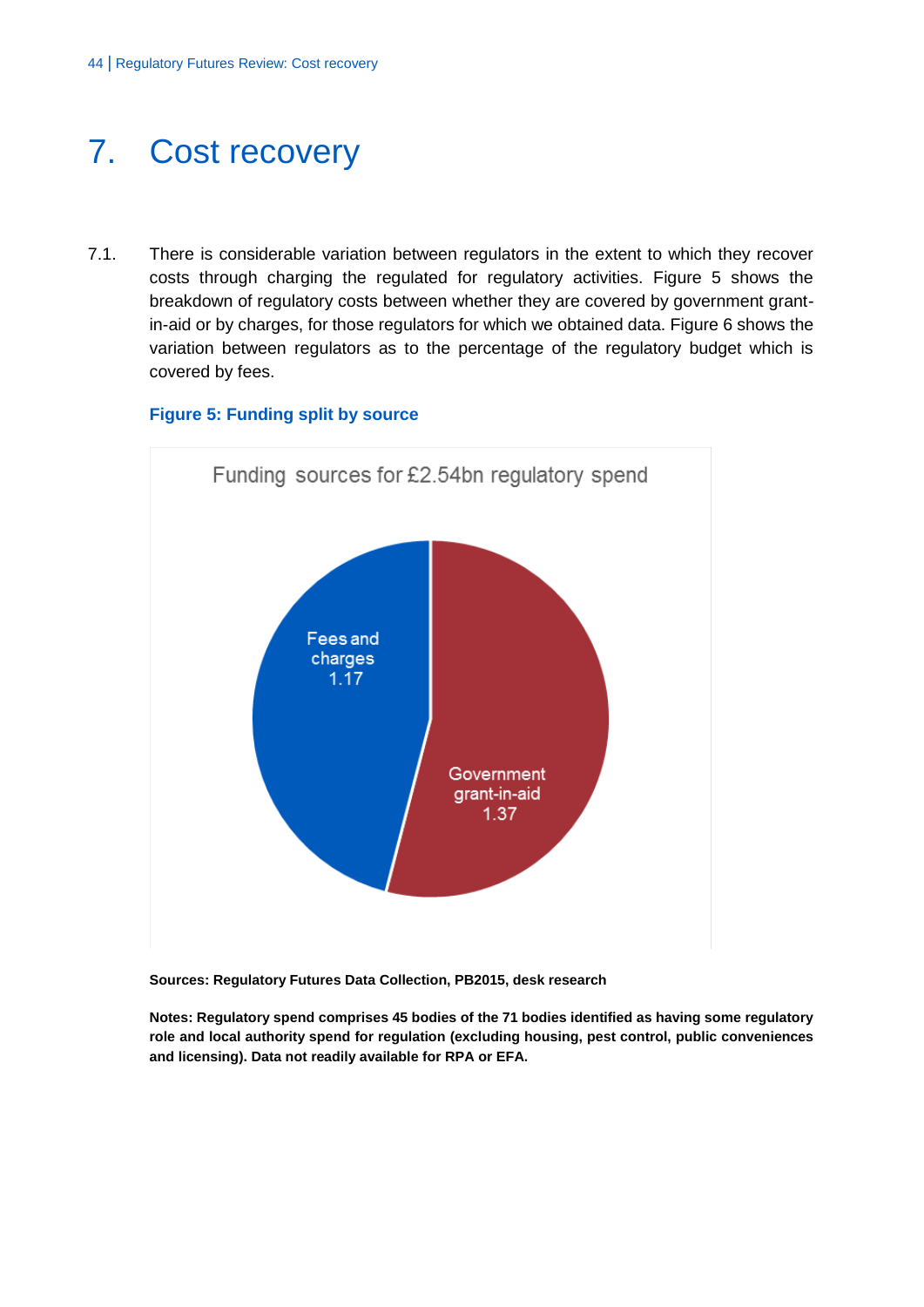# 7. Cost recovery

7.1. There is considerable variation between regulators in the extent to which they recover costs through charging the regulated for regulatory activities. Figure 5 shows the breakdown of regulatory costs between whether they are covered by government grant-in-aid or by charges, for those regulators for which we obtained data. Figure 6 shows the variation between regulators as to the percentage of the regulatory budget which is covered by fees.

**Figure 5: Funding split by source**

Funding sources for £2.54bn regulatory spend

- Fees and charges 1.17
- Government grant-in-aid 1.37

**Sources: Regulatory Futures Data Collection, PB2015, desk research**

**Notes: Regulatory spend comprises 45 bodies of the 71 bodies identified as having some regulatory role and local authority spend for regulation (excluding housing, pest control, public conveniences and licensing). Data not readily available for RPA or EFA.**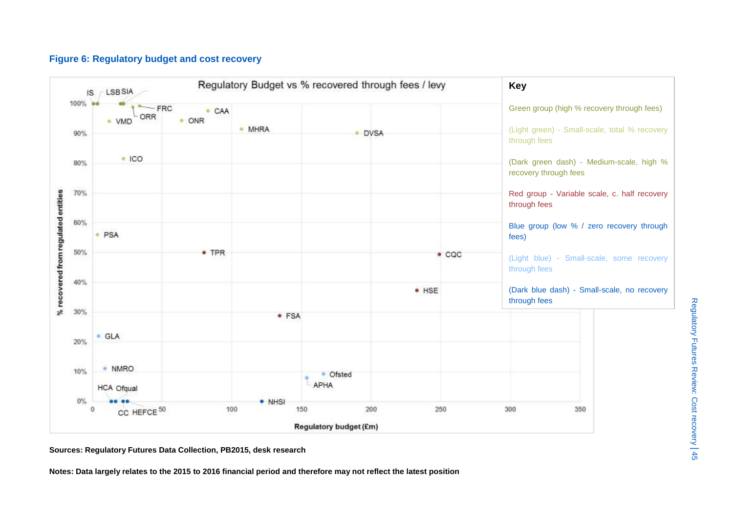**Figure 6: Regulatory budget and cost recovery**

Regulatory Budget vs % recovered through fees / levy

**Key**

Green group (high % recovery through fees)

(Light green) - Small-scale, total % recovery through fees

(Dark green dash) - Medium-scale, high % recovery through fees

Red group - Variable scale, c. half recovery through fees

Blue group (low % / zero recovery through fees)

(Light blue) - Small-scale, some recovery through fees

(Dark blue dash) - Small-scale, no recovery through fees

**Sources: Regulatory Futures Data Collection, PB2015, desk research**

**Notes: Data largely relates to the 2015 to 2016 financial period and therefore may not reflect the latest position**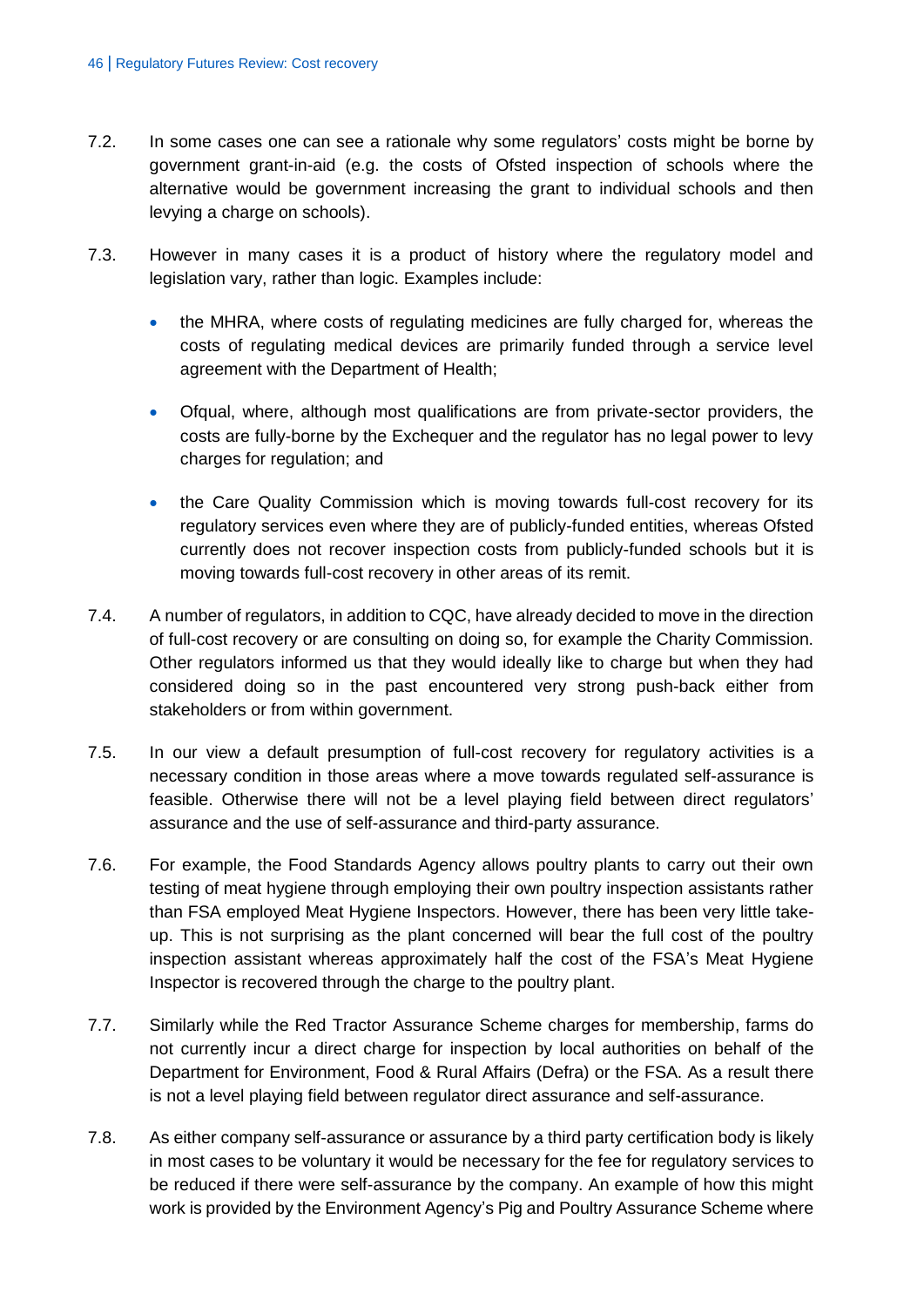7.2. In some cases one can see a rationale why some regulators' costs might be borne by government grant-in-aid (e.g. the costs of Ofsted inspection of schools where the alternative would be government increasing the grant to individual schools and then levying a charge on schools).

7.3. However in many cases it is a product of history where the regulatory model and legislation vary, rather than logic. Examples include:

- the MHRA, where costs of regulating medicines are fully charged for, whereas the costs of regulating medical devices are primarily funded through a service level agreement with the Department of Health;
- Ofqual, where, although most qualifications are from private-sector providers, the costs are fully-borne by the Exchequer and the regulator has no legal power to levy charges for regulation; and
- the Care Quality Commission which is moving towards full-cost recovery for its regulatory services even where they are of publicly-funded entities, whereas Ofsted currently does not recover inspection costs from publicly-funded schools but it is moving towards full-cost recovery in other areas of its remit.

7.4. A number of regulators, in addition to CQC, have already decided to move in the direction of full-cost recovery or are consulting on doing so, for example the Charity Commission. Other regulators informed us that they would ideally like to charge but when they had considered doing so in the past encountered very strong push-back either from stakeholders or from within government.

7.5. In our view a default presumption of full-cost recovery for regulatory activities is a necessary condition in those areas where a move towards regulated self-assurance is feasible. Otherwise there will not be a level playing field between direct regulators' assurance and the use of self-assurance and third-party assurance.

7.6. For example, the Food Standards Agency allows poultry plants to carry out their own testing of meat hygiene through employing their own poultry inspection assistants rather than FSA employed Meat Hygiene Inspectors. However, there has been very little take-up. This is not surprising as the plant concerned will bear the full cost of the poultry inspection assistant whereas approximately half the cost of the FSA's Meat Hygiene Inspector is recovered through the charge to the poultry plant.

7.7. Similarly while the Red Tractor Assurance Scheme charges for membership, farms do not currently incur a direct charge for inspection by local authorities on behalf of the Department for Environment, Food & Rural Affairs (Defra) or the FSA. As a result there is not a level playing field between regulator direct assurance and self-assurance.

7.8. As either company self-assurance or assurance by a third party certification body is likely in most cases to be voluntary it would be necessary for the fee for regulatory services to be reduced if there were self-assurance by the company. An example of how this might work is provided by the Environment Agency's Pig and Poultry Assurance Scheme where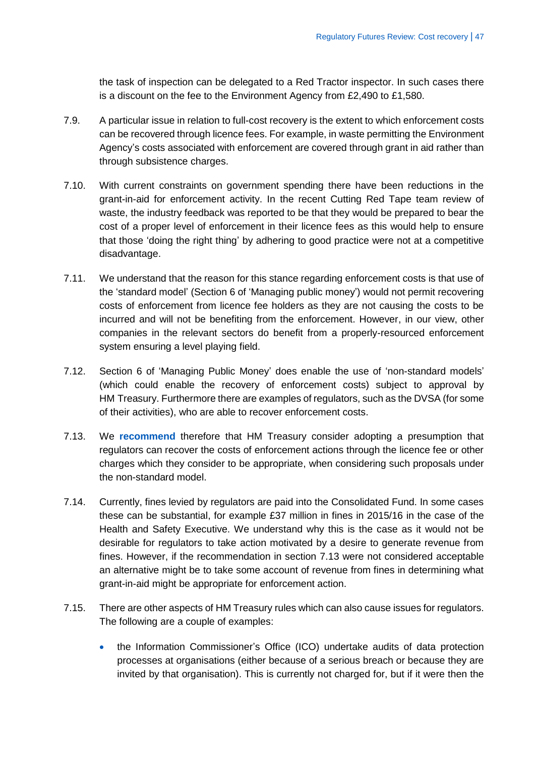the task of inspection can be delegated to a Red Tractor inspector. In such cases there is a discount on the fee to the Environment Agency from £2,490 to £1,580.

7.9. A particular issue in relation to full-cost recovery is the extent to which enforcement costs can be recovered through licence fees. For example, in waste permitting the Environment Agency's costs associated with enforcement are covered through grant in aid rather than through subsistence charges.

7.10. With current constraints on government spending there have been reductions in the grant-in-aid for enforcement activity. In the recent Cutting Red Tape team review of waste, the industry feedback was reported to be that they would be prepared to bear the cost of a proper level of enforcement in their licence fees as this would help to ensure that those 'doing the right thing' by adhering to good practice were not at a competitive disadvantage.

7.11. We understand that the reason for this stance regarding enforcement costs is that use of the 'standard model' (Section 6 of 'Managing public money') would not permit recovering costs of enforcement from licence fee holders as they are not causing the costs to be incurred and will not be benefiting from the enforcement. However, in our view, other companies in the relevant sectors do benefit from a properly-resourced enforcement system ensuring a level playing field.

7.12. Section 6 of 'Managing Public Money' does enable the use of 'non-standard models' (which could enable the recovery of enforcement costs) subject to approval by HM Treasury. Furthermore there are examples of regulators, such as the DVSA (for some of their activities), who are able to recover enforcement costs.

7.13. We **recommend** therefore that HM Treasury consider adopting a presumption that regulators can recover the costs of enforcement actions through the licence fee or other charges which they consider to be appropriate, when considering such proposals under the non-standard model.

7.14. Currently, fines levied by regulators are paid into the Consolidated Fund. In some cases these can be substantial, for example £37 million in fines in 2015/16 in the case of the Health and Safety Executive. We understand why this is the case as it would not be desirable for regulators to take action motivated by a desire to generate revenue from fines. However, if the recommendation in section 7.13 were not considered acceptable an alternative might be to take some account of revenue from fines in determining what grant-in-aid might be appropriate for enforcement action.

7.15. There are other aspects of HM Treasury rules which can also cause issues for regulators. The following are a couple of examples:

- the Information Commissioner's Office (ICO) undertake audits of data protection processes at organisations (either because of a serious breach or because they are invited by that organisation). This is currently not charged for, but if it were then the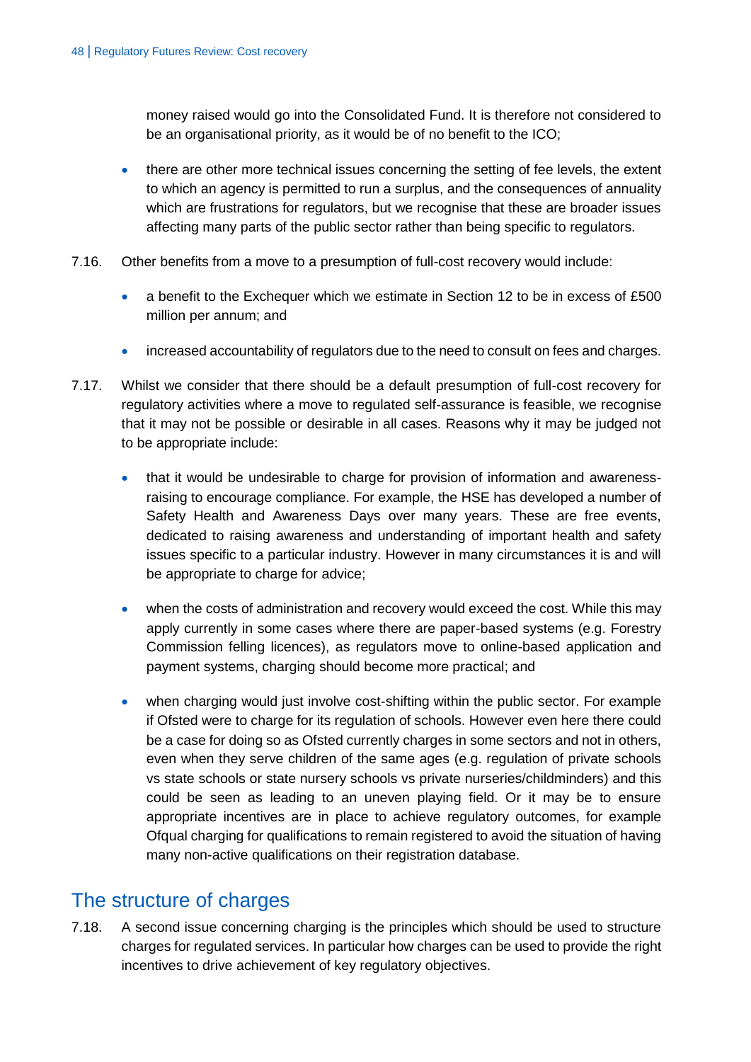money raised would go into the Consolidated Fund. It is therefore not considered to be an organisational priority, as it would be of no benefit to the ICO;

- there are other more technical issues concerning the setting of fee levels, the extent to which an agency is permitted to run a surplus, and the consequences of annuality which are frustrations for regulators, but we recognise that these are broader issues affecting many parts of the public sector rather than being specific to regulators.

7.16. Other benefits from a move to a presumption of full-cost recovery would include:

- a benefit to the Exchequer which we estimate in Section 12 to be in excess of £500 million per annum; and
- increased accountability of regulators due to the need to consult on fees and charges.

7.17. Whilst we consider that there should be a default presumption of full-cost recovery for regulatory activities where a move to regulated self-assurance is feasible, we recognise that it may not be possible or desirable in all cases. Reasons why it may be judged not to be appropriate include:

- that it would be undesirable to charge for provision of information and awareness-raising to encourage compliance. For example, the HSE has developed a number of Safety Health and Awareness Days over many years. These are free events, dedicated to raising awareness and understanding of important health and safety issues specific to a particular industry. However in many circumstances it is and will be appropriate to charge for advice;
- when the costs of administration and recovery would exceed the cost. While this may apply currently in some cases where there are paper-based systems (e.g. Forestry Commission felling licences), as regulators move to online-based application and payment systems, charging should become more practical; and
- when charging would just involve cost-shifting within the public sector. For example if Ofsted were to charge for its regulation of schools. However even here there could be a case for doing so as Ofsted currently charges in some sectors and not in others, even when they serve children of the same ages (e.g. regulation of private schools vs state schools or state nursery schools vs private nurseries/childminders) and this could be seen as leading to an uneven playing field. Or it may be to ensure appropriate incentives are in place to achieve regulatory outcomes, for example Ofqual charging for qualifications to remain registered to avoid the situation of having many non-active qualifications on their registration database.

## The structure of charges

7.18. A second issue concerning charging is the principles which should be used to structure charges for regulated services. In particular how charges can be used to provide the right incentives to drive achievement of key regulatory objectives.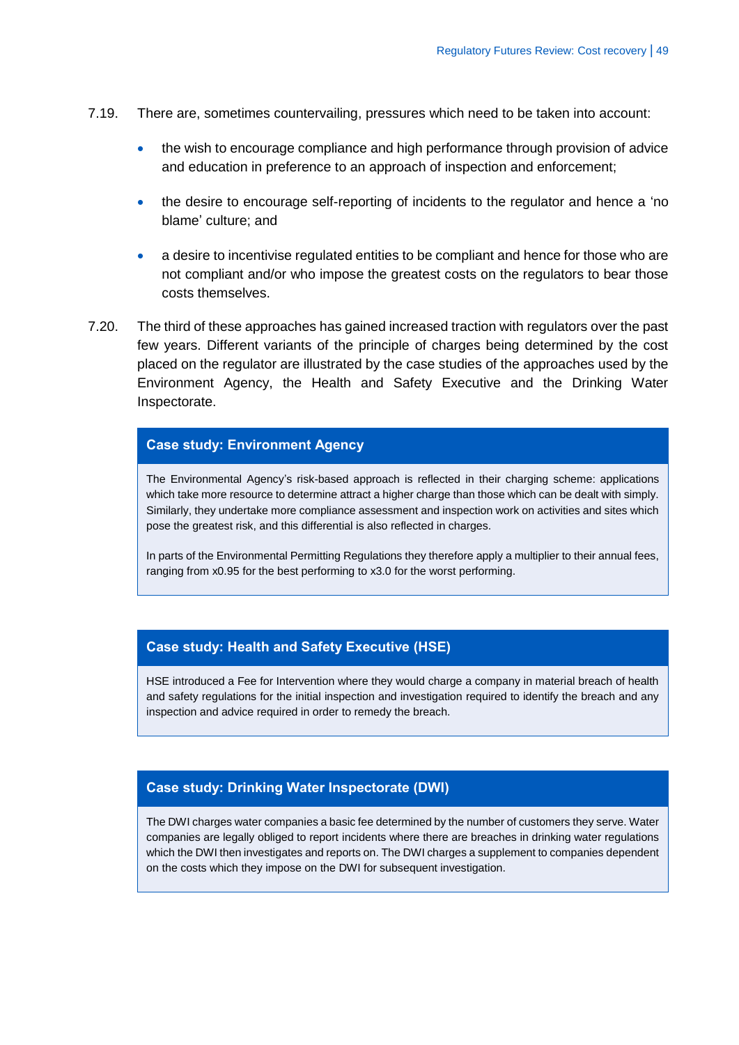7.19. There are, sometimes countervailing, pressures which need to be taken into account:

- the wish to encourage compliance and high performance through provision of advice and education in preference to an approach of inspection and enforcement;
- the desire to encourage self-reporting of incidents to the regulator and hence a 'no blame' culture; and
- a desire to incentivise regulated entities to be compliant and hence for those who are not compliant and/or who impose the greatest costs on the regulators to bear those costs themselves.

7.20. The third of these approaches has gained increased traction with regulators over the past few years. Different variants of the principle of charges being determined by the cost placed on the regulator are illustrated by the case studies of the approaches used by the Environment Agency, the Health and Safety Executive and the Drinking Water Inspectorate.

**Case study: Environment Agency**

The Environmental Agency's risk-based approach is reflected in their charging scheme: applications which take more resource to determine attract a higher charge than those which can be dealt with simply. Similarly, they undertake more compliance assessment and inspection work on activities and sites which pose the greatest risk, and this differential is also reflected in charges.

In parts of the Environmental Permitting Regulations they therefore apply a multiplier to their annual fees, ranging from x0.95 for the best performing to x3.0 for the worst performing.

**Case study: Health and Safety Executive (HSE)**

HSE introduced a Fee for Intervention where they would charge a company in material breach of health and safety regulations for the initial inspection and investigation required to identify the breach and any inspection and advice required in order to remedy the breach.

**Case study: Drinking Water Inspectorate (DWI)**

The DWI charges water companies a basic fee determined by the number of customers they serve. Water companies are legally obliged to report incidents where there are breaches in drinking water regulations which the DWI then investigates and reports on. The DWI charges a supplement to companies dependent on the costs which they impose on the DWI for subsequent investigation.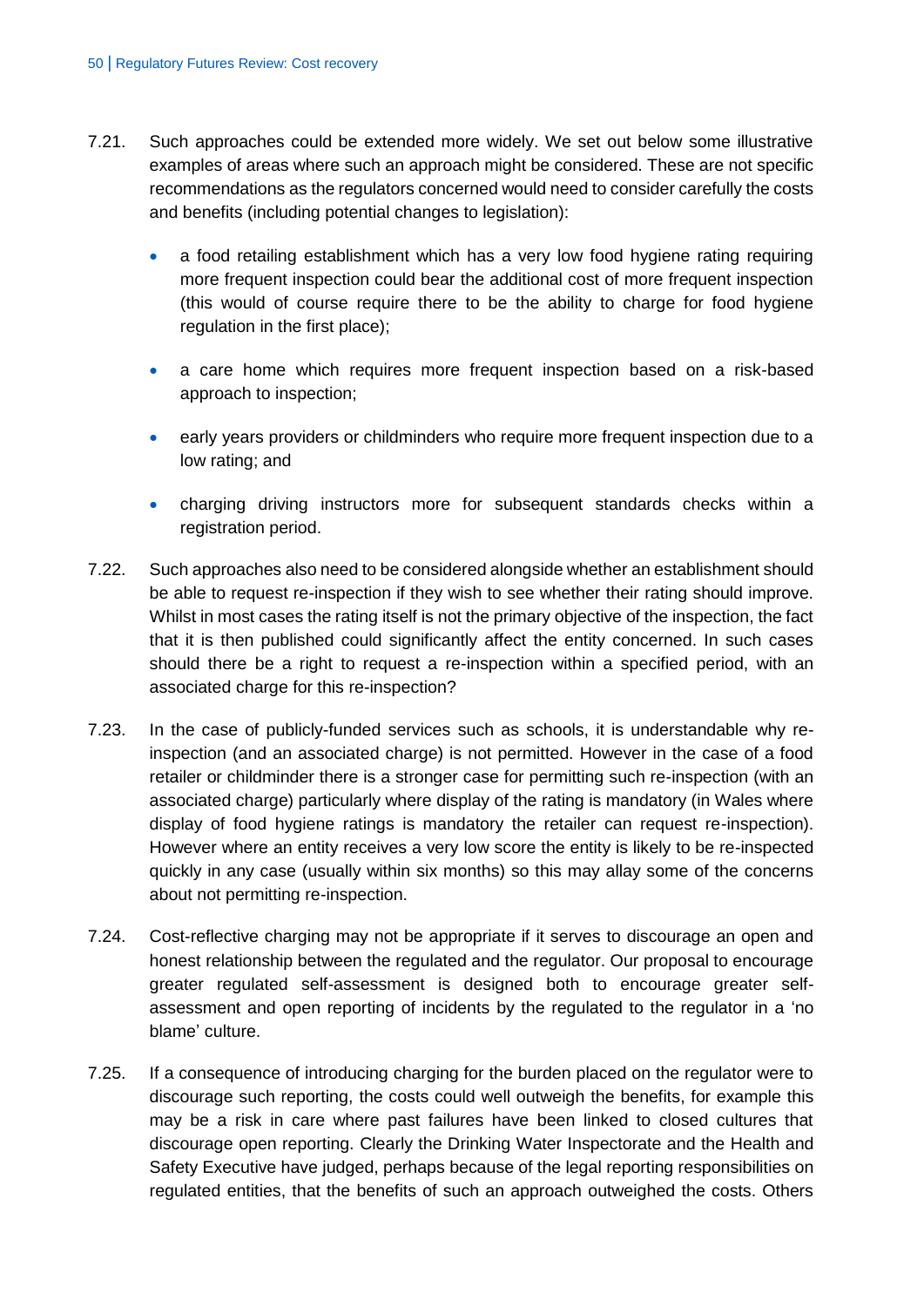7.21. Such approaches could be extended more widely. We set out below some illustrative examples of areas where such an approach might be considered. These are not specific recommendations as the regulators concerned would need to consider carefully the costs and benefits (including potential changes to legislation):

- a food retailing establishment which has a very low food hygiene rating requiring more frequent inspection could bear the additional cost of more frequent inspection (this would of course require there to be the ability to charge for food hygiene regulation in the first place);
- a care home which requires more frequent inspection based on a risk-based approach to inspection;
- early years providers or childminders who require more frequent inspection due to a low rating; and
- charging driving instructors more for subsequent standards checks within a registration period.

7.22. Such approaches also need to be considered alongside whether an establishment should be able to request re-inspection if they wish to see whether their rating should improve. Whilst in most cases the rating itself is not the primary objective of the inspection, the fact that it is then published could significantly affect the entity concerned. In such cases should there be a right to request a re-inspection within a specified period, with an associated charge for this re-inspection?

7.23. In the case of publicly-funded services such as schools, it is understandable why re-inspection (and an associated charge) is not permitted. However in the case of a food retailer or childminder there is a stronger case for permitting such re-inspection (with an associated charge) particularly where display of the rating is mandatory (in Wales where display of food hygiene ratings is mandatory the retailer can request re-inspection). However where an entity receives a very low score the entity is likely to be re-inspected quickly in any case (usually within six months) so this may allay some of the concerns about not permitting re-inspection.

7.24. Cost-reflective charging may not be appropriate if it serves to discourage an open and honest relationship between the regulated and the regulator. Our proposal to encourage greater regulated self-assessment is designed both to encourage greater self-assessment and open reporting of incidents by the regulated to the regulator in a 'no blame' culture.

7.25. If a consequence of introducing charging for the burden placed on the regulator were to discourage such reporting, the costs could well outweigh the benefits, for example this may be a risk in care where past failures have been linked to closed cultures that discourage open reporting. Clearly the Drinking Water Inspectorate and the Health and Safety Executive have judged, perhaps because of the legal reporting responsibilities on regulated entities, that the benefits of such an approach outweighed the costs. Others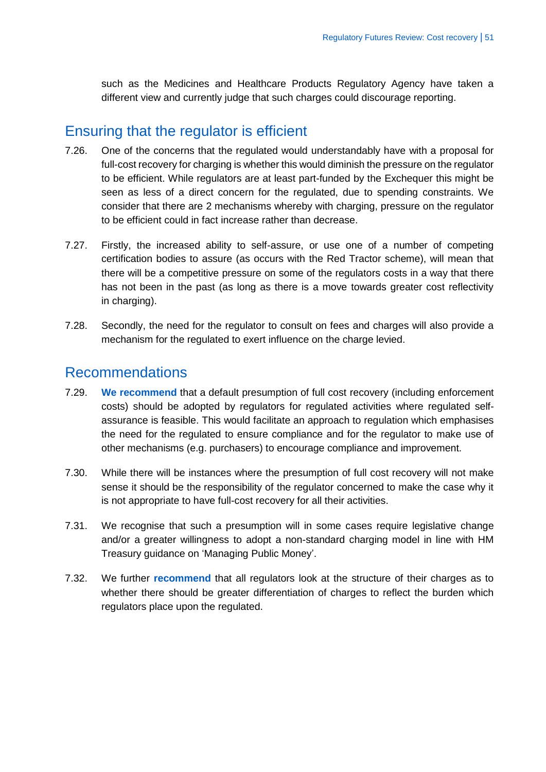such as the Medicines and Healthcare Products Regulatory Agency have taken a different view and currently judge that such charges could discourage reporting.

## Ensuring that the regulator is efficient

7.26. One of the concerns that the regulated would understandably have with a proposal for full-cost recovery for charging is whether this would diminish the pressure on the regulator to be efficient. While regulators are at least part-funded by the Exchequer this might be seen as less of a direct concern for the regulated, due to spending constraints. We consider that there are 2 mechanisms whereby with charging, pressure on the regulator to be efficient could in fact increase rather than decrease.

7.27. Firstly, the increased ability to self-assure, or use one of a number of competing certification bodies to assure (as occurs with the Red Tractor scheme), will mean that there will be a competitive pressure on some of the regulators costs in a way that there has not been in the past (as long as there is a move towards greater cost reflectivity in charging).

7.28. Secondly, the need for the regulator to consult on fees and charges will also provide a mechanism for the regulated to exert influence on the charge levied.

## Recommendations

7.29. **We recommend** that a default presumption of full cost recovery (including enforcement costs) should be adopted by regulators for regulated activities where regulated self-assurance is feasible. This would facilitate an approach to regulation which emphasises the need for the regulated to ensure compliance and for the regulator to make use of other mechanisms (e.g. purchasers) to encourage compliance and improvement.

7.30. While there will be instances where the presumption of full cost recovery will not make sense it should be the responsibility of the regulator concerned to make the case why it is not appropriate to have full-cost recovery for all their activities.

7.31. We recognise that such a presumption will in some cases require legislative change and/or a greater willingness to adopt a non-standard charging model in line with HM Treasury guidance on 'Managing Public Money'.

7.32. We further **recommend** that all regulators look at the structure of their charges as to whether there should be greater differentiation of charges to reflect the burden which regulators place upon the regulated.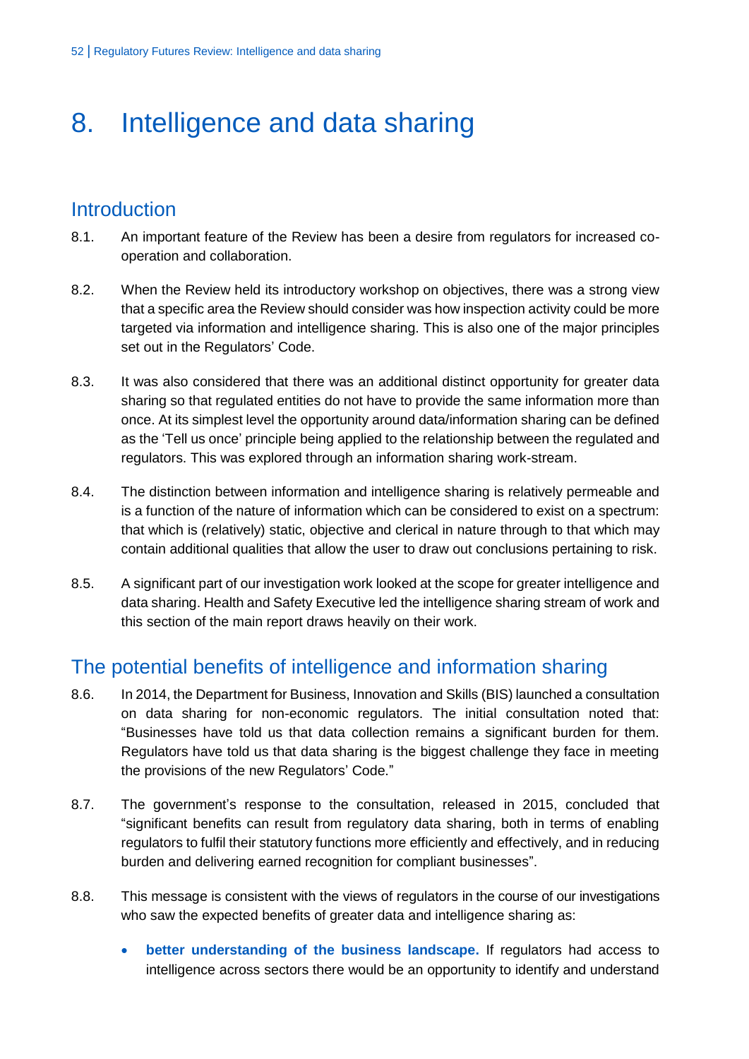# 8. Intelligence and data sharing

## Introduction

8.1. An important feature of the Review has been a desire from regulators for increased co-operation and collaboration.

8.2. When the Review held its introductory workshop on objectives, there was a strong view that a specific area the Review should consider was how inspection activity could be more targeted via information and intelligence sharing. This is also one of the major principles set out in the Regulators' Code.

8.3. It was also considered that there was an additional distinct opportunity for greater data sharing so that regulated entities do not have to provide the same information more than once. At its simplest level the opportunity around data/information sharing can be defined as the 'Tell us once' principle being applied to the relationship between the regulated and regulators. This was explored through an information sharing work-stream.

8.4. The distinction between information and intelligence sharing is relatively permeable and is a function of the nature of information which can be considered to exist on a spectrum: that which is (relatively) static, objective and clerical in nature through to that which may contain additional qualities that allow the user to draw out conclusions pertaining to risk.

8.5. A significant part of our investigation work looked at the scope for greater intelligence and data sharing. Health and Safety Executive led the intelligence sharing stream of work and this section of the main report draws heavily on their work.

## The potential benefits of intelligence and information sharing

8.6. In 2014, the Department for Business, Innovation and Skills (BIS) launched a consultation on data sharing for non-economic regulators. The initial consultation noted that: "Businesses have told us that data collection remains a significant burden for them. Regulators have told us that data sharing is the biggest challenge they face in meeting the provisions of the new Regulators' Code."

8.7. The government's response to the consultation, released in 2015, concluded that "significant benefits can result from regulatory data sharing, both in terms of enabling regulators to fulfil their statutory functions more efficiently and effectively, and in reducing burden and delivering earned recognition for compliant businesses".

8.8. This message is consistent with the views of regulators in the course of our investigations who saw the expected benefits of greater data and intelligence sharing as:

- **better understanding of the business landscape.** If regulators had access to intelligence across sectors there would be an opportunity to identify and understand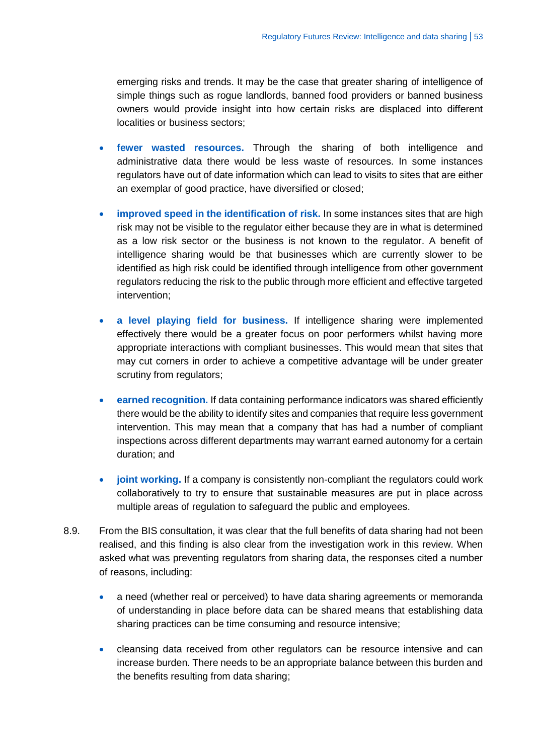emerging risks and trends. It may be the case that greater sharing of intelligence of simple things such as rogue landlords, banned food providers or banned business owners would provide insight into how certain risks are displaced into different localities or business sectors;

- **fewer wasted resources.** Through the sharing of both intelligence and administrative data there would be less waste of resources. In some instances regulators have out of date information which can lead to visits to sites that are either an exemplar of good practice, have diversified or closed;

- **improved speed in the identification of risk.** In some instances sites that are high risk may not be visible to the regulator either because they are in what is determined as a low risk sector or the business is not known to the regulator. A benefit of intelligence sharing would be that businesses which are currently slower to be identified as high risk could be identified through intelligence from other government regulators reducing the risk to the public through more efficient and effective targeted intervention;

- **a level playing field for business.** If intelligence sharing were implemented effectively there would be a greater focus on poor performers whilst having more appropriate interactions with compliant businesses. This would mean that sites that may cut corners in order to achieve a competitive advantage will be under greater scrutiny from regulators;

- **earned recognition.** If data containing performance indicators was shared efficiently there would be the ability to identify sites and companies that require less government intervention. This may mean that a company that has had a number of compliant inspections across different departments may warrant earned autonomy for a certain duration; and

- **joint working.** If a company is consistently non-compliant the regulators could work collaboratively to try to ensure that sustainable measures are put in place across multiple areas of regulation to safeguard the public and employees.

8.9. From the BIS consultation, it was clear that the full benefits of data sharing had not been realised, and this finding is also clear from the investigation work in this review. When asked what was preventing regulators from sharing data, the responses cited a number of reasons, including:

- a need (whether real or perceived) to have data sharing agreements or memoranda of understanding in place before data can be shared means that establishing data sharing practices can be time consuming and resource intensive;

- cleansing data received from other regulators can be resource intensive and can increase burden. There needs to be an appropriate balance between this burden and the benefits resulting from data sharing;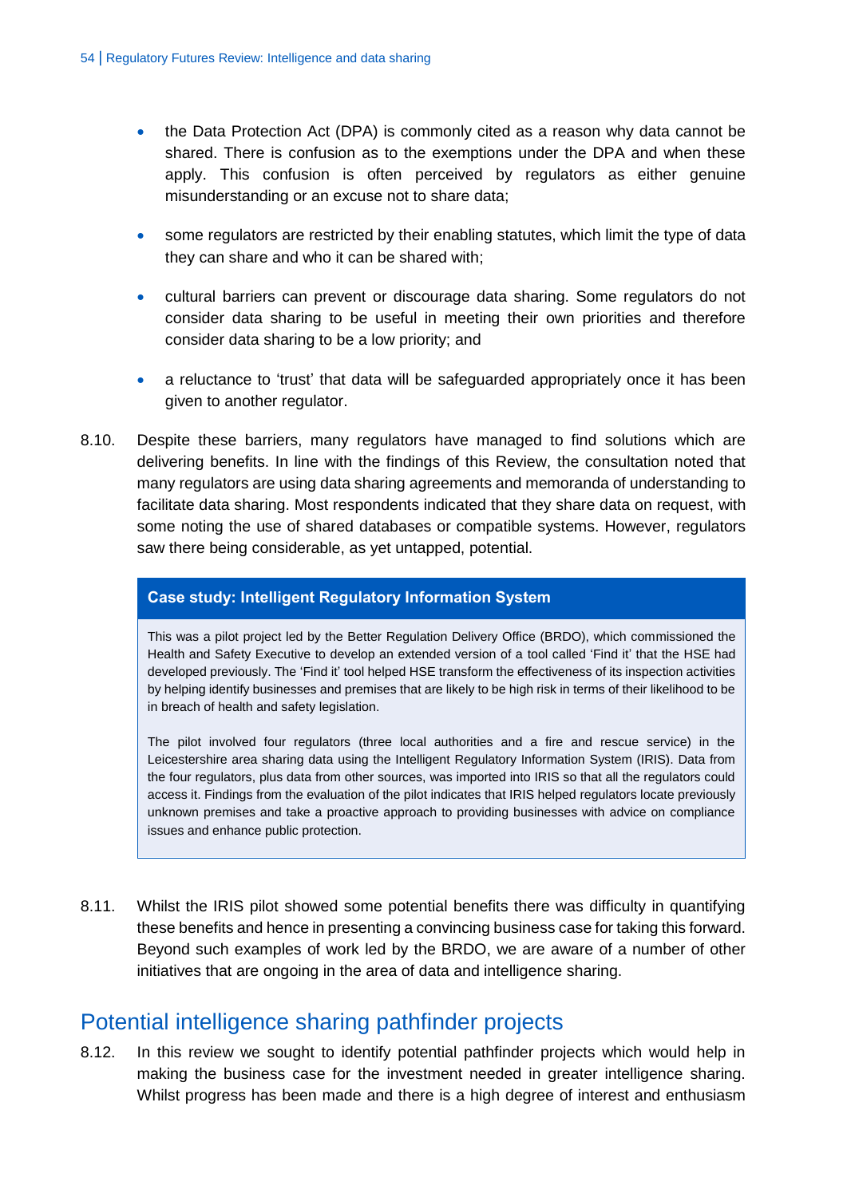- the Data Protection Act (DPA) is commonly cited as a reason why data cannot be shared. There is confusion as to the exemptions under the DPA and when these apply. This confusion is often perceived by regulators as either genuine misunderstanding or an excuse not to share data;

- some regulators are restricted by their enabling statutes, which limit the type of data they can share and who it can be shared with;

- cultural barriers can prevent or discourage data sharing. Some regulators do not consider data sharing to be useful in meeting their own priorities and therefore consider data sharing to be a low priority; and

- a reluctance to 'trust' that data will be safeguarded appropriately once it has been given to another regulator.

8.10. Despite these barriers, many regulators have managed to find solutions which are delivering benefits. In line with the findings of this Review, the consultation noted that many regulators are using data sharing agreements and memoranda of understanding to facilitate data sharing. Most respondents indicated that they share data on request, with some noting the use of shared databases or compatible systems. However, regulators saw there being considerable, as yet untapped, potential.

> **Case study: Intelligent Regulatory Information System**
>
> This was a pilot project led by the Better Regulation Delivery Office (BRDO), which commissioned the Health and Safety Executive to develop an extended version of a tool called 'Find it' that the HSE had developed previously. The 'Find it' tool helped HSE transform the effectiveness of its inspection activities by helping identify businesses and premises that are likely to be high risk in terms of their likelihood to be in breach of health and safety legislation.
>
> The pilot involved four regulators (three local authorities and a fire and rescue service) in the Leicestershire area sharing data using the Intelligent Regulatory Information System (IRIS). Data from the four regulators, plus data from other sources, was imported into IRIS so that all the regulators could access it. Findings from the evaluation of the pilot indicates that IRIS helped regulators locate previously unknown premises and take a proactive approach to providing businesses with advice on compliance issues and enhance public protection.

8.11. Whilst the IRIS pilot showed some potential benefits there was difficulty in quantifying these benefits and hence in presenting a convincing business case for taking this forward. Beyond such examples of work led by the BRDO, we are aware of a number of other initiatives that are ongoing in the area of data and intelligence sharing.

## Potential intelligence sharing pathfinder projects

8.12. In this review we sought to identify potential pathfinder projects which would help in making the business case for the investment needed in greater intelligence sharing. Whilst progress has been made and there is a high degree of interest and enthusiasm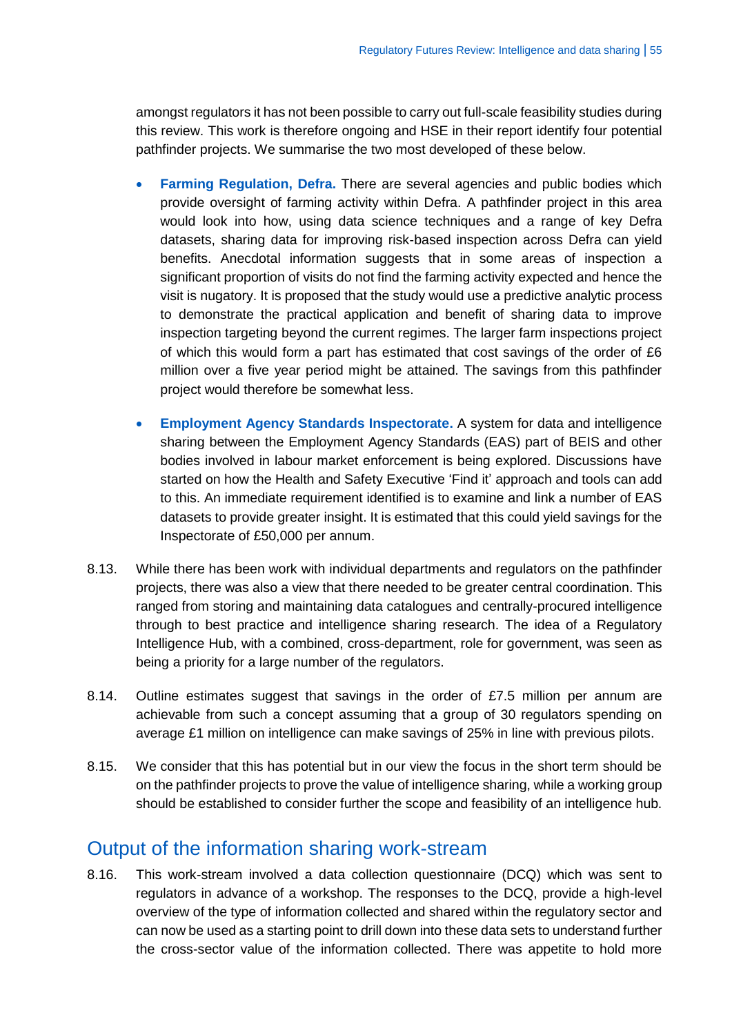amongst regulators it has not been possible to carry out full-scale feasibility studies during this review. This work is therefore ongoing and HSE in their report identify four potential pathfinder projects. We summarise the two most developed of these below.

- **Farming Regulation, Defra.** There are several agencies and public bodies which provide oversight of farming activity within Defra. A pathfinder project in this area would look into how, using data science techniques and a range of key Defra datasets, sharing data for improving risk-based inspection across Defra can yield benefits. Anecdotal information suggests that in some areas of inspection a significant proportion of visits do not find the farming activity expected and hence the visit is nugatory. It is proposed that the study would use a predictive analytic process to demonstrate the practical application and benefit of sharing data to improve inspection targeting beyond the current regimes. The larger farm inspections project of which this would form a part has estimated that cost savings of the order of £6 million over a five year period might be attained. The savings from this pathfinder project would therefore be somewhat less.
- **Employment Agency Standards Inspectorate.** A system for data and intelligence sharing between the Employment Agency Standards (EAS) part of BEIS and other bodies involved in labour market enforcement is being explored. Discussions have started on how the Health and Safety Executive 'Find it' approach and tools can add to this. An immediate requirement identified is to examine and link a number of EAS datasets to provide greater insight. It is estimated that this could yield savings for the Inspectorate of £50,000 per annum.

8.13. While there has been work with individual departments and regulators on the pathfinder projects, there was also a view that there needed to be greater central coordination. This ranged from storing and maintaining data catalogues and centrally-procured intelligence through to best practice and intelligence sharing research. The idea of a Regulatory Intelligence Hub, with a combined, cross-department, role for government, was seen as being a priority for a large number of the regulators.

8.14. Outline estimates suggest that savings in the order of £7.5 million per annum are achievable from such a concept assuming that a group of 30 regulators spending on average £1 million on intelligence can make savings of 25% in line with previous pilots.

8.15. We consider that this has potential but in our view the focus in the short term should be on the pathfinder projects to prove the value of intelligence sharing, while a working group should be established to consider further the scope and feasibility of an intelligence hub.

## Output of the information sharing work-stream

8.16. This work-stream involved a data collection questionnaire (DCQ) which was sent to regulators in advance of a workshop. The responses to the DCQ, provide a high-level overview of the type of information collected and shared within the regulatory sector and can now be used as a starting point to drill down into these data sets to understand further the cross-sector value of the information collected. There was appetite to hold more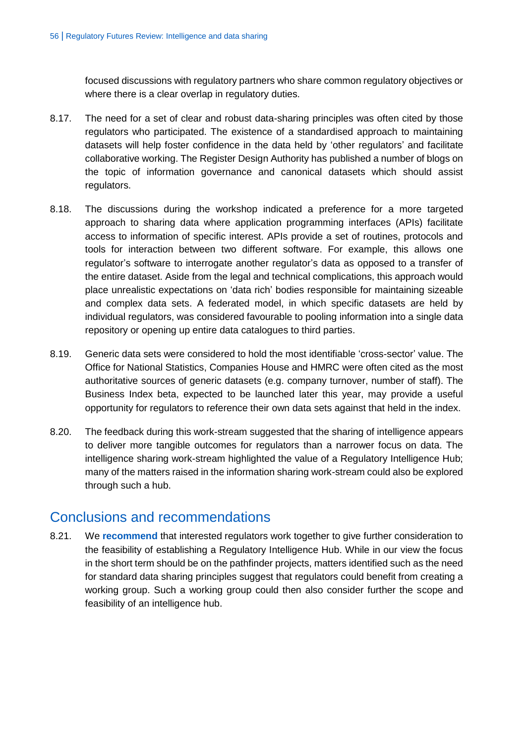focused discussions with regulatory partners who share common regulatory objectives or where there is a clear overlap in regulatory duties.

8.17. The need for a set of clear and robust data-sharing principles was often cited by those regulators who participated. The existence of a standardised approach to maintaining datasets will help foster confidence in the data held by 'other regulators' and facilitate collaborative working. The Register Design Authority has published a number of blogs on the topic of information governance and canonical datasets which should assist regulators.

8.18. The discussions during the workshop indicated a preference for a more targeted approach to sharing data where application programming interfaces (APIs) facilitate access to information of specific interest. APIs provide a set of routines, protocols and tools for interaction between two different software. For example, this allows one regulator's software to interrogate another regulator's data as opposed to a transfer of the entire dataset. Aside from the legal and technical complications, this approach would place unrealistic expectations on 'data rich' bodies responsible for maintaining sizeable and complex data sets. A federated model, in which specific datasets are held by individual regulators, was considered favourable to pooling information into a single data repository or opening up entire data catalogues to third parties.

8.19. Generic data sets were considered to hold the most identifiable 'cross-sector' value. The Office for National Statistics, Companies House and HMRC were often cited as the most authoritative sources of generic datasets (e.g. company turnover, number of staff). The Business Index beta, expected to be launched later this year, may provide a useful opportunity for regulators to reference their own data sets against that held in the index.

8.20. The feedback during this work-stream suggested that the sharing of intelligence appears to deliver more tangible outcomes for regulators than a narrower focus on data. The intelligence sharing work-stream highlighted the value of a Regulatory Intelligence Hub; many of the matters raised in the information sharing work-stream could also be explored through such a hub.

## Conclusions and recommendations

8.21. We **recommend** that interested regulators work together to give further consideration to the feasibility of establishing a Regulatory Intelligence Hub. While in our view the focus in the short term should be on the pathfinder projects, matters identified such as the need for standard data sharing principles suggest that regulators could benefit from creating a working group. Such a working group could then also consider further the scope and feasibility of an intelligence hub.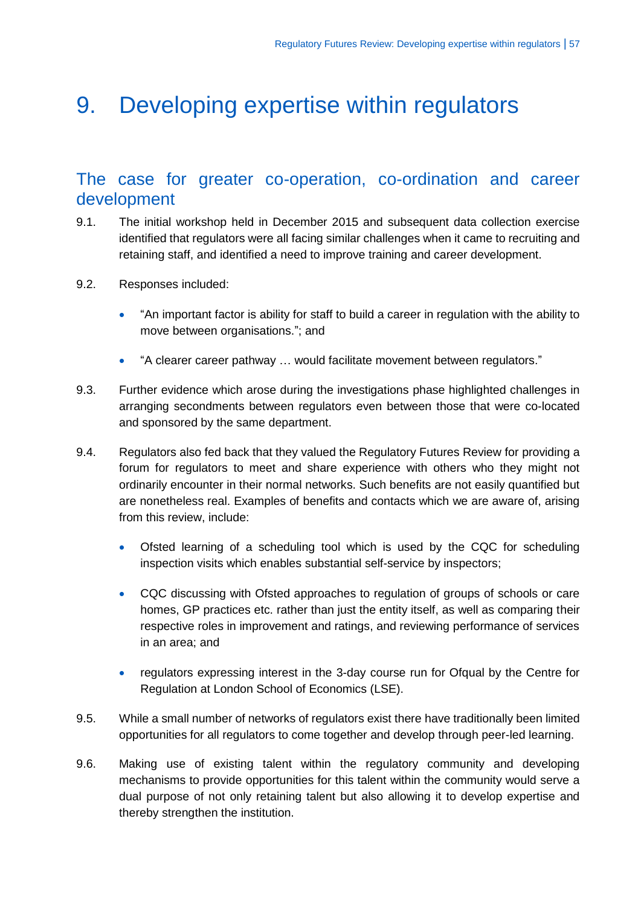# 9. Developing expertise within regulators

## The case for greater co-operation, co-ordination and career development

9.1. The initial workshop held in December 2015 and subsequent data collection exercise identified that regulators were all facing similar challenges when it came to recruiting and retaining staff, and identified a need to improve training and career development.

9.2. Responses included:

- "An important factor is ability for staff to build a career in regulation with the ability to move between organisations."; and
- "A clearer career pathway … would facilitate movement between regulators."

9.3. Further evidence which arose during the investigations phase highlighted challenges in arranging secondments between regulators even between those that were co-located and sponsored by the same department.

9.4. Regulators also fed back that they valued the Regulatory Futures Review for providing a forum for regulators to meet and share experience with others who they might not ordinarily encounter in their normal networks. Such benefits are not easily quantified but are nonetheless real. Examples of benefits and contacts which we are aware of, arising from this review, include:

- Ofsted learning of a scheduling tool which is used by the CQC for scheduling inspection visits which enables substantial self-service by inspectors;
- CQC discussing with Ofsted approaches to regulation of groups of schools or care homes, GP practices etc. rather than just the entity itself, as well as comparing their respective roles in improvement and ratings, and reviewing performance of services in an area; and
- regulators expressing interest in the 3-day course run for Ofqual by the Centre for Regulation at London School of Economics (LSE).

9.5. While a small number of networks of regulators exist there have traditionally been limited opportunities for all regulators to come together and develop through peer-led learning.

9.6. Making use of existing talent within the regulatory community and developing mechanisms to provide opportunities for this talent within the community would serve a dual purpose of not only retaining talent but also allowing it to develop expertise and thereby strengthen the institution.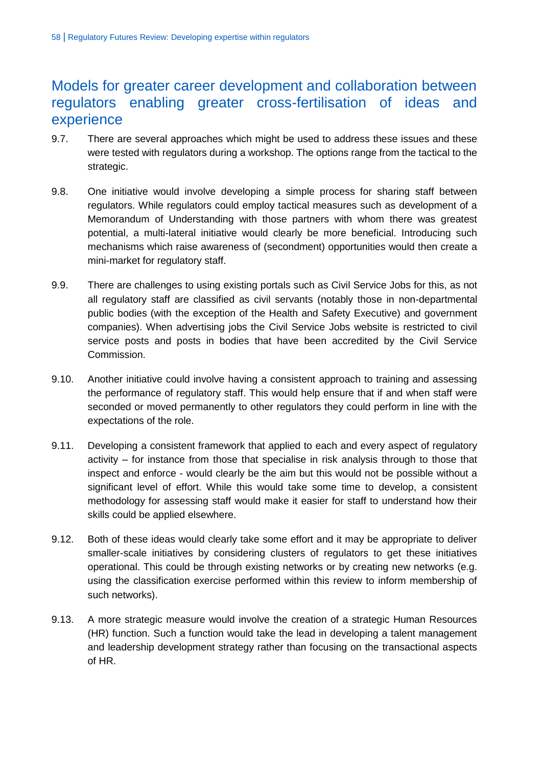## Models for greater career development and collaboration between regulators enabling greater cross-fertilisation of ideas and experience

9.7. There are several approaches which might be used to address these issues and these were tested with regulators during a workshop. The options range from the tactical to the strategic.

9.8. One initiative would involve developing a simple process for sharing staff between regulators. While regulators could employ tactical measures such as development of a Memorandum of Understanding with those partners with whom there was greatest potential, a multi-lateral initiative would clearly be more beneficial. Introducing such mechanisms which raise awareness of (secondment) opportunities would then create a mini-market for regulatory staff.

9.9. There are challenges to using existing portals such as Civil Service Jobs for this, as not all regulatory staff are classified as civil servants (notably those in non-departmental public bodies (with the exception of the Health and Safety Executive) and government companies). When advertising jobs the Civil Service Jobs website is restricted to civil service posts and posts in bodies that have been accredited by the Civil Service Commission.

9.10. Another initiative could involve having a consistent approach to training and assessing the performance of regulatory staff. This would help ensure that if and when staff were seconded or moved permanently to other regulators they could perform in line with the expectations of the role.

9.11. Developing a consistent framework that applied to each and every aspect of regulatory activity – for instance from those that specialise in risk analysis through to those that inspect and enforce - would clearly be the aim but this would not be possible without a significant level of effort. While this would take some time to develop, a consistent methodology for assessing staff would make it easier for staff to understand how their skills could be applied elsewhere.

9.12. Both of these ideas would clearly take some effort and it may be appropriate to deliver smaller-scale initiatives by considering clusters of regulators to get these initiatives operational. This could be through existing networks or by creating new networks (e.g. using the classification exercise performed within this review to inform membership of such networks).

9.13. A more strategic measure would involve the creation of a strategic Human Resources (HR) function. Such a function would take the lead in developing a talent management and leadership development strategy rather than focusing on the transactional aspects of HR.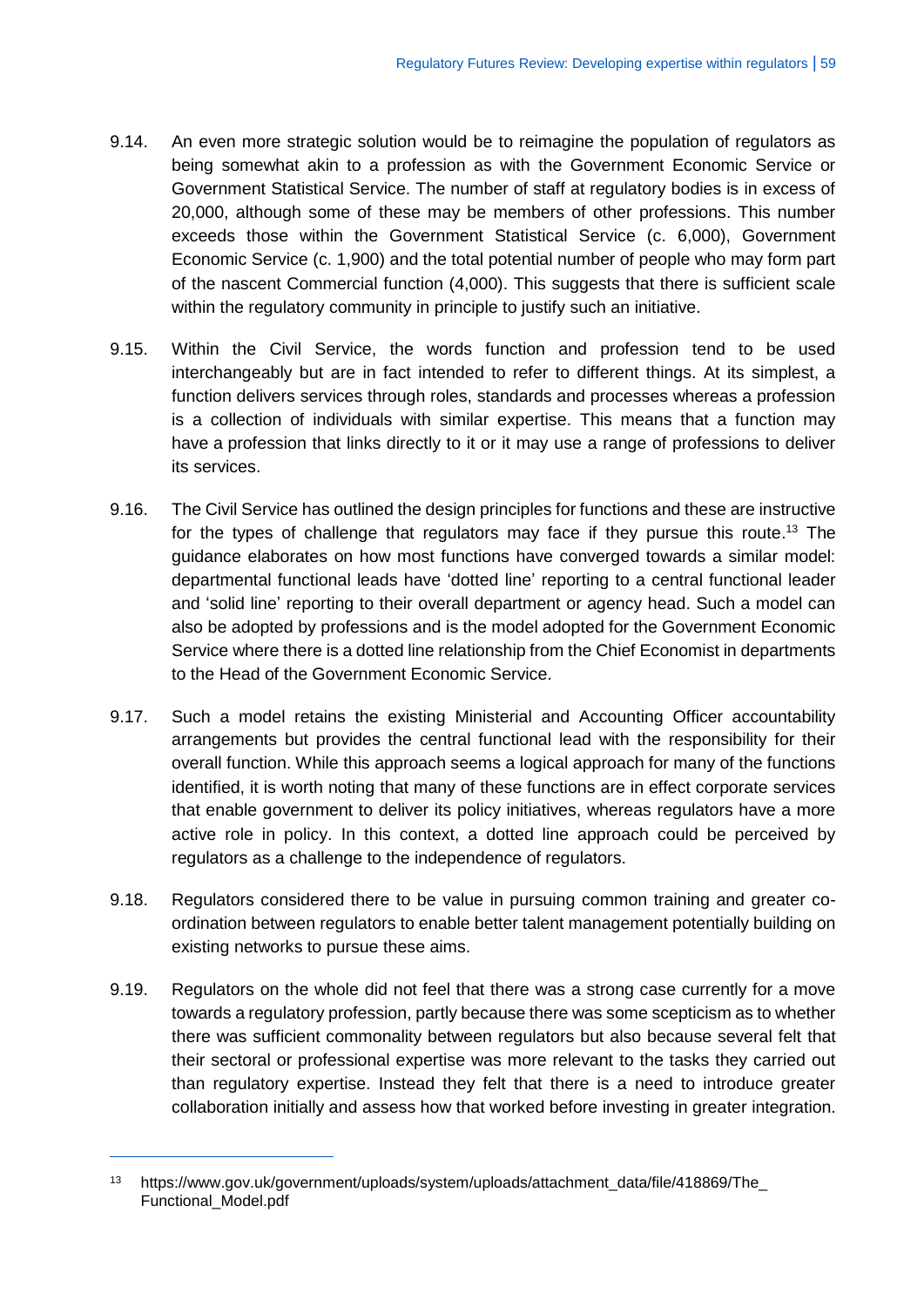9.14. An even more strategic solution would be to reimagine the population of regulators as being somewhat akin to a profession as with the Government Economic Service or Government Statistical Service. The number of staff at regulatory bodies is in excess of 20,000, although some of these may be members of other professions. This number exceeds those within the Government Statistical Service (c. 6,000), Government Economic Service (c. 1,900) and the total potential number of people who may form part of the nascent Commercial function (4,000). This suggests that there is sufficient scale within the regulatory community in principle to justify such an initiative.

9.15. Within the Civil Service, the words function and profession tend to be used interchangeably but are in fact intended to refer to different things. At its simplest, a function delivers services through roles, standards and processes whereas a profession is a collection of individuals with similar expertise. This means that a function may have a profession that links directly to it or it may use a range of professions to deliver its services.

9.16. The Civil Service has outlined the design principles for functions and these are instructive for the types of challenge that regulators may face if they pursue this route.[13] The guidance elaborates on how most functions have converged towards a similar model: departmental functional leads have 'dotted line' reporting to a central functional leader and 'solid line' reporting to their overall department or agency head. Such a model can also be adopted by professions and is the model adopted for the Government Economic Service where there is a dotted line relationship from the Chief Economist in departments to the Head of the Government Economic Service.

9.17. Such a model retains the existing Ministerial and Accounting Officer accountability arrangements but provides the central functional lead with the responsibility for their overall function. While this approach seems a logical approach for many of the functions identified, it is worth noting that many of these functions are in effect corporate services that enable government to deliver its policy initiatives, whereas regulators have a more active role in policy. In this context, a dotted line approach could be perceived by regulators as a challenge to the independence of regulators.

9.18. Regulators considered there to be value in pursuing common training and greater co-ordination between regulators to enable better talent management potentially building on existing networks to pursue these aims.

9.19. Regulators on the whole did not feel that there was a strong case currently for a move towards a regulatory profession, partly because there was some scepticism as to whether there was sufficient commonality between regulators but also because several felt that their sectoral or professional expertise was more relevant to the tasks they carried out than regulatory expertise. Instead they felt that there is a need to introduce greater collaboration initially and assess how that worked before investing in greater integration.

---

[13] https://www.gov.uk/government/uploads/system/uploads/attachment_data/file/418869/The_Functional_Model.pdf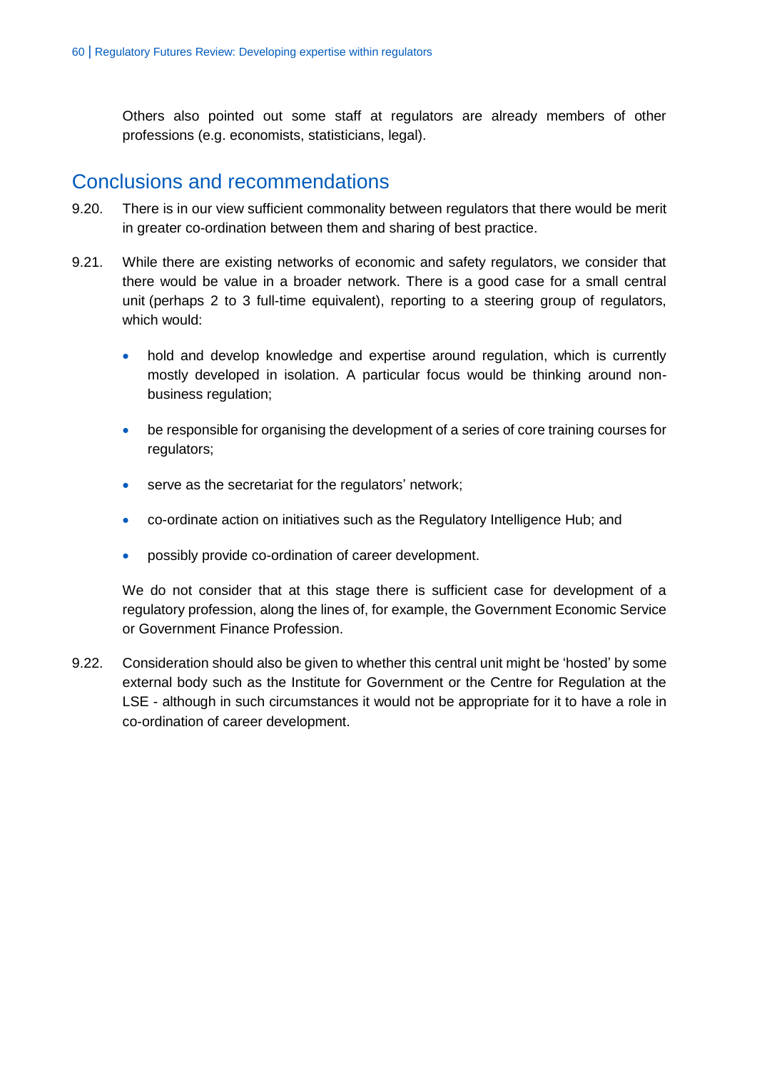Others also pointed out some staff at regulators are already members of other professions (e.g. economists, statisticians, legal).

## Conclusions and recommendations

9.20. There is in our view sufficient commonality between regulators that there would be merit in greater co-ordination between them and sharing of best practice.

9.21. While there are existing networks of economic and safety regulators, we consider that there would be value in a broader network. There is a good case for a small central unit (perhaps 2 to 3 full-time equivalent), reporting to a steering group of regulators, which would:

- hold and develop knowledge and expertise around regulation, which is currently mostly developed in isolation. A particular focus would be thinking around non-business regulation;
- be responsible for organising the development of a series of core training courses for regulators;
- serve as the secretariat for the regulators' network;
- co-ordinate action on initiatives such as the Regulatory Intelligence Hub; and
- possibly provide co-ordination of career development.

We do not consider that at this stage there is sufficient case for development of a regulatory profession, along the lines of, for example, the Government Economic Service or Government Finance Profession.

9.22. Consideration should also be given to whether this central unit might be 'hosted' by some external body such as the Institute for Government or the Centre for Regulation at the LSE - although in such circumstances it would not be appropriate for it to have a role in co-ordination of career development.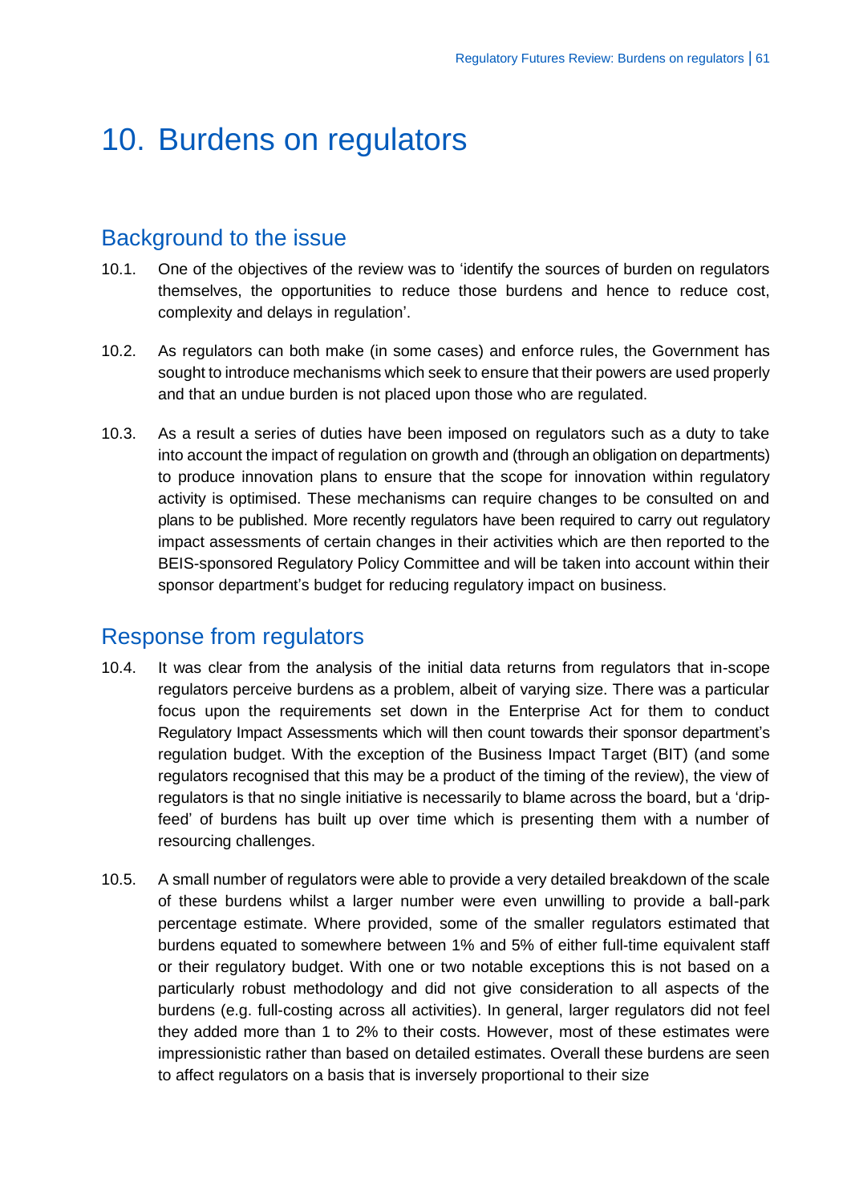# 10. Burdens on regulators

## Background to the issue

10.1. One of the objectives of the review was to 'identify the sources of burden on regulators themselves, the opportunities to reduce those burdens and hence to reduce cost, complexity and delays in regulation'.

10.2. As regulators can both make (in some cases) and enforce rules, the Government has sought to introduce mechanisms which seek to ensure that their powers are used properly and that an undue burden is not placed upon those who are regulated.

10.3. As a result a series of duties have been imposed on regulators such as a duty to take into account the impact of regulation on growth and (through an obligation on departments) to produce innovation plans to ensure that the scope for innovation within regulatory activity is optimised. These mechanisms can require changes to be consulted on and plans to be published. More recently regulators have been required to carry out regulatory impact assessments of certain changes in their activities which are then reported to the BEIS-sponsored Regulatory Policy Committee and will be taken into account within their sponsor department's budget for reducing regulatory impact on business.

## Response from regulators

10.4. It was clear from the analysis of the initial data returns from regulators that in-scope regulators perceive burdens as a problem, albeit of varying size. There was a particular focus upon the requirements set down in the Enterprise Act for them to conduct Regulatory Impact Assessments which will then count towards their sponsor department's regulation budget. With the exception of the Business Impact Target (BIT) (and some regulators recognised that this may be a product of the timing of the review), the view of regulators is that no single initiative is necessarily to blame across the board, but a 'drip-feed' of burdens has built up over time which is presenting them with a number of resourcing challenges.

10.5. A small number of regulators were able to provide a very detailed breakdown of the scale of these burdens whilst a larger number were even unwilling to provide a ball-park percentage estimate. Where provided, some of the smaller regulators estimated that burdens equated to somewhere between 1% and 5% of either full-time equivalent staff or their regulatory budget. With one or two notable exceptions this is not based on a particularly robust methodology and did not give consideration to all aspects of the burdens (e.g. full-costing across all activities). In general, larger regulators did not feel they added more than 1 to 2% to their costs. However, most of these estimates were impressionistic rather than based on detailed estimates. Overall these burdens are seen to affect regulators on a basis that is inversely proportional to their size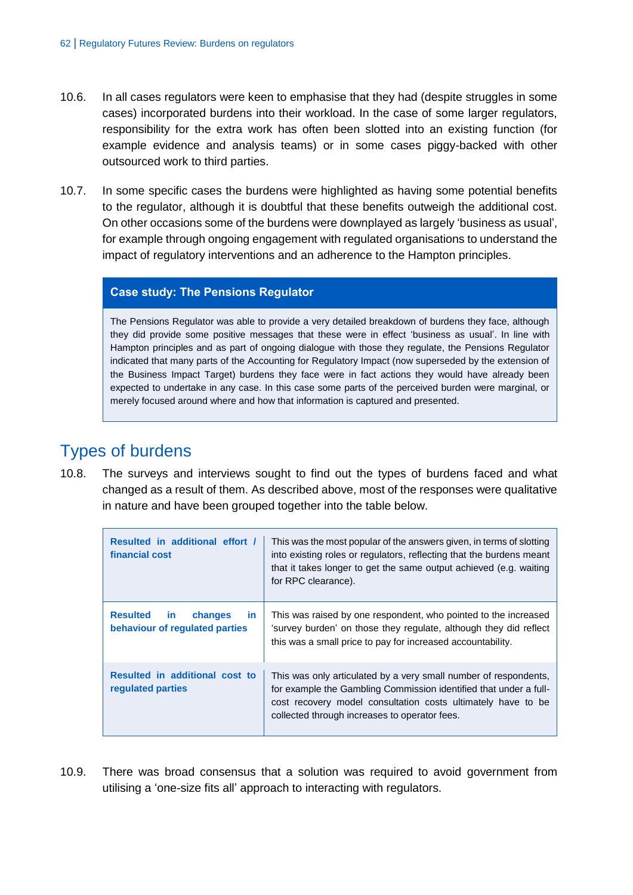10.6. In all cases regulators were keen to emphasise that they had (despite struggles in some cases) incorporated burdens into their workload. In the case of some larger regulators, responsibility for the extra work has often been slotted into an existing function (for example evidence and analysis teams) or in some cases piggy-backed with other outsourced work to third parties.

10.7. In some specific cases the burdens were highlighted as having some potential benefits to the regulator, although it is doubtful that these benefits outweigh the additional cost. On other occasions some of the burdens were downplayed as largely 'business as usual', for example through ongoing engagement with regulated organisations to understand the impact of regulatory interventions and an adherence to the Hampton principles.

> **Case study: The Pensions Regulator**
>
> The Pensions Regulator was able to provide a very detailed breakdown of burdens they face, although they did provide some positive messages that these were in effect 'business as usual'. In line with Hampton principles and as part of ongoing dialogue with those they regulate, the Pensions Regulator indicated that many parts of the Accounting for Regulatory Impact (now superseded by the extension of the Business Impact Target) burdens they face were in fact actions they would have already been expected to undertake in any case. In this case some parts of the perceived burden were marginal, or merely focused around where and how that information is captured and presented.

## Types of burdens

10.8. The surveys and interviews sought to find out the types of burdens faced and what changed as a result of them. As described above, most of the responses were qualitative in nature and have been grouped together into the table below.

| Type of burden | Description |
|---|---|
| **Resulted in additional effort / financial cost** | This was the most popular of the answers given, in terms of slotting into existing roles or regulators, reflecting that the burdens meant that it takes longer to get the same output achieved (e.g. waiting for RPC clearance). |
| **Resulted in changes in behaviour of regulated parties** | This was raised by one respondent, who pointed to the increased 'survey burden' on those they regulate, although they did reflect this was a small price to pay for increased accountability. |
| **Resulted in additional cost to regulated parties** | This was only articulated by a very small number of respondents, for example the Gambling Commission identified that under a full-cost recovery model consultation costs ultimately have to be collected through increases to operator fees. |

10.9. There was broad consensus that a solution was required to avoid government from utilising a 'one-size fits all' approach to interacting with regulators.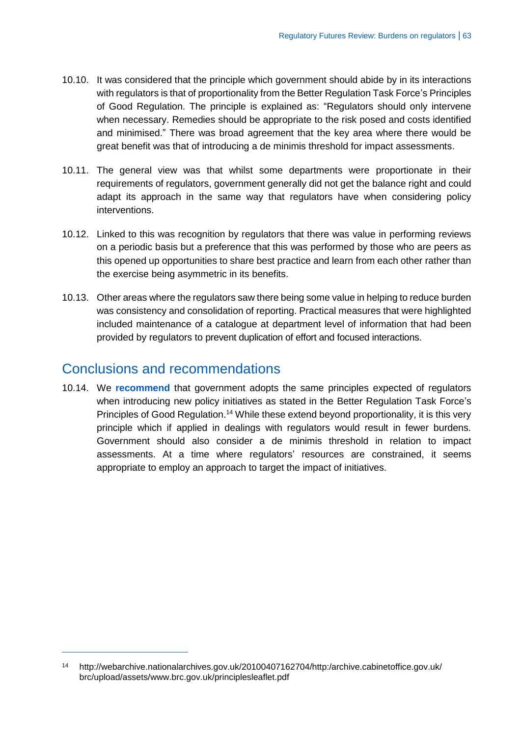10.10. It was considered that the principle which government should abide by in its interactions with regulators is that of proportionality from the Better Regulation Task Force's Principles of Good Regulation. The principle is explained as: "Regulators should only intervene when necessary. Remedies should be appropriate to the risk posed and costs identified and minimised." There was broad agreement that the key area where there would be great benefit was that of introducing a de minimis threshold for impact assessments.

10.11. The general view was that whilst some departments were proportionate in their requirements of regulators, government generally did not get the balance right and could adapt its approach in the same way that regulators have when considering policy interventions.

10.12. Linked to this was recognition by regulators that there was value in performing reviews on a periodic basis but a preference that this was performed by those who are peers as this opened up opportunities to share best practice and learn from each other rather than the exercise being asymmetric in its benefits.

10.13. Other areas where the regulators saw there being some value in helping to reduce burden was consistency and consolidation of reporting. Practical measures that were highlighted included maintenance of a catalogue at department level of information that had been provided by regulators to prevent duplication of effort and focused interactions.

## Conclusions and recommendations

10.14. We **recommend** that government adopts the same principles expected of regulators when introducing new policy initiatives as stated in the Better Regulation Task Force's Principles of Good Regulation.[14] While these extend beyond proportionality, it is this very principle which if applied in dealings with regulators would result in fewer burdens. Government should also consider a de minimis threshold in relation to impact assessments. At a time where regulators' resources are constrained, it seems appropriate to employ an approach to target the impact of initiatives.

---

[14] http://webarchive.nationalarchives.gov.uk/20100407162704/http:/archive.cabinetoffice.gov.uk/brc/upload/assets/www.brc.gov.uk/principlesleaflet.pdf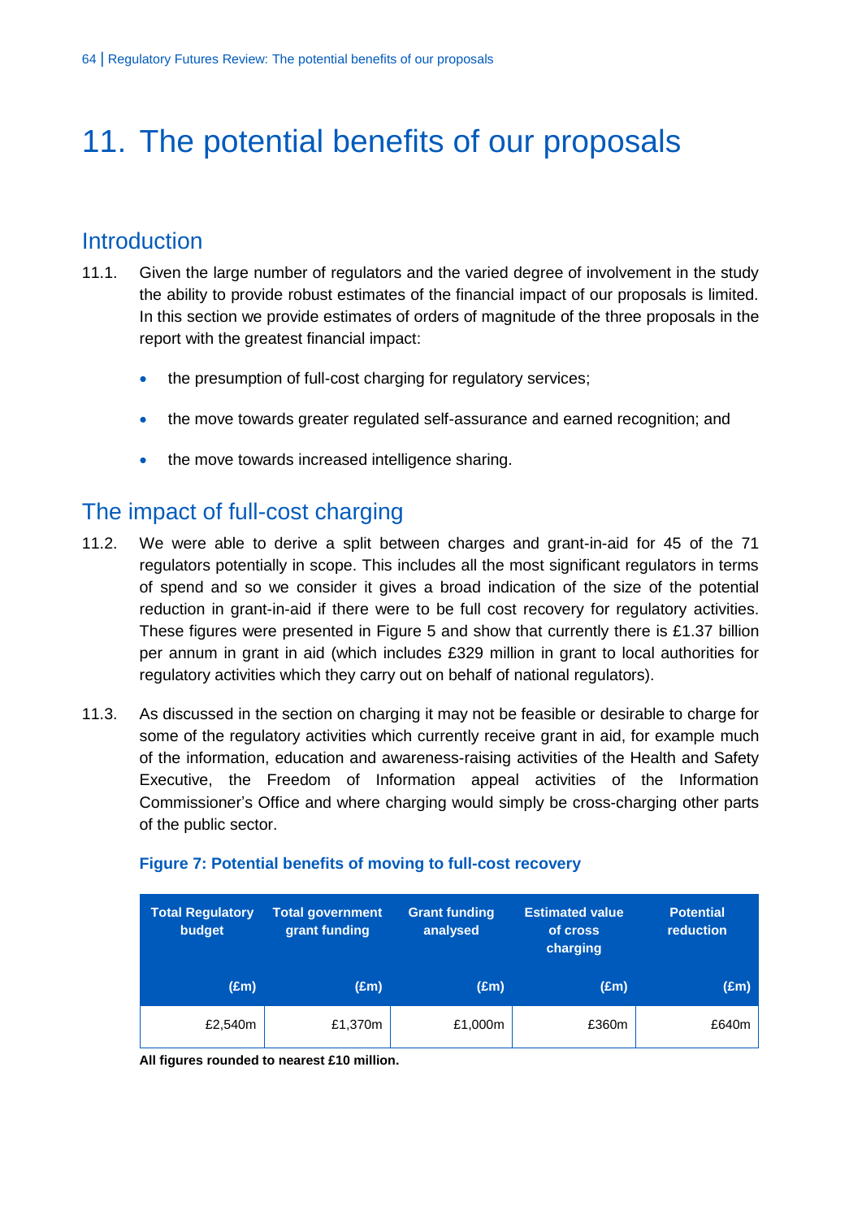# 11. The potential benefits of our proposals

## Introduction

11.1. Given the large number of regulators and the varied degree of involvement in the study the ability to provide robust estimates of the financial impact of our proposals is limited. In this section we provide estimates of orders of magnitude of the three proposals in the report with the greatest financial impact:

- the presumption of full-cost charging for regulatory services;
- the move towards greater regulated self-assurance and earned recognition; and
- the move towards increased intelligence sharing.

## The impact of full-cost charging

11.2. We were able to derive a split between charges and grant-in-aid for 45 of the 71 regulators potentially in scope. This includes all the most significant regulators in terms of spend and so we consider it gives a broad indication of the size of the potential reduction in grant-in-aid if there were to be full cost recovery for regulatory activities. These figures were presented in Figure 5 and show that currently there is £1.37 billion per annum in grant in aid (which includes £329 million in grant to local authorities for regulatory activities which they carry out on behalf of national regulators).

11.3. As discussed in the section on charging it may not be feasible or desirable to charge for some of the regulatory activities which currently receive grant in aid, for example much of the information, education and awareness-raising activities of the Health and Safety Executive, the Freedom of Information appeal activities of the Information Commissioner's Office and where charging would simply be cross-charging other parts of the public sector.

**Figure 7: Potential benefits of moving to full-cost recovery**

| Total Regulatory budget (£m) | Total government grant funding (£m) | Grant funding analysed (£m) | Estimated value of cross charging (£m) | Potential reduction (£m) |
|---|---|---|---|---|
| £2,540m | £1,370m | £1,000m | £360m | £640m |

**All figures rounded to nearest £10 million.**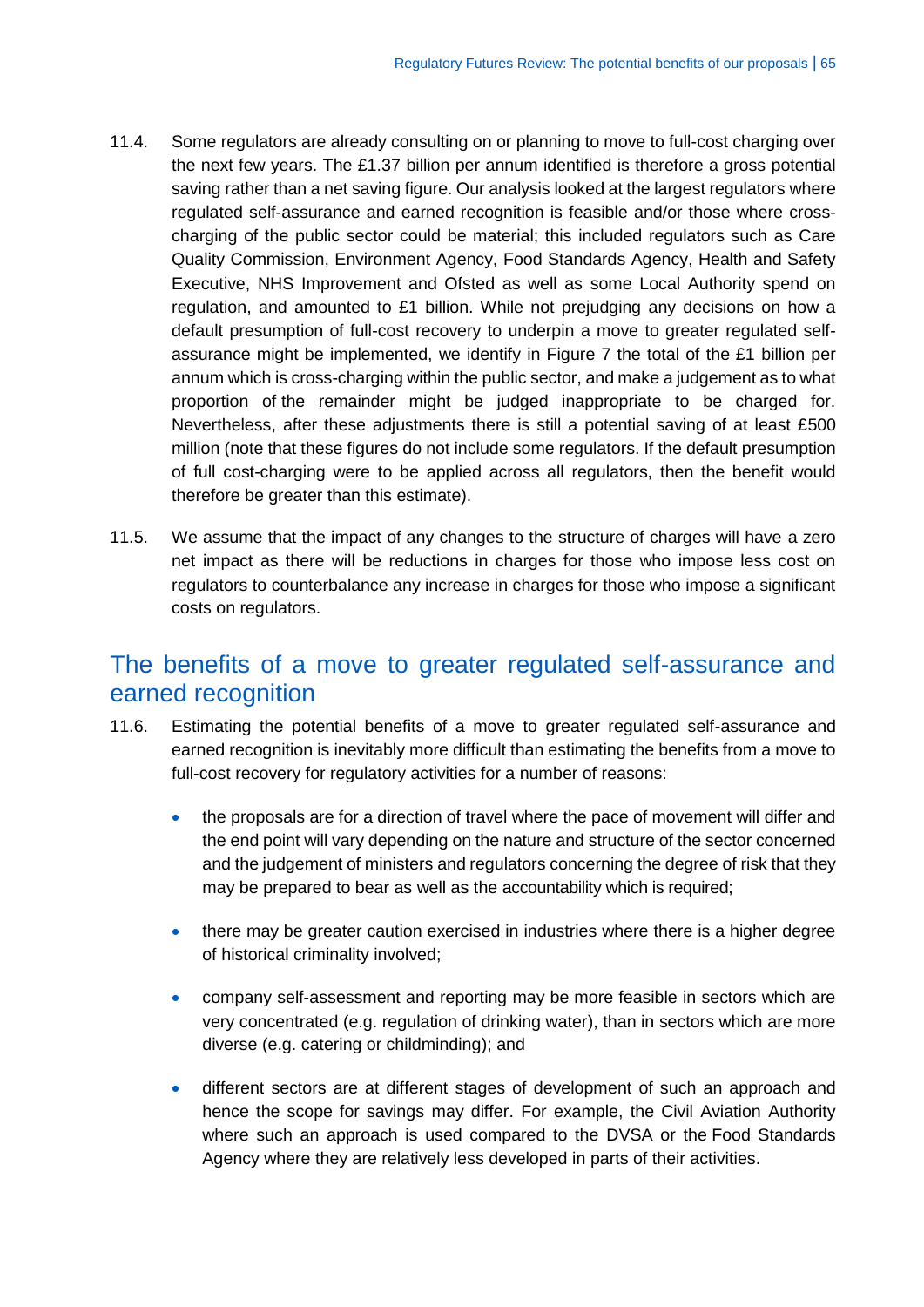11.4. Some regulators are already consulting on or planning to move to full-cost charging over the next few years. The £1.37 billion per annum identified is therefore a gross potential saving rather than a net saving figure. Our analysis looked at the largest regulators where regulated self-assurance and earned recognition is feasible and/or those where cross-charging of the public sector could be material; this included regulators such as Care Quality Commission, Environment Agency, Food Standards Agency, Health and Safety Executive, NHS Improvement and Ofsted as well as some Local Authority spend on regulation, and amounted to £1 billion. While not prejudging any decisions on how a default presumption of full-cost recovery to underpin a move to greater regulated self-assurance might be implemented, we identify in Figure 7 the total of the £1 billion per annum which is cross-charging within the public sector, and make a judgement as to what proportion of the remainder might be judged inappropriate to be charged for. Nevertheless, after these adjustments there is still a potential saving of at least £500 million (note that these figures do not include some regulators. If the default presumption of full cost-charging were to be applied across all regulators, then the benefit would therefore be greater than this estimate).

11.5. We assume that the impact of any changes to the structure of charges will have a zero net impact as there will be reductions in charges for those who impose less cost on regulators to counterbalance any increase in charges for those who impose a significant costs on regulators.

## The benefits of a move to greater regulated self-assurance and earned recognition

11.6. Estimating the potential benefits of a move to greater regulated self-assurance and earned recognition is inevitably more difficult than estimating the benefits from a move to full-cost recovery for regulatory activities for a number of reasons:

- the proposals are for a direction of travel where the pace of movement will differ and the end point will vary depending on the nature and structure of the sector concerned and the judgement of ministers and regulators concerning the degree of risk that they may be prepared to bear as well as the accountability which is required;
- there may be greater caution exercised in industries where there is a higher degree of historical criminality involved;
- company self-assessment and reporting may be more feasible in sectors which are very concentrated (e.g. regulation of drinking water), than in sectors which are more diverse (e.g. catering or childminding); and
- different sectors are at different stages of development of such an approach and hence the scope for savings may differ. For example, the Civil Aviation Authority where such an approach is used compared to the DVSA or the Food Standards Agency where they are relatively less developed in parts of their activities.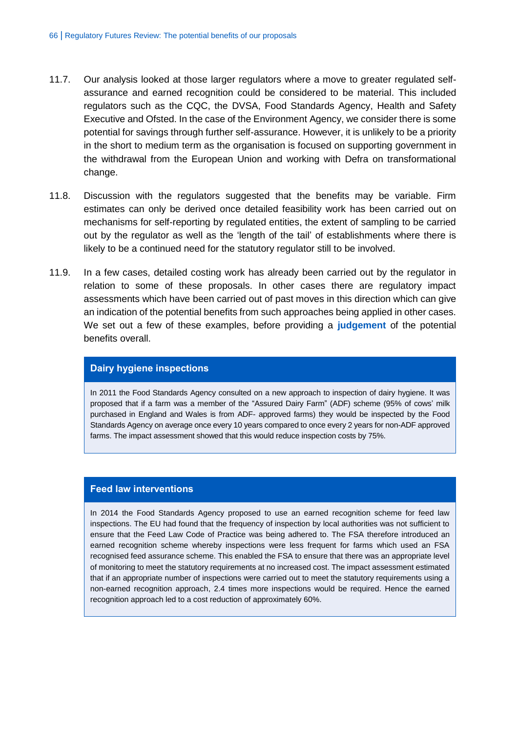11.7. Our analysis looked at those larger regulators where a move to greater regulated self-assurance and earned recognition could be considered to be material. This included regulators such as the CQC, the DVSA, Food Standards Agency, Health and Safety Executive and Ofsted. In the case of the Environment Agency, we consider there is some potential for savings through further self-assurance. However, it is unlikely to be a priority in the short to medium term as the organisation is focused on supporting government in the withdrawal from the European Union and working with Defra on transformational change.

11.8. Discussion with the regulators suggested that the benefits may be variable. Firm estimates can only be derived once detailed feasibility work has been carried out on mechanisms for self-reporting by regulated entities, the extent of sampling to be carried out by the regulator as well as the 'length of the tail' of establishments where there is likely to be a continued need for the statutory regulator still to be involved.

11.9. In a few cases, detailed costing work has already been carried out by the regulator in relation to some of these proposals. In other cases there are regulatory impact assessments which have been carried out of past moves in this direction which can give an indication of the potential benefits from such approaches being applied in other cases. We set out a few of these examples, before providing a **judgement** of the potential benefits overall.

### Dairy hygiene inspections

In 2011 the Food Standards Agency consulted on a new approach to inspection of dairy hygiene. It was proposed that if a farm was a member of the "Assured Dairy Farm" (ADF) scheme (95% of cows' milk purchased in England and Wales is from ADF- approved farms) they would be inspected by the Food Standards Agency on average once every 10 years compared to once every 2 years for non-ADF approved farms. The impact assessment showed that this would reduce inspection costs by 75%.

### Feed law interventions

In 2014 the Food Standards Agency proposed to use an earned recognition scheme for feed law inspections. The EU had found that the frequency of inspection by local authorities was not sufficient to ensure that the Feed Law Code of Practice was being adhered to. The FSA therefore introduced an earned recognition scheme whereby inspections were less frequent for farms which used an FSA recognised feed assurance scheme. This enabled the FSA to ensure that there was an appropriate level of monitoring to meet the statutory requirements at no increased cost. The impact assessment estimated that if an appropriate number of inspections were carried out to meet the statutory requirements using a non-earned recognition approach, 2.4 times more inspections would be required. Hence the earned recognition approach led to a cost reduction of approximately 60%.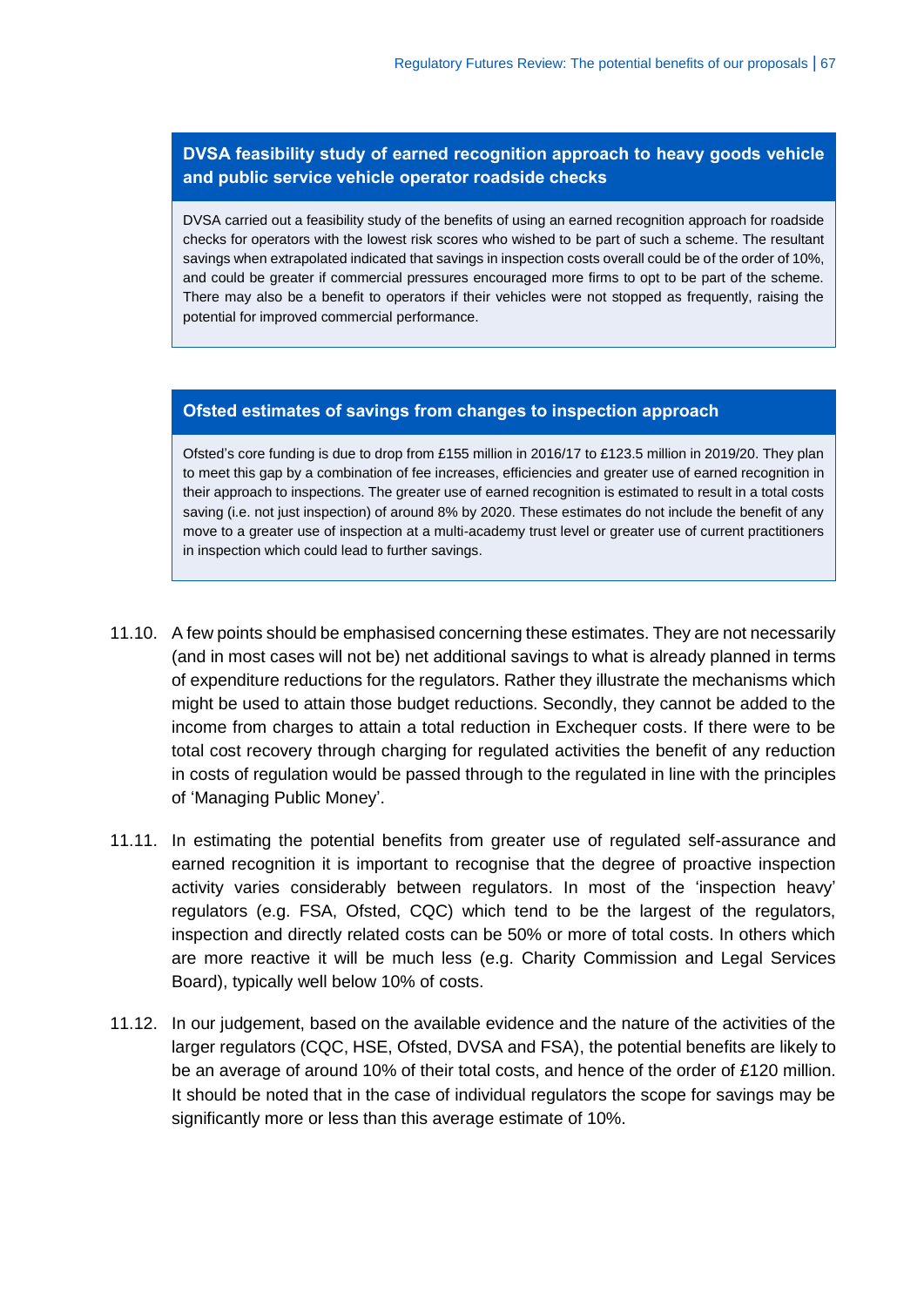**DVSA feasibility study of earned recognition approach to heavy goods vehicle and public service vehicle operator roadside checks**

DVSA carried out a feasibility study of the benefits of using an earned recognition approach for roadside checks for operators with the lowest risk scores who wished to be part of such a scheme. The resultant savings when extrapolated indicated that savings in inspection costs overall could be of the order of 10%, and could be greater if commercial pressures encouraged more firms to opt to be part of the scheme. There may also be a benefit to operators if their vehicles were not stopped as frequently, raising the potential for improved commercial performance.

**Ofsted estimates of savings from changes to inspection approach**

Ofsted's core funding is due to drop from £155 million in 2016/17 to £123.5 million in 2019/20. They plan to meet this gap by a combination of fee increases, efficiencies and greater use of earned recognition in their approach to inspections. The greater use of earned recognition is estimated to result in a total costs saving (i.e. not just inspection) of around 8% by 2020. These estimates do not include the benefit of any move to a greater use of inspection at a multi-academy trust level or greater use of current practitioners in inspection which could lead to further savings.

11.10. A few points should be emphasised concerning these estimates. They are not necessarily (and in most cases will not be) net additional savings to what is already planned in terms of expenditure reductions for the regulators. Rather they illustrate the mechanisms which might be used to attain those budget reductions. Secondly, they cannot be added to the income from charges to attain a total reduction in Exchequer costs. If there were to be total cost recovery through charging for regulated activities the benefit of any reduction in costs of regulation would be passed through to the regulated in line with the principles of 'Managing Public Money'.

11.11. In estimating the potential benefits from greater use of regulated self-assurance and earned recognition it is important to recognise that the degree of proactive inspection activity varies considerably between regulators. In most of the 'inspection heavy' regulators (e.g. FSA, Ofsted, CQC) which tend to be the largest of the regulators, inspection and directly related costs can be 50% or more of total costs. In others which are more reactive it will be much less (e.g. Charity Commission and Legal Services Board), typically well below 10% of costs.

11.12. In our judgement, based on the available evidence and the nature of the activities of the larger regulators (CQC, HSE, Ofsted, DVSA and FSA), the potential benefits are likely to be an average of around 10% of their total costs, and hence of the order of £120 million. It should be noted that in the case of individual regulators the scope for savings may be significantly more or less than this average estimate of 10%.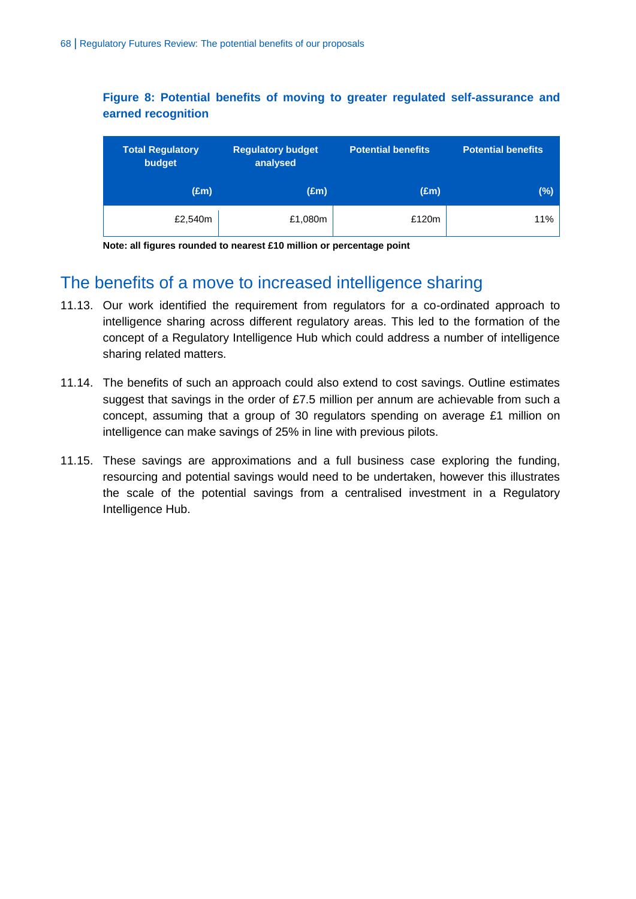**Figure 8: Potential benefits of moving to greater regulated self-assurance and earned recognition**

| Total Regulatory budget (£m) | Regulatory budget analysed (£m) | Potential benefits (£m) | Potential benefits (%) |
|---|---|---|---|
| £2,540m | £1,080m | £120m | 11% |

**Note: all figures rounded to nearest £10 million or percentage point**

## The benefits of a move to increased intelligence sharing

11.13. Our work identified the requirement from regulators for a co-ordinated approach to intelligence sharing across different regulatory areas. This led to the formation of the concept of a Regulatory Intelligence Hub which could address a number of intelligence sharing related matters.

11.14. The benefits of such an approach could also extend to cost savings. Outline estimates suggest that savings in the order of £7.5 million per annum are achievable from such a concept, assuming that a group of 30 regulators spending on average £1 million on intelligence can make savings of 25% in line with previous pilots.

11.15. These savings are approximations and a full business case exploring the funding, resourcing and potential savings would need to be undertaken, however this illustrates the scale of the potential savings from a centralised investment in a Regulatory Intelligence Hub.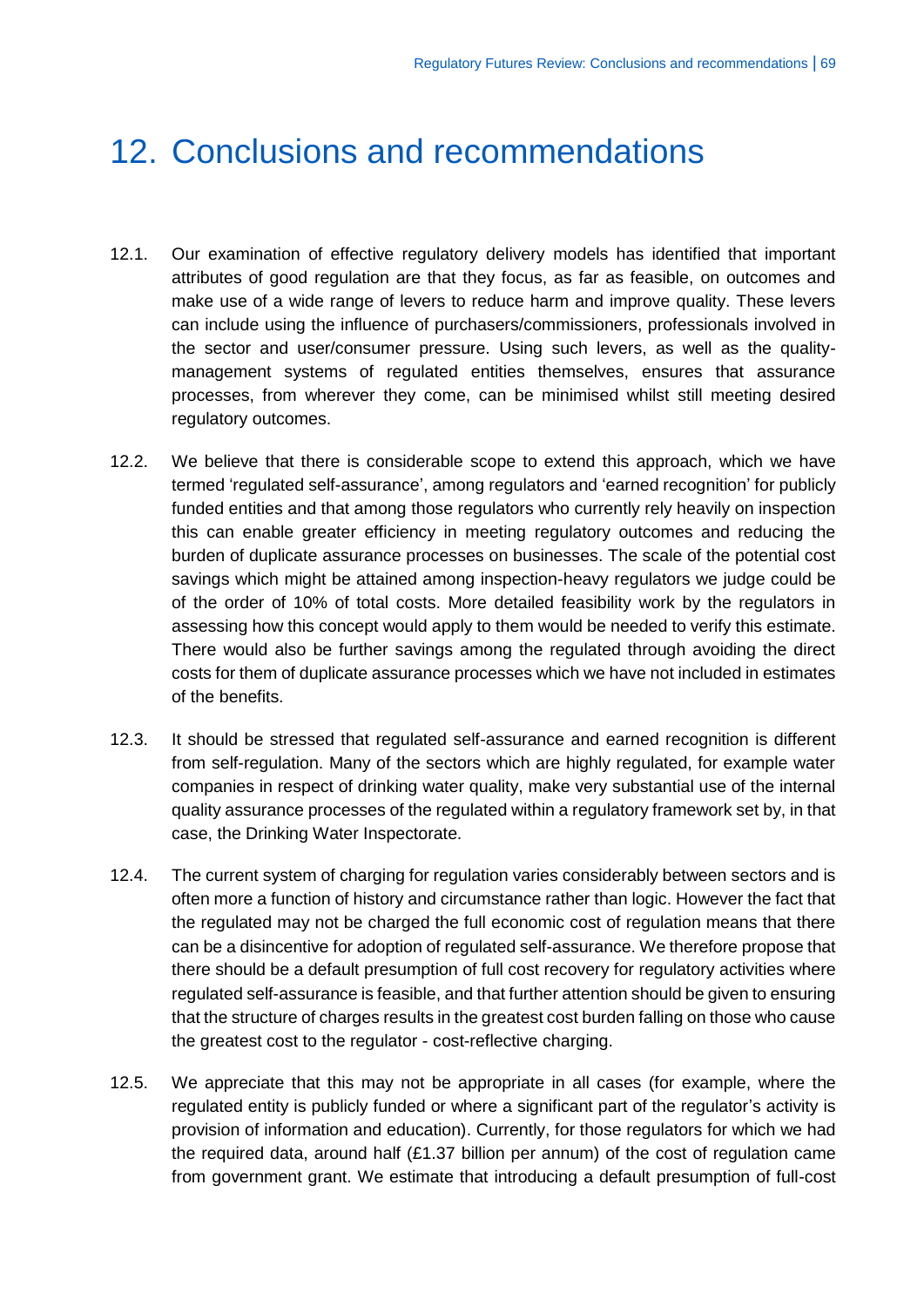# 12. Conclusions and recommendations

12.1. Our examination of effective regulatory delivery models has identified that important attributes of good regulation are that they focus, as far as feasible, on outcomes and make use of a wide range of levers to reduce harm and improve quality. These levers can include using the influence of purchasers/commissioners, professionals involved in the sector and user/consumer pressure. Using such levers, as well as the quality-management systems of regulated entities themselves, ensures that assurance processes, from wherever they come, can be minimised whilst still meeting desired regulatory outcomes.

12.2. We believe that there is considerable scope to extend this approach, which we have termed 'regulated self-assurance', among regulators and 'earned recognition' for publicly funded entities and that among those regulators who currently rely heavily on inspection this can enable greater efficiency in meeting regulatory outcomes and reducing the burden of duplicate assurance processes on businesses. The scale of the potential cost savings which might be attained among inspection-heavy regulators we judge could be of the order of 10% of total costs. More detailed feasibility work by the regulators in assessing how this concept would apply to them would be needed to verify this estimate. There would also be further savings among the regulated through avoiding the direct costs for them of duplicate assurance processes which we have not included in estimates of the benefits.

12.3. It should be stressed that regulated self-assurance and earned recognition is different from self-regulation. Many of the sectors which are highly regulated, for example water companies in respect of drinking water quality, make very substantial use of the internal quality assurance processes of the regulated within a regulatory framework set by, in that case, the Drinking Water Inspectorate.

12.4. The current system of charging for regulation varies considerably between sectors and is often more a function of history and circumstance rather than logic. However the fact that the regulated may not be charged the full economic cost of regulation means that there can be a disincentive for adoption of regulated self-assurance. We therefore propose that there should be a default presumption of full cost recovery for regulatory activities where regulated self-assurance is feasible, and that further attention should be given to ensuring that the structure of charges results in the greatest cost burden falling on those who cause the greatest cost to the regulator - cost-reflective charging.

12.5. We appreciate that this may not be appropriate in all cases (for example, where the regulated entity is publicly funded or where a significant part of the regulator's activity is provision of information and education). Currently, for those regulators for which we had the required data, around half (£1.37 billion per annum) of the cost of regulation came from government grant. We estimate that introducing a default presumption of full-cost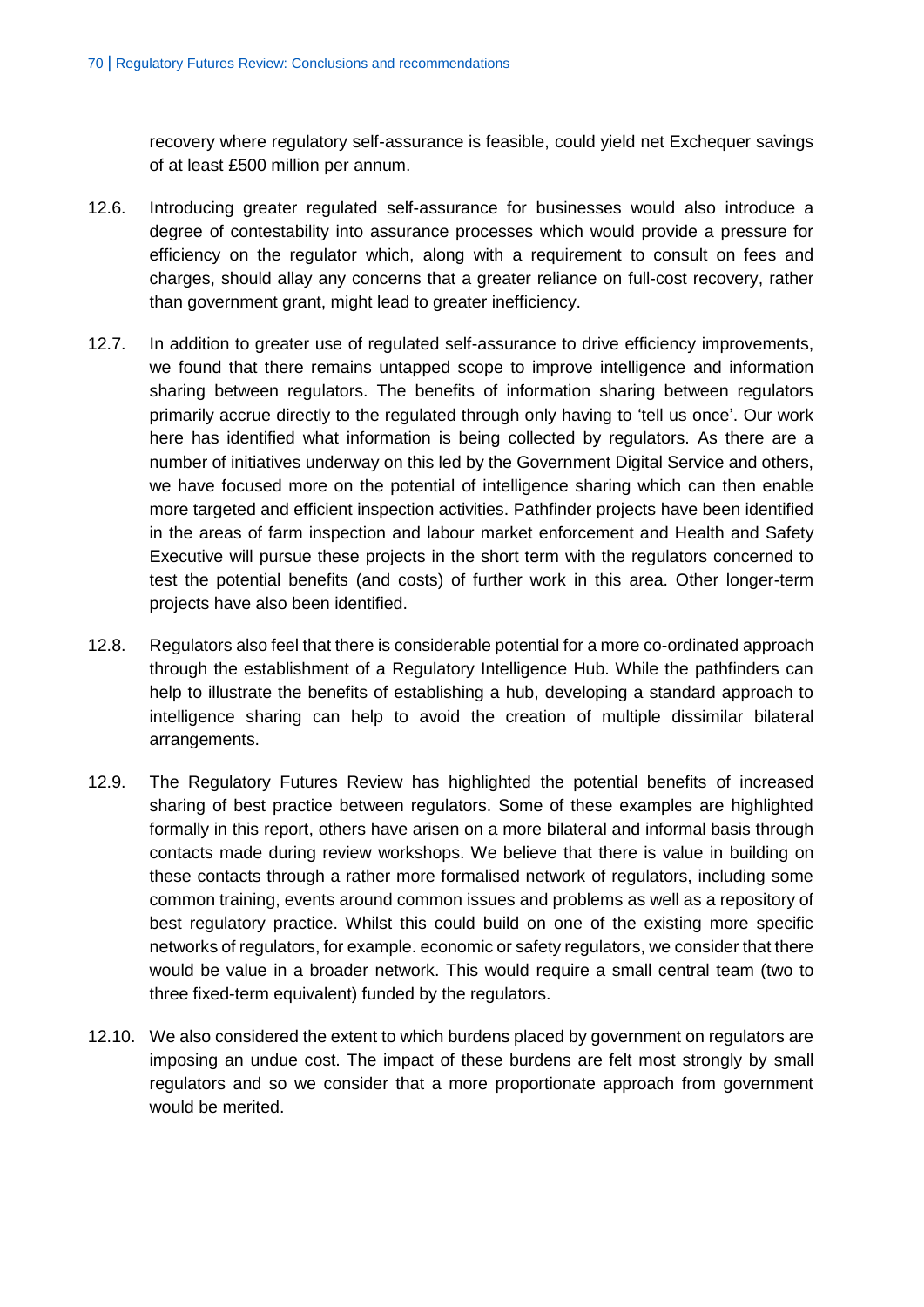recovery where regulatory self-assurance is feasible, could yield net Exchequer savings of at least £500 million per annum.

12.6. Introducing greater regulated self-assurance for businesses would also introduce a degree of contestability into assurance processes which would provide a pressure for efficiency on the regulator which, along with a requirement to consult on fees and charges, should allay any concerns that a greater reliance on full-cost recovery, rather than government grant, might lead to greater inefficiency.

12.7. In addition to greater use of regulated self-assurance to drive efficiency improvements, we found that there remains untapped scope to improve intelligence and information sharing between regulators. The benefits of information sharing between regulators primarily accrue directly to the regulated through only having to 'tell us once'. Our work here has identified what information is being collected by regulators. As there are a number of initiatives underway on this led by the Government Digital Service and others, we have focused more on the potential of intelligence sharing which can then enable more targeted and efficient inspection activities. Pathfinder projects have been identified in the areas of farm inspection and labour market enforcement and Health and Safety Executive will pursue these projects in the short term with the regulators concerned to test the potential benefits (and costs) of further work in this area. Other longer-term projects have also been identified.

12.8. Regulators also feel that there is considerable potential for a more co-ordinated approach through the establishment of a Regulatory Intelligence Hub. While the pathfinders can help to illustrate the benefits of establishing a hub, developing a standard approach to intelligence sharing can help to avoid the creation of multiple dissimilar bilateral arrangements.

12.9. The Regulatory Futures Review has highlighted the potential benefits of increased sharing of best practice between regulators. Some of these examples are highlighted formally in this report, others have arisen on a more bilateral and informal basis through contacts made during review workshops. We believe that there is value in building on these contacts through a rather more formalised network of regulators, including some common training, events around common issues and problems as well as a repository of best regulatory practice. Whilst this could build on one of the existing more specific networks of regulators, for example. economic or safety regulators, we consider that there would be value in a broader network. This would require a small central team (two to three fixed-term equivalent) funded by the regulators.

12.10. We also considered the extent to which burdens placed by government on regulators are imposing an undue cost. The impact of these burdens are felt most strongly by small regulators and so we consider that a more proportionate approach from government would be merited.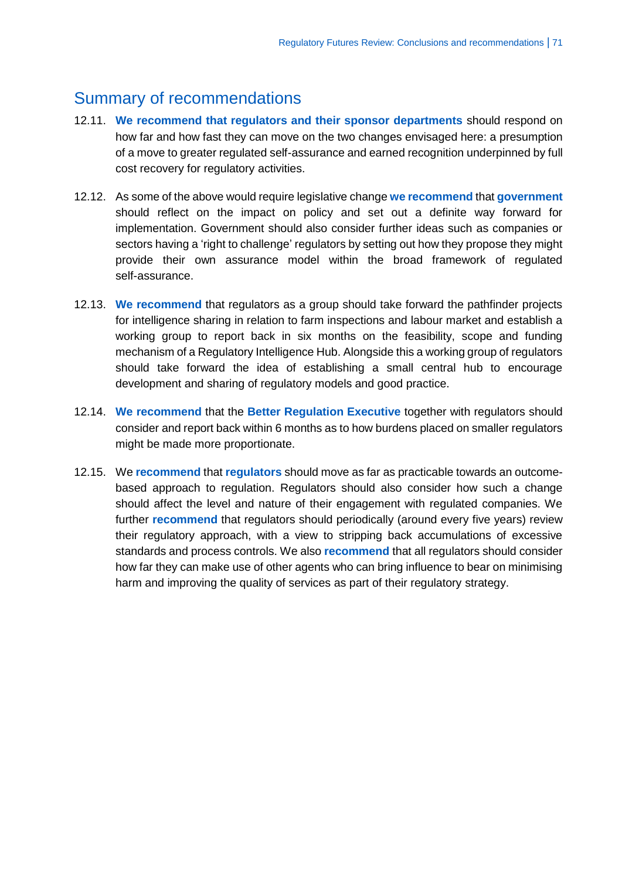## Summary of recommendations

12.11. **We recommend that regulators and their sponsor departments** should respond on how far and how fast they can move on the two changes envisaged here: a presumption of a move to greater regulated self-assurance and earned recognition underpinned by full cost recovery for regulatory activities.

12.12. As some of the above would require legislative change **we recommend** that **government** should reflect on the impact on policy and set out a definite way forward for implementation. Government should also consider further ideas such as companies or sectors having a 'right to challenge' regulators by setting out how they propose they might provide their own assurance model within the broad framework of regulated self-assurance.

12.13. **We recommend** that regulators as a group should take forward the pathfinder projects for intelligence sharing in relation to farm inspections and labour market and establish a working group to report back in six months on the feasibility, scope and funding mechanism of a Regulatory Intelligence Hub. Alongside this a working group of regulators should take forward the idea of establishing a small central hub to encourage development and sharing of regulatory models and good practice.

12.14. **We recommend** that the **Better Regulation Executive** together with regulators should consider and report back within 6 months as to how burdens placed on smaller regulators might be made more proportionate.

12.15. We **recommend** that **regulators** should move as far as practicable towards an outcome-based approach to regulation. Regulators should also consider how such a change should affect the level and nature of their engagement with regulated companies. We further **recommend** that regulators should periodically (around every five years) review their regulatory approach, with a view to stripping back accumulations of excessive standards and process controls. We also **recommend** that all regulators should consider how far they can make use of other agents who can bring influence to bear on minimising harm and improving the quality of services as part of their regulatory strategy.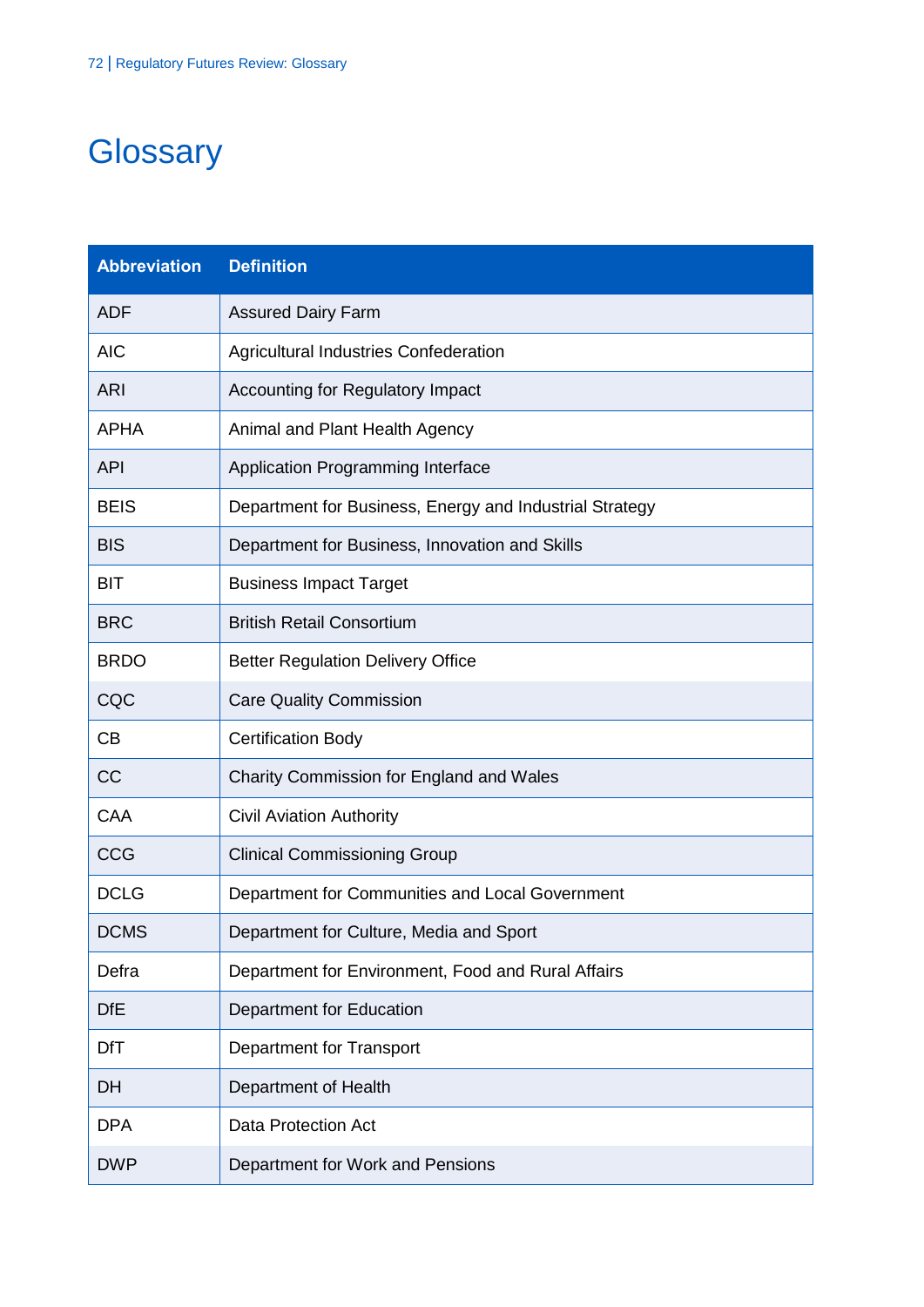# Glossary

| Abbreviation | Definition |
|---|---|
| ADF | Assured Dairy Farm |
| AIC | Agricultural Industries Confederation |
| ARI | Accounting for Regulatory Impact |
| APHA | Animal and Plant Health Agency |
| API | Application Programming Interface |
| BEIS | Department for Business, Energy and Industrial Strategy |
| BIS | Department for Business, Innovation and Skills |
| BIT | Business Impact Target |
| BRC | British Retail Consortium |
| BRDO | Better Regulation Delivery Office |
| CQC | Care Quality Commission |
| CB | Certification Body |
| CC | Charity Commission for England and Wales |
| CAA | Civil Aviation Authority |
| CCG | Clinical Commissioning Group |
| DCLG | Department for Communities and Local Government |
| DCMS | Department for Culture, Media and Sport |
| Defra | Department for Environment, Food and Rural Affairs |
| DfE | Department for Education |
| DfT | Department for Transport |
| DH | Department of Health |
| DPA | Data Protection Act |
| DWP | Department for Work and Pensions |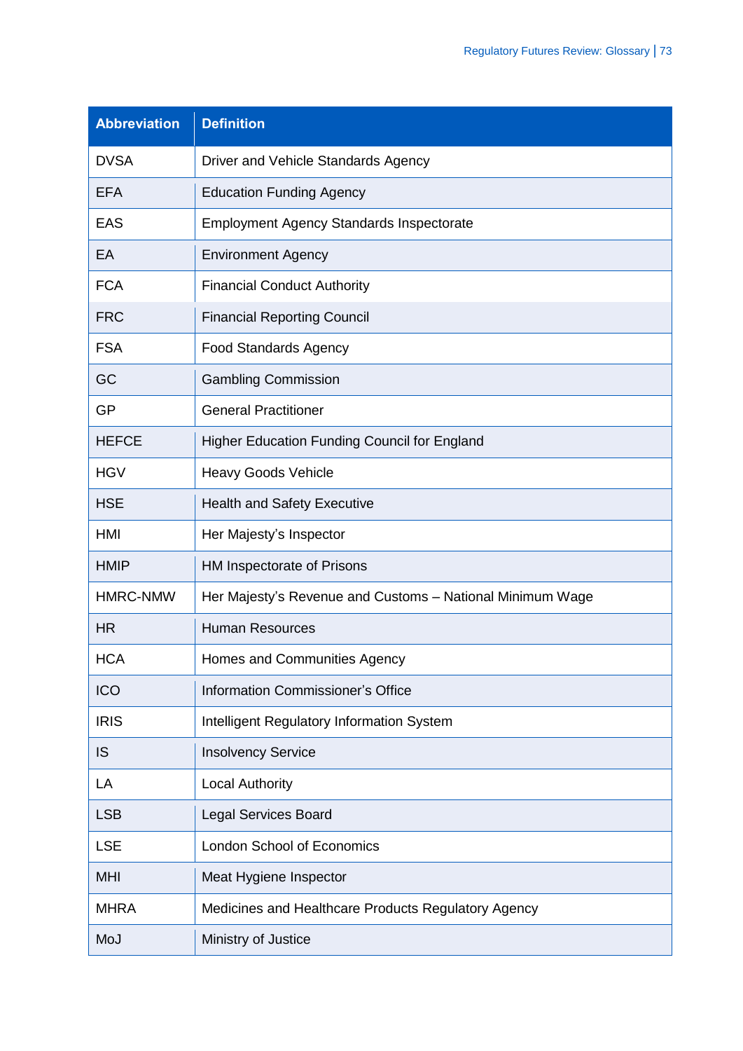| Abbreviation | Definition |
|---|---|
| DVSA | Driver and Vehicle Standards Agency |
| EFA | Education Funding Agency |
| EAS | Employment Agency Standards Inspectorate |
| EA | Environment Agency |
| FCA | Financial Conduct Authority |
| FRC | Financial Reporting Council |
| FSA | Food Standards Agency |
| GC | Gambling Commission |
| GP | General Practitioner |
| HEFCE | Higher Education Funding Council for England |
| HGV | Heavy Goods Vehicle |
| HSE | Health and Safety Executive |
| HMI | Her Majesty's Inspector |
| HMIP | HM Inspectorate of Prisons |
| HMRC-NMW | Her Majesty's Revenue and Customs – National Minimum Wage |
| HR | Human Resources |
| HCA | Homes and Communities Agency |
| ICO | Information Commissioner's Office |
| IRIS | Intelligent Regulatory Information System |
| IS | Insolvency Service |
| LA | Local Authority |
| LSB | Legal Services Board |
| LSE | London School of Economics |
| MHI | Meat Hygiene Inspector |
| MHRA | Medicines and Healthcare Products Regulatory Agency |
| MoJ | Ministry of Justice |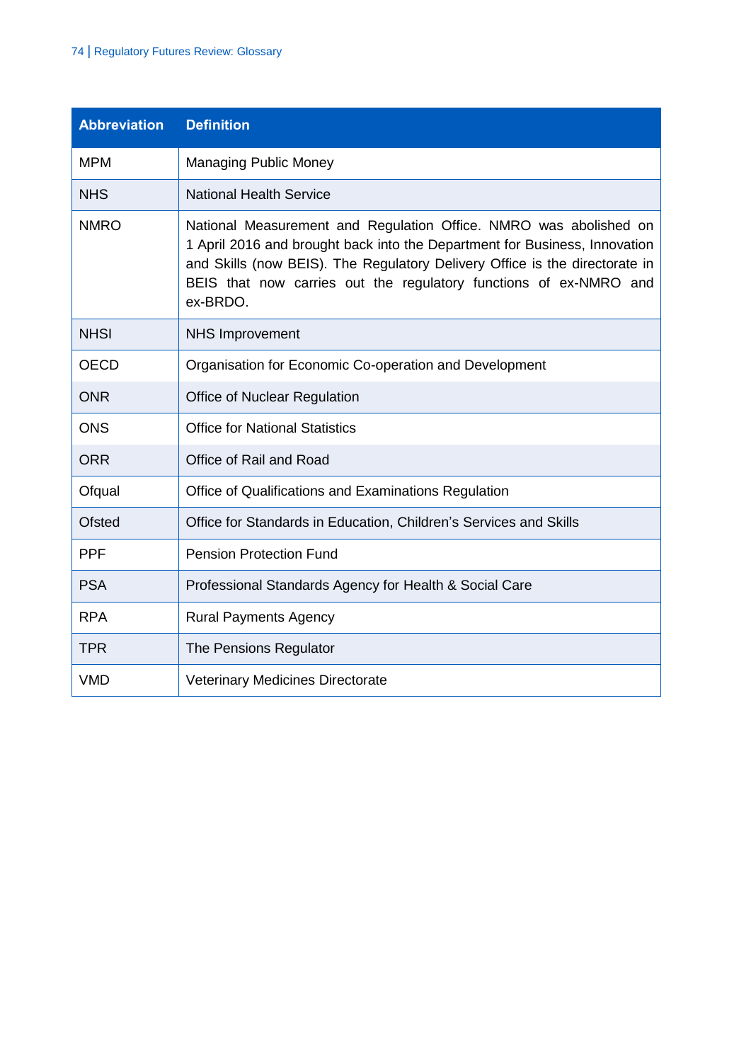| Abbreviation | Definition |
|---|---|
| MPM | Managing Public Money |
| NHS | National Health Service |
| NMRO | National Measurement and Regulation Office. NMRO was abolished on 1 April 2016 and brought back into the Department for Business, Innovation and Skills (now BEIS). The Regulatory Delivery Office is the directorate in BEIS that now carries out the regulatory functions of ex-NMRO and ex-BRDO. |
| NHSI | NHS Improvement |
| OECD | Organisation for Economic Co-operation and Development |
| ONR | Office of Nuclear Regulation |
| ONS | Office for National Statistics |
| ORR | Office of Rail and Road |
| Ofqual | Office of Qualifications and Examinations Regulation |
| Ofsted | Office for Standards in Education, Children's Services and Skills |
| PPF | Pension Protection Fund |
| PSA | Professional Standards Agency for Health & Social Care |
| RPA | Rural Payments Agency |
| TPR | The Pensions Regulator |
| VMD | Veterinary Medicines Directorate |